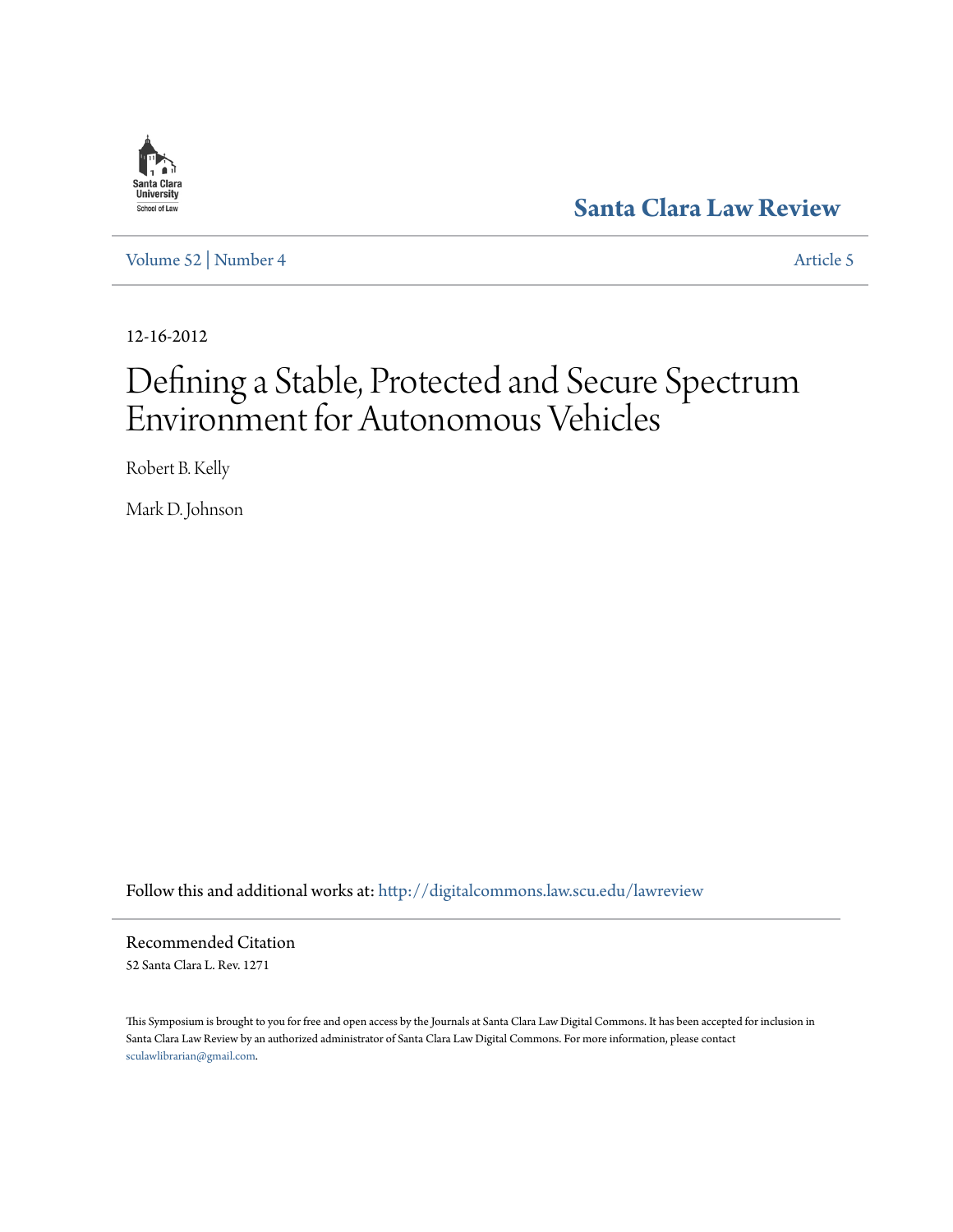Santa Clara University School of Law

**Santa Clara Law Review**

Volume 52 | Number 4 Article 5

12-16-2012

# Defining a Stable, Protected and Secure Spectrum Environment for Autonomous Vehicles

Robert B. Kelly

Mark D. Johnson

Follow this and additional works at: http://digitalcommons.law.scu.edu/lawreview

## Recommended Citation

52 Santa Clara L. Rev. 1271

This Symposium is brought to you for free and open access by the Journals at Santa Clara Law Digital Commons. It has been accepted for inclusion in Santa Clara Law Review by an authorized administrator of Santa Clara Law Digital Commons. For more information, please contact sculawlibrarian@gmail.com.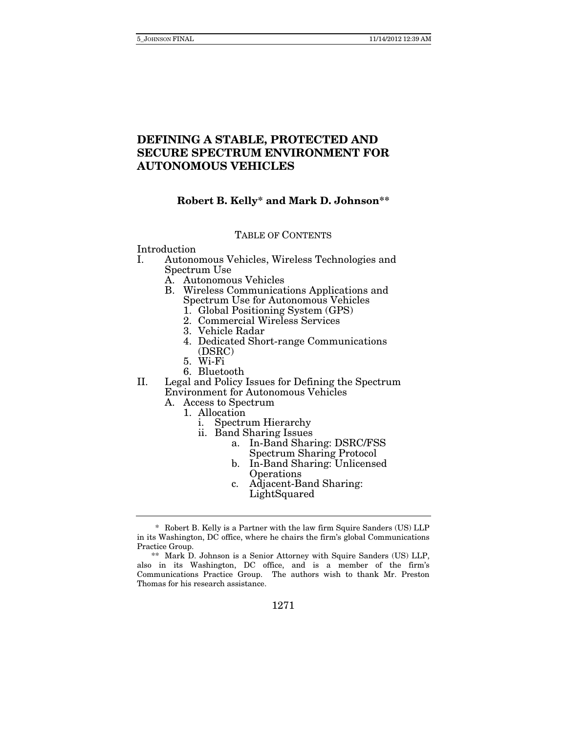# DEFINING A STABLE, PROTECTED AND SECURE SPECTRUM ENVIRONMENT FOR AUTONOMOUS VEHICLES

**Robert B. Kelly\* and Mark D. Johnson\*\***

TABLE OF CONTENTS

Introduction
- I. Autonomous Vehicles, Wireless Technologies and Spectrum Use
  - A. Autonomous Vehicles
  - B. Wireless Communications Applications and Spectrum Use for Autonomous Vehicles
    1. Global Positioning System (GPS)
    2. Commercial Wireless Services
    3. Vehicle Radar
    4. Dedicated Short-range Communications (DSRC)
    5. Wi-Fi
    6. Bluetooth
- II. Legal and Policy Issues for Defining the Spectrum Environment for Autonomous Vehicles
  - A. Access to Spectrum
    1. Allocation
       - i. Spectrum Hierarchy
       - ii. Band Sharing Issues
         - a. In-Band Sharing: DSRC/FSS Spectrum Sharing Protocol
         - b. In-Band Sharing: Unlicensed Operations
         - c. Adjacent-Band Sharing: LightSquared

---

\* Robert B. Kelly is a Partner with the law firm Squire Sanders (US) LLP in its Washington, DC office, where he chairs the firm's global Communications Practice Group.

\*\* Mark D. Johnson is a Senior Attorney with Squire Sanders (US) LLP, also in its Washington, DC office, and is a member of the firm's Communications Practice Group. The authors wish to thank Mr. Preston Thomas for his research assistance.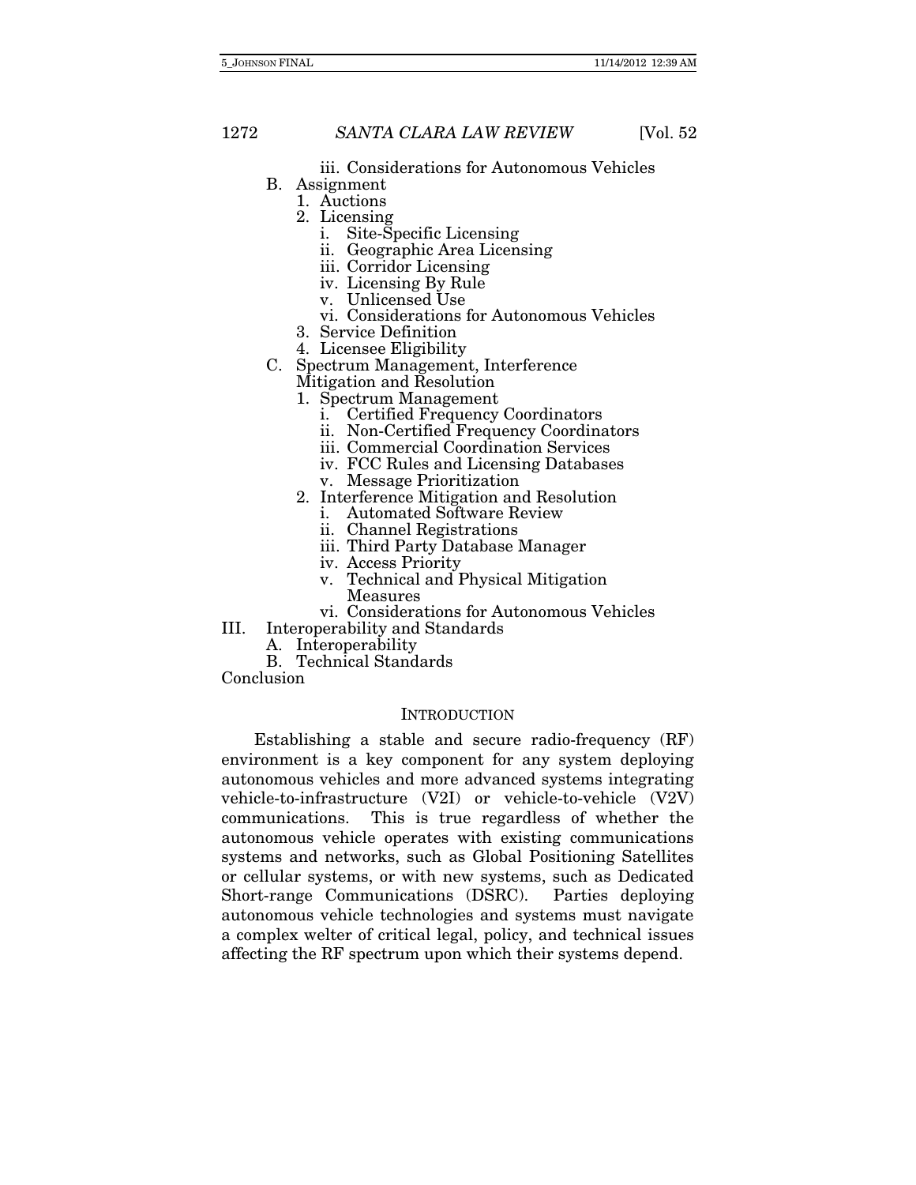iii. Considerations for Autonomous Vehicles

B. Assignment
   1. Auctions
   2. Licensing
      i. Site-Specific Licensing
      ii. Geographic Area Licensing
      iii. Corridor Licensing
      iv. Licensing By Rule
      v. Unlicensed Use
      vi. Considerations for Autonomous Vehicles
   3. Service Definition
   4. Licensee Eligibility

C. Spectrum Management, Interference Mitigation and Resolution
   1. Spectrum Management
      i. Certified Frequency Coordinators
      ii. Non-Certified Frequency Coordinators
      iii. Commercial Coordination Services
      iv. FCC Rules and Licensing Databases
      v. Message Prioritization
   2. Interference Mitigation and Resolution
      i. Automated Software Review
      ii. Channel Registrations
      iii. Third Party Database Manager
      iv. Access Priority
      v. Technical and Physical Mitigation Measures
      vi. Considerations for Autonomous Vehicles

III. Interoperability and Standards
   A. Interoperability
   B. Technical Standards

Conclusion

## INTRODUCTION

Establishing a stable and secure radio-frequency (RF) environment is a key component for any system deploying autonomous vehicles and more advanced systems integrating vehicle-to-infrastructure (V2I) or vehicle-to-vehicle (V2V) communications. This is true regardless of whether the autonomous vehicle operates with existing communications systems and networks, such as Global Positioning Satellites or cellular systems, or with new systems, such as Dedicated Short-range Communications (DSRC). Parties deploying autonomous vehicle technologies and systems must navigate a complex welter of critical legal, policy, and technical issues affecting the RF spectrum upon which their systems depend.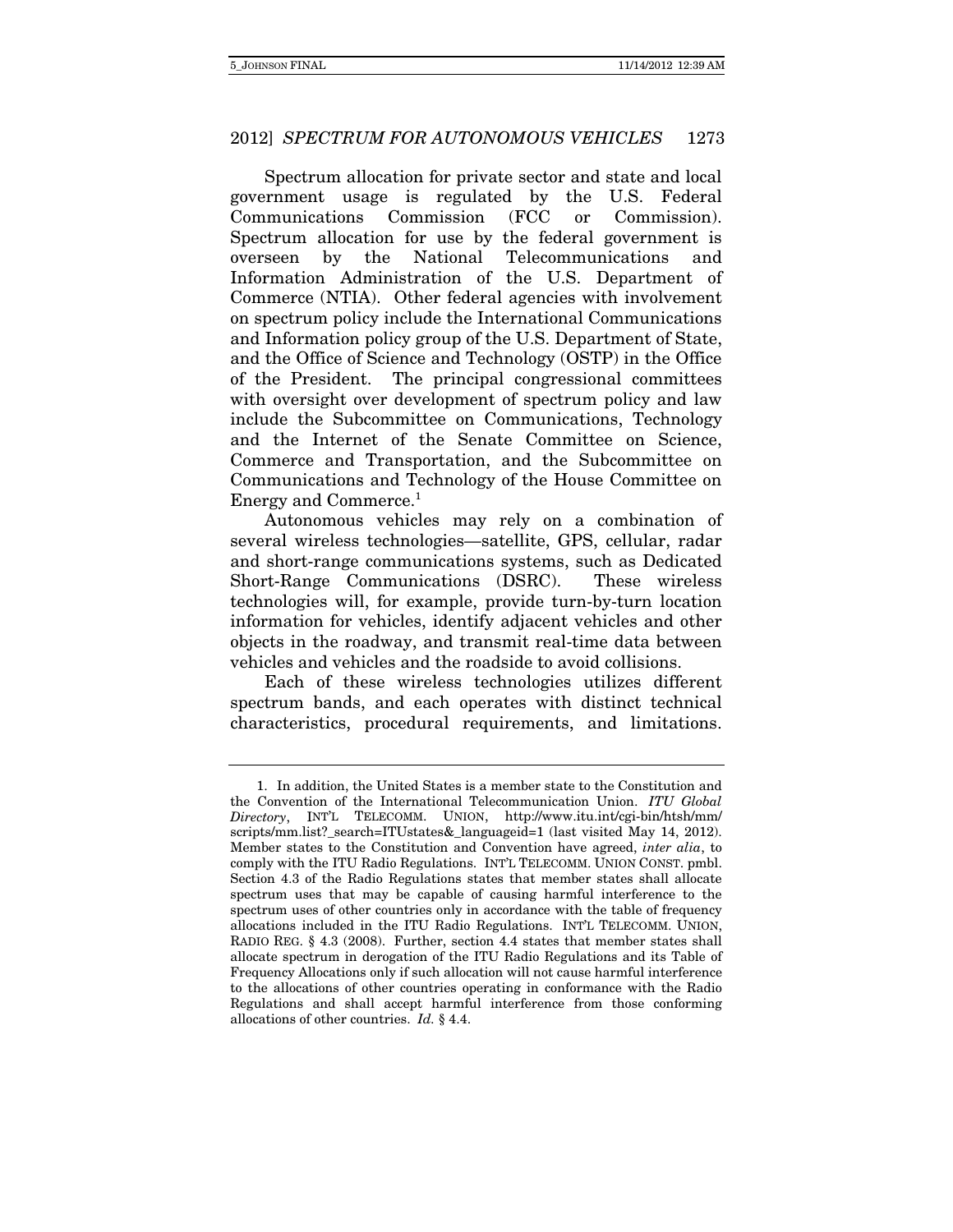Spectrum allocation for private sector and state and local government usage is regulated by the U.S. Federal Communications Commission (FCC or Commission). Spectrum allocation for use by the federal government is overseen by the National Telecommunications and Information Administration of the U.S. Department of Commerce (NTIA). Other federal agencies with involvement on spectrum policy include the International Communications and Information policy group of the U.S. Department of State, and the Office of Science and Technology (OSTP) in the Office of the President. The principal congressional committees with oversight over development of spectrum policy and law include the Subcommittee on Communications, Technology and the Internet of the Senate Committee on Science, Commerce and Transportation, and the Subcommittee on Communications and Technology of the House Committee on Energy and Commerce.[1]

Autonomous vehicles may rely on a combination of several wireless technologies—satellite, GPS, cellular, radar and short-range communications systems, such as Dedicated Short-Range Communications (DSRC). These wireless technologies will, for example, provide turn-by-turn location information for vehicles, identify adjacent vehicles and other objects in the roadway, and transmit real-time data between vehicles and vehicles and the roadside to avoid collisions.

Each of these wireless technologies utilizes different spectrum bands, and each operates with distinct technical characteristics, procedural requirements, and limitations.

---

1. In addition, the United States is a member state to the Constitution and the Convention of the International Telecommunication Union. *ITU Global Directory*, INT'L TELECOMM. UNION, http://www.itu.int/cgi-bin/htsh/mm/scripts/mm.list?_search=ITUstates&_languageid=1 (last visited May 14, 2012). Member states to the Constitution and Convention have agreed, *inter alia*, to comply with the ITU Radio Regulations. INT'L TELECOMM. UNION CONST. pmbl. Section 4.3 of the Radio Regulations states that member states shall allocate spectrum uses that may be capable of causing harmful interference to the spectrum uses of other countries only in accordance with the table of frequency allocations included in the ITU Radio Regulations. INT'L TELECOMM. UNION, RADIO REG. § 4.3 (2008). Further, section 4.4 states that member states shall allocate spectrum in derogation of the ITU Radio Regulations and its Table of Frequency Allocations only if such allocation will not cause harmful interference to the allocations of other countries operating in conformance with the Radio Regulations and shall accept harmful interference from those conforming allocations of other countries. *Id.* § 4.4.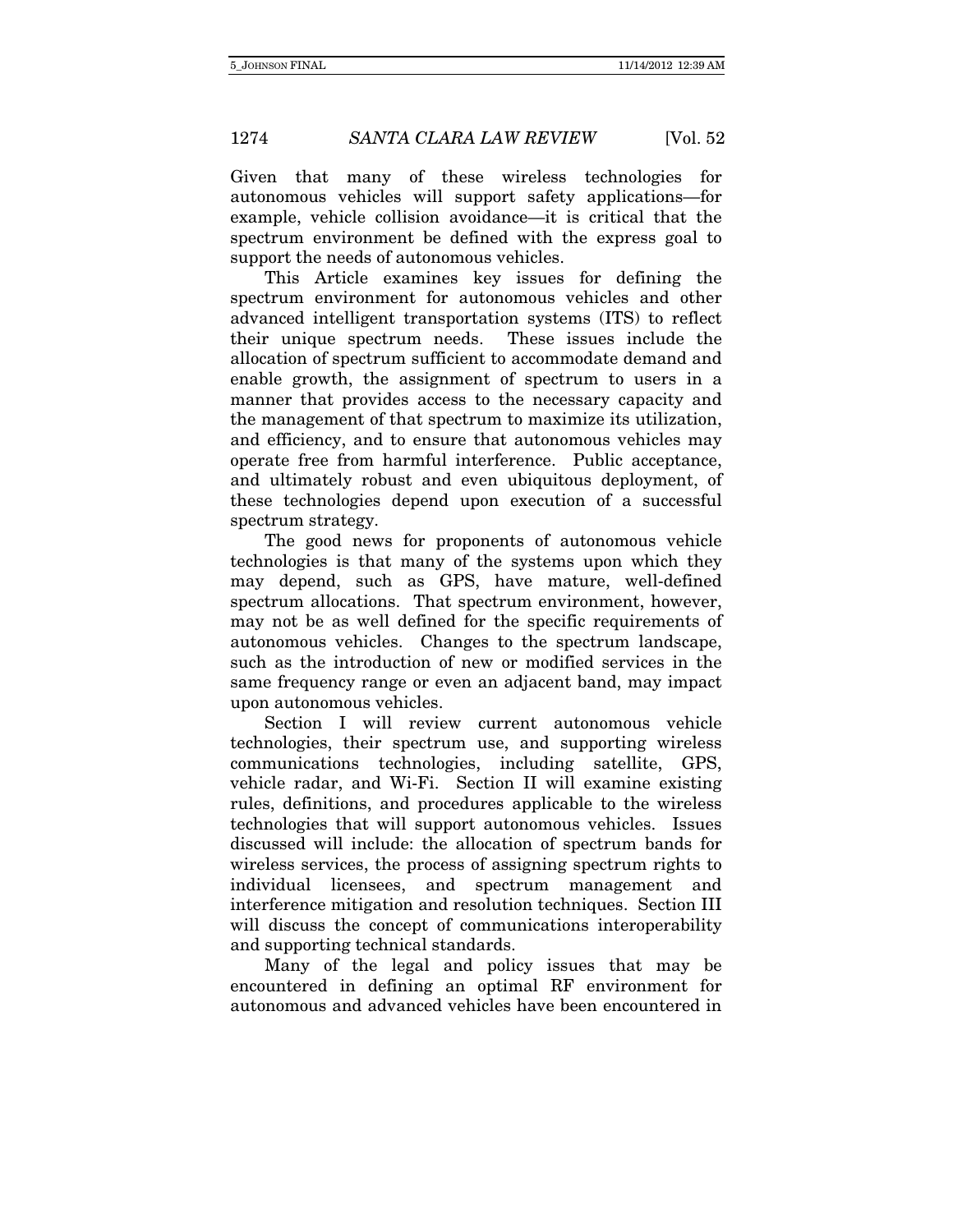Given that many of these wireless technologies for autonomous vehicles will support safety applications—for example, vehicle collision avoidance—it is critical that the spectrum environment be defined with the express goal to support the needs of autonomous vehicles.

This Article examines key issues for defining the spectrum environment for autonomous vehicles and other advanced intelligent transportation systems (ITS) to reflect their unique spectrum needs. These issues include the allocation of spectrum sufficient to accommodate demand and enable growth, the assignment of spectrum to users in a manner that provides access to the necessary capacity and the management of that spectrum to maximize its utilization, and efficiency, and to ensure that autonomous vehicles may operate free from harmful interference. Public acceptance, and ultimately robust and even ubiquitous deployment, of these technologies depend upon execution of a successful spectrum strategy.

The good news for proponents of autonomous vehicle technologies is that many of the systems upon which they may depend, such as GPS, have mature, well-defined spectrum allocations. That spectrum environment, however, may not be as well defined for the specific requirements of autonomous vehicles. Changes to the spectrum landscape, such as the introduction of new or modified services in the same frequency range or even an adjacent band, may impact upon autonomous vehicles.

Section I will review current autonomous vehicle technologies, their spectrum use, and supporting wireless communications technologies, including satellite, GPS, vehicle radar, and Wi-Fi. Section II will examine existing rules, definitions, and procedures applicable to the wireless technologies that will support autonomous vehicles. Issues discussed will include: the allocation of spectrum bands for wireless services, the process of assigning spectrum rights to individual licensees, and spectrum management and interference mitigation and resolution techniques. Section III will discuss the concept of communications interoperability and supporting technical standards.

Many of the legal and policy issues that may be encountered in defining an optimal RF environment for autonomous and advanced vehicles have been encountered in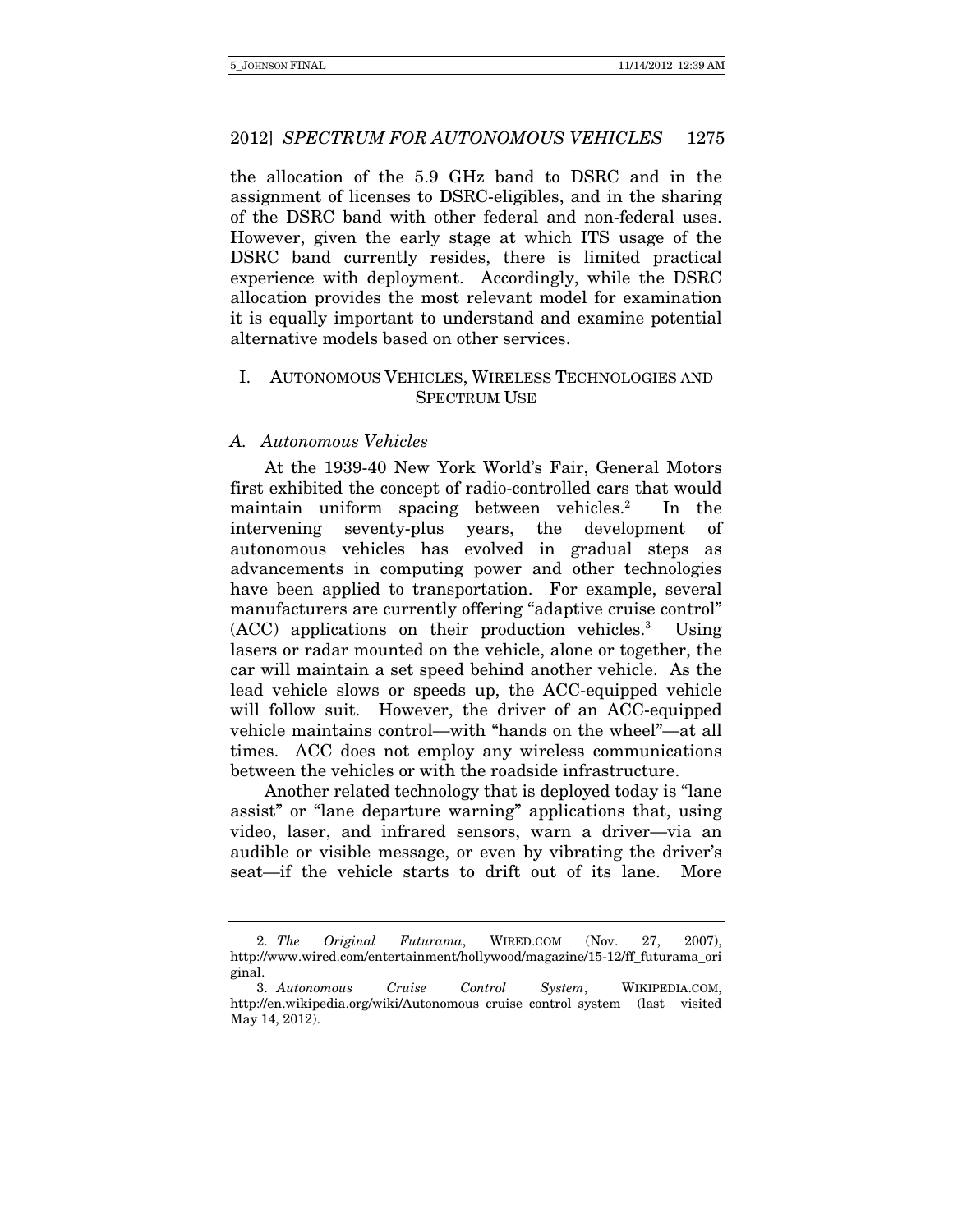the allocation of the 5.9 GHz band to DSRC and in the assignment of licenses to DSRC-eligibles, and in the sharing of the DSRC band with other federal and non-federal uses. However, given the early stage at which ITS usage of the DSRC band currently resides, there is limited practical experience with deployment. Accordingly, while the DSRC allocation provides the most relevant model for examination it is equally important to understand and examine potential alternative models based on other services.

## I. AUTONOMOUS VEHICLES, WIRELESS TECHNOLOGIES AND SPECTRUM USE

### *A. Autonomous Vehicles*

At the 1939-40 New York World's Fair, General Motors first exhibited the concept of radio-controlled cars that would maintain uniform spacing between vehicles.[2] In the intervening seventy-plus years, the development of autonomous vehicles has evolved in gradual steps as advancements in computing power and other technologies have been applied to transportation. For example, several manufacturers are currently offering "adaptive cruise control" (ACC) applications on their production vehicles.[3] Using lasers or radar mounted on the vehicle, alone or together, the car will maintain a set speed behind another vehicle. As the lead vehicle slows or speeds up, the ACC-equipped vehicle will follow suit. However, the driver of an ACC-equipped vehicle maintains control—with "hands on the wheel"—at all times. ACC does not employ any wireless communications between the vehicles or with the roadside infrastructure.

Another related technology that is deployed today is "lane assist" or "lane departure warning" applications that, using video, laser, and infrared sensors, warn a driver—via an audible or visible message, or even by vibrating the driver's seat—if the vehicle starts to drift out of its lane. More

---

2. *The Original Futurama*, WIRED.COM (Nov. 27, 2007), http://www.wired.com/entertainment/hollywood/magazine/15-12/ff_futurama_original.

3. *Autonomous Cruise Control System*, WIKIPEDIA.COM, http://en.wikipedia.org/wiki/Autonomous_cruise_control_system (last visited May 14, 2012).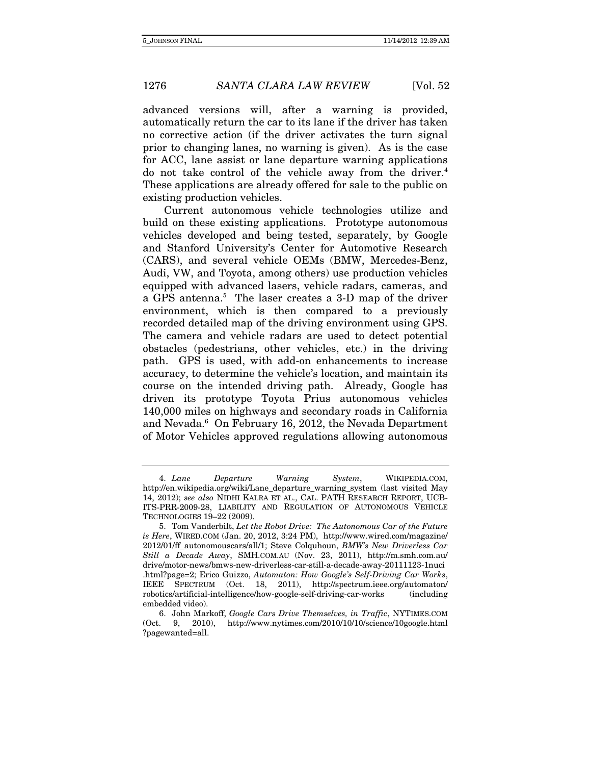advanced versions will, after a warning is provided, automatically return the car to its lane if the driver has taken no corrective action (if the driver activates the turn signal prior to changing lanes, no warning is given). As is the case for ACC, lane assist or lane departure warning applications do not take control of the vehicle away from the driver.[4] These applications are already offered for sale to the public on existing production vehicles.

Current autonomous vehicle technologies utilize and build on these existing applications. Prototype autonomous vehicles developed and being tested, separately, by Google and Stanford University's Center for Automotive Research (CARS), and several vehicle OEMs (BMW, Mercedes-Benz, Audi, VW, and Toyota, among others) use production vehicles equipped with advanced lasers, vehicle radars, cameras, and a GPS antenna.[5] The laser creates a 3-D map of the driver environment, which is then compared to a previously recorded detailed map of the driving environment using GPS. The camera and vehicle radars are used to detect potential obstacles (pedestrians, other vehicles, etc.) in the driving path. GPS is used, with add-on enhancements to increase accuracy, to determine the vehicle's location, and maintain its course on the intended driving path. Already, Google has driven its prototype Toyota Prius autonomous vehicles 140,000 miles on highways and secondary roads in California and Nevada.[6] On February 16, 2012, the Nevada Department of Motor Vehicles approved regulations allowing autonomous

---

4. *Lane Departure Warning System*, WIKIPEDIA.COM, http://en.wikipedia.org/wiki/Lane_departure_warning_system (last visited May 14, 2012); *see also* NIDHI KALRA ET AL., CAL. PATH RESEARCH REPORT, UCB-ITS-PRR-2009-28, LIABILITY AND REGULATION OF AUTONOMOUS VEHICLE TECHNOLOGIES 19–22 (2009).

5. Tom Vanderbilt, *Let the Robot Drive: The Autonomous Car of the Future is Here*, WIRED.COM (Jan. 20, 2012, 3:24 PM), http://www.wired.com/magazine/2012/01/ff_autonomouscars/all/1; Steve Colquhoun, *BMW's New Driverless Car Still a Decade Away*, SMH.COM.AU (Nov. 23, 2011), http://m.smh.com.au/drive/motor-news/bmws-new-driverless-car-still-a-decade-away-20111123-1nuci.html?page=2; Erico Guizzo, *Automaton: How Google's Self-Driving Car Works*, IEEE SPECTRUM (Oct. 18, 2011), http://spectrum.ieee.org/automaton/robotics/artificial-intelligence/how-google-self-driving-car-works (including embedded video).

6. John Markoff, *Google Cars Drive Themselves, in Traffic*, NYTIMES.COM (Oct. 9, 2010), http://www.nytimes.com/2010/10/10/science/10google.html?pagewanted=all.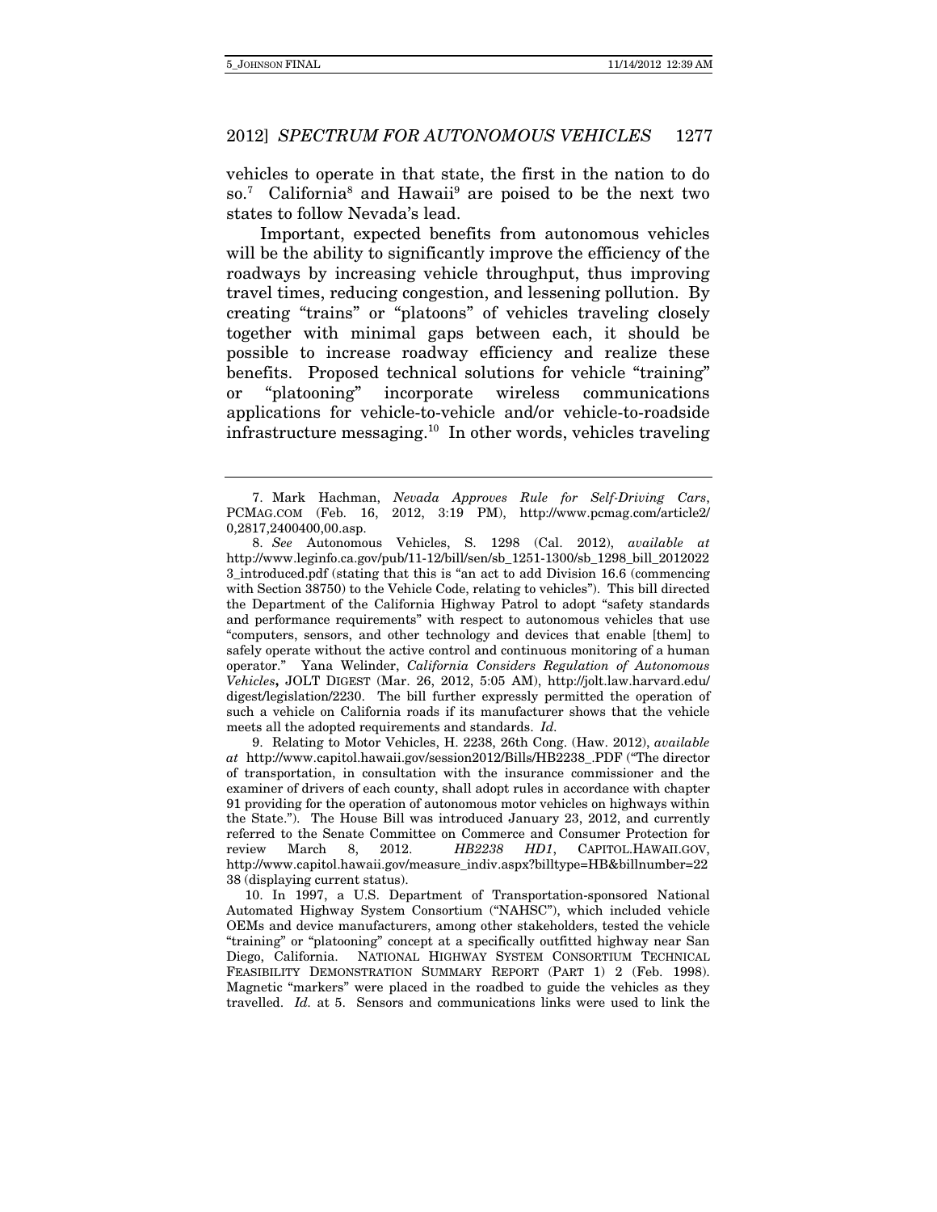vehicles to operate in that state, the first in the nation to do so.[7] California[8] and Hawaii[9] are poised to be the next two states to follow Nevada's lead.

Important, expected benefits from autonomous vehicles will be the ability to significantly improve the efficiency of the roadways by increasing vehicle throughput, thus improving travel times, reducing congestion, and lessening pollution. By creating "trains" or "platoons" of vehicles traveling closely together with minimal gaps between each, it should be possible to increase roadway efficiency and realize these benefits. Proposed technical solutions for vehicle "training" or "platooning" incorporate wireless communications applications for vehicle-to-vehicle and/or vehicle-to-roadside infrastructure messaging.[10] In other words, vehicles traveling

---

7. Mark Hachman, *Nevada Approves Rule for Self-Driving Cars*, PCMAG.COM (Feb. 16, 2012, 3:19 PM), http://www.pcmag.com/article2/0,2817,2400400,00.asp.

8. *See* Autonomous Vehicles, S. 1298 (Cal. 2012), *available at* http://www.leginfo.ca.gov/pub/11-12/bill/sen/sb_1251-1300/sb_1298_bill_20120223_introduced.pdf (stating that this is "an act to add Division 16.6 (commencing with Section 38750) to the Vehicle Code, relating to vehicles"). This bill directed the Department of the California Highway Patrol to adopt "safety standards and performance requirements" with respect to autonomous vehicles that use "computers, sensors, and other technology and devices that enable [them] to safely operate without the active control and continuous monitoring of a human operator." Yana Welinder, *California Considers Regulation of Autonomous Vehicles*, JOLT DIGEST (Mar. 26, 2012, 5:05 AM), http://jolt.law.harvard.edu/digest/legislation/2230. The bill further expressly permitted the operation of such a vehicle on California roads if its manufacturer shows that the vehicle meets all the adopted requirements and standards. *Id.*

9. Relating to Motor Vehicles, H. 2238, 26th Cong. (Haw. 2012), *available at* http://www.capitol.hawaii.gov/session2012/Bills/HB2238_.PDF ("The director of transportation, in consultation with the insurance commissioner and the examiner of drivers of each county, shall adopt rules in accordance with chapter 91 providing for the operation of autonomous motor vehicles on highways within the State."). The House Bill was introduced January 23, 2012, and currently referred to the Senate Committee on Commerce and Consumer Protection for review March 8, 2012. *HB2238 HD1*, CAPITOL.HAWAII.GOV, http://www.capitol.hawaii.gov/measure_indiv.aspx?billtype=HB&billnumber=2238 (displaying current status).

10. In 1997, a U.S. Department of Transportation-sponsored National Automated Highway System Consortium ("NAHSC"), which included vehicle OEMs and device manufacturers, among other stakeholders, tested the vehicle "training" or "platooning" concept at a specifically outfitted highway near San Diego, California. NATIONAL HIGHWAY SYSTEM CONSORTIUM TECHNICAL FEASIBILITY DEMONSTRATION SUMMARY REPORT (PART 1) 2 (Feb. 1998). Magnetic "markers" were placed in the roadbed to guide the vehicles as they travelled. *Id.* at 5. Sensors and communications links were used to link the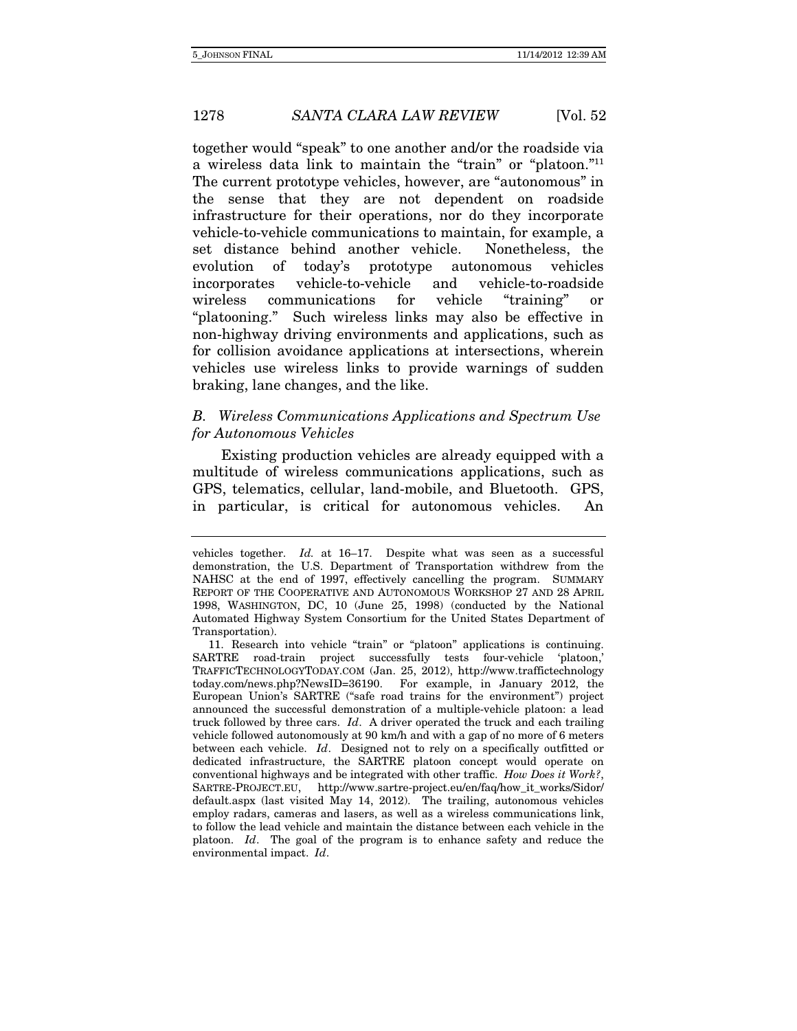together would "speak" to one another and/or the roadside via a wireless data link to maintain the "train" or "platoon."[11] The current prototype vehicles, however, are "autonomous" in the sense that they are not dependent on roadside infrastructure for their operations, nor do they incorporate vehicle-to-vehicle communications to maintain, for example, a set distance behind another vehicle. Nonetheless, the evolution of today's prototype autonomous vehicles incorporates vehicle-to-vehicle and vehicle-to-roadside wireless communications for vehicle "training" or "platooning." Such wireless links may also be effective in non-highway driving environments and applications, such as for collision avoidance applications at intersections, wherein vehicles use wireless links to provide warnings of sudden braking, lane changes, and the like.

### *B. Wireless Communications Applications and Spectrum Use for Autonomous Vehicles*

Existing production vehicles are already equipped with a multitude of wireless communications applications, such as GPS, telematics, cellular, land-mobile, and Bluetooth. GPS, in particular, is critical for autonomous vehicles. An

---

vehicles together. *Id.* at 16–17. Despite what was seen as a successful demonstration, the U.S. Department of Transportation withdrew from the NAHSC at the end of 1997, effectively cancelling the program. SUMMARY REPORT OF THE COOPERATIVE AND AUTONOMOUS WORKSHOP 27 AND 28 APRIL 1998, WASHINGTON, DC, 10 (June 25, 1998) (conducted by the National Automated Highway System Consortium for the United States Department of Transportation).

11. Research into vehicle "train" or "platoon" applications is continuing. SARTRE road-train project successfully tests four-vehicle 'platoon,' TRAFFICTECHNOLOGYTODAY.COM (Jan. 25, 2012), http://www.traffictechnologytoday.com/news.php?NewsID=36190. For example, in January 2012, the European Union's SARTRE ("safe road trains for the environment") project announced the successful demonstration of a multiple-vehicle platoon: a lead truck followed by three cars. *Id*. A driver operated the truck and each trailing vehicle followed autonomously at 90 km/h and with a gap of no more of 6 meters between each vehicle. *Id*. Designed not to rely on a specifically outfitted or dedicated infrastructure, the SARTRE platoon concept would operate on conventional highways and be integrated with other traffic. *How Does it Work?*, SARTRE-PROJECT.EU, http://www.sartre-project.eu/en/faq/how_it_works/Sidor/default.aspx (last visited May 14, 2012). The trailing, autonomous vehicles employ radars, cameras and lasers, as well as a wireless communications link, to follow the lead vehicle and maintain the distance between each vehicle in the platoon. *Id*. The goal of the program is to enhance safety and reduce the environmental impact. *Id*.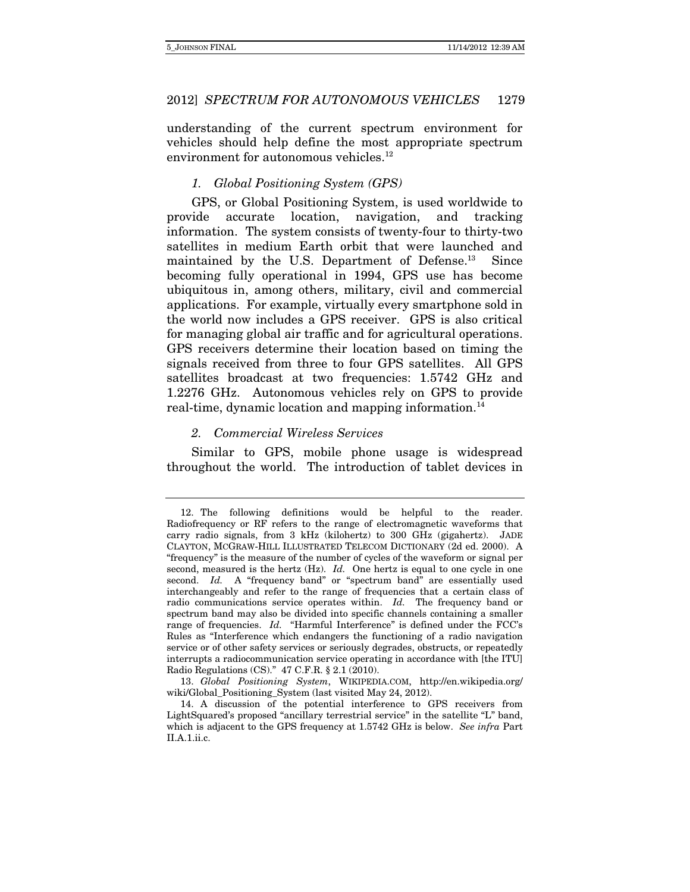understanding of the current spectrum environment for vehicles should help define the most appropriate spectrum environment for autonomous vehicles.[12]

### *1. Global Positioning System (GPS)*

GPS, or Global Positioning System, is used worldwide to provide accurate location, navigation, and tracking information. The system consists of twenty-four to thirty-two satellites in medium Earth orbit that were launched and maintained by the U.S. Department of Defense.[13] Since becoming fully operational in 1994, GPS use has become ubiquitous in, among others, military, civil and commercial applications. For example, virtually every smartphone sold in the world now includes a GPS receiver. GPS is also critical for managing global air traffic and for agricultural operations. GPS receivers determine their location based on timing the signals received from three to four GPS satellites. All GPS satellites broadcast at two frequencies: 1.5742 GHz and 1.2276 GHz. Autonomous vehicles rely on GPS to provide real-time, dynamic location and mapping information.[14]

### *2. Commercial Wireless Services*

Similar to GPS, mobile phone usage is widespread throughout the world. The introduction of tablet devices in

---

12. The following definitions would be helpful to the reader. Radiofrequency or RF refers to the range of electromagnetic waveforms that carry radio signals, from 3 kHz (kilohertz) to 300 GHz (gigahertz). JADE CLAYTON, MCGRAW-HILL ILLUSTRATED TELECOM DICTIONARY (2d ed. 2000). A "frequency" is the measure of the number of cycles of the waveform or signal per second, measured is the hertz (Hz). *Id.* One hertz is equal to one cycle in one second. *Id.* A "frequency band" or "spectrum band" are essentially used interchangeably and refer to the range of frequencies that a certain class of radio communications service operates within. *Id.* The frequency band or spectrum band may also be divided into specific channels containing a smaller range of frequencies. *Id.* "Harmful Interference" is defined under the FCC's Rules as "Interference which endangers the functioning of a radio navigation service or of other safety services or seriously degrades, obstructs, or repeatedly interrupts a radiocommunication service operating in accordance with [the ITU] Radio Regulations (CS)." 47 C.F.R. § 2.1 (2010).

13. *Global Positioning System*, WIKIPEDIA.COM, http://en.wikipedia.org/wiki/Global_Positioning_System (last visited May 24, 2012).

14. A discussion of the potential interference to GPS receivers from LightSquared's proposed "ancillary terrestrial service" in the satellite "L" band, which is adjacent to the GPS frequency at 1.5742 GHz is below. *See infra* Part II.A.1.ii.c.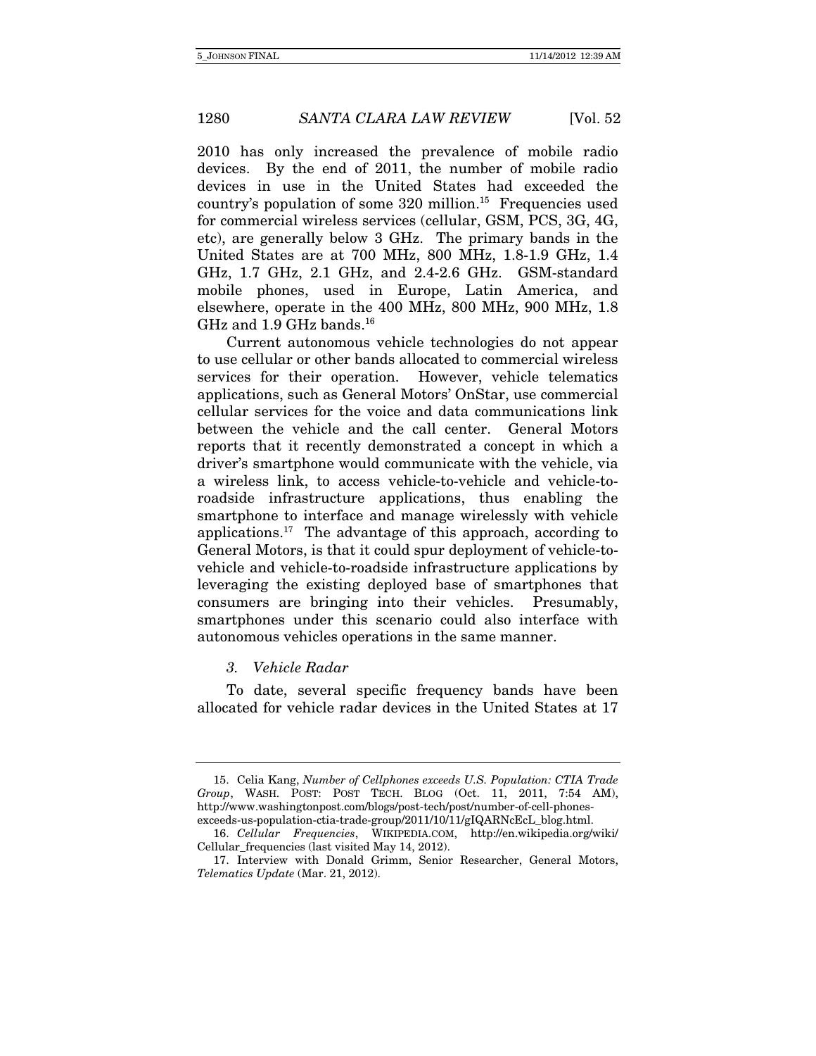2010 has only increased the prevalence of mobile radio devices. By the end of 2011, the number of mobile radio devices in use in the United States had exceeded the country's population of some 320 million.[15] Frequencies used for commercial wireless services (cellular, GSM, PCS, 3G, 4G, etc), are generally below 3 GHz. The primary bands in the United States are at 700 MHz, 800 MHz, 1.8-1.9 GHz, 1.4 GHz, 1.7 GHz, 2.1 GHz, and 2.4-2.6 GHz. GSM-standard mobile phones, used in Europe, Latin America, and elsewhere, operate in the 400 MHz, 800 MHz, 900 MHz, 1.8 GHz and 1.9 GHz bands.[16]

Current autonomous vehicle technologies do not appear to use cellular or other bands allocated to commercial wireless services for their operation. However, vehicle telematics applications, such as General Motors' OnStar, use commercial cellular services for the voice and data communications link between the vehicle and the call center. General Motors reports that it recently demonstrated a concept in which a driver's smartphone would communicate with the vehicle, via a wireless link, to access vehicle-to-vehicle and vehicle-to-roadside infrastructure applications, thus enabling the smartphone to interface and manage wirelessly with vehicle applications.[17] The advantage of this approach, according to General Motors, is that it could spur deployment of vehicle-to-vehicle and vehicle-to-roadside infrastructure applications by leveraging the existing deployed base of smartphones that consumers are bringing into their vehicles. Presumably, smartphones under this scenario could also interface with autonomous vehicles operations in the same manner.

### *3. Vehicle Radar*

To date, several specific frequency bands have been allocated for vehicle radar devices in the United States at 17

---

15. Celia Kang, *Number of Cellphones exceeds U.S. Population: CTIA Trade Group*, WASH. POST: POST TECH. BLOG (Oct. 11, 2011, 7:54 AM), http://www.washingtonpost.com/blogs/post-tech/post/number-of-cell-phones-exceeds-us-population-ctia-trade-group/2011/10/11/gIQARNcEcL_blog.html.

16. *Cellular Frequencies*, WIKIPEDIA.COM, http://en.wikipedia.org/wiki/Cellular_frequencies (last visited May 14, 2012).

17. Interview with Donald Grimm, Senior Researcher, General Motors, *Telematics Update* (Mar. 21, 2012).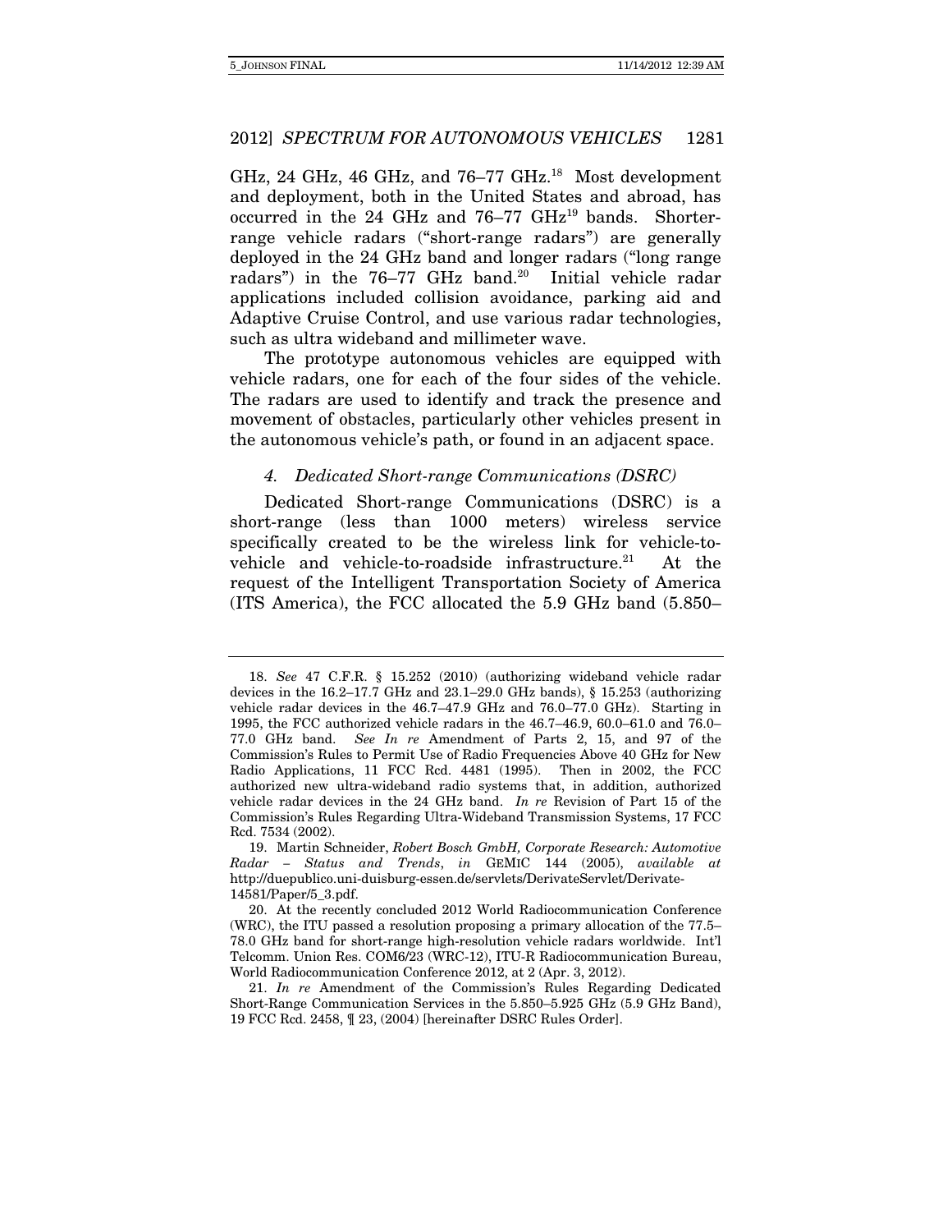GHz, 24 GHz, 46 GHz, and 76–77 GHz.[18] Most development and deployment, both in the United States and abroad, has occurred in the 24 GHz and 76–77 GHz[19] bands. Shorter-range vehicle radars ("short-range radars") are generally deployed in the 24 GHz band and longer radars ("long range radars") in the 76–77 GHz band.[20] Initial vehicle radar applications included collision avoidance, parking aid and Adaptive Cruise Control, and use various radar technologies, such as ultra wideband and millimeter wave.

The prototype autonomous vehicles are equipped with vehicle radars, one for each of the four sides of the vehicle. The radars are used to identify and track the presence and movement of obstacles, particularly other vehicles present in the autonomous vehicle's path, or found in an adjacent space.

#### *4. Dedicated Short-range Communications (DSRC)*

Dedicated Short-range Communications (DSRC) is a short-range (less than 1000 meters) wireless service specifically created to be the wireless link for vehicle-to-vehicle and vehicle-to-roadside infrastructure.[21] At the request of the Intelligent Transportation Society of America (ITS America), the FCC allocated the 5.9 GHz band (5.850–

---

18. *See* 47 C.F.R. § 15.252 (2010) (authorizing wideband vehicle radar devices in the 16.2–17.7 GHz and 23.1–29.0 GHz bands), § 15.253 (authorizing vehicle radar devices in the 46.7–47.9 GHz and 76.0–77.0 GHz). Starting in 1995, the FCC authorized vehicle radars in the 46.7–46.9, 60.0–61.0 and 76.0–77.0 GHz band. *See In re* Amendment of Parts 2, 15, and 97 of the Commission's Rules to Permit Use of Radio Frequencies Above 40 GHz for New Radio Applications, 11 FCC Rcd. 4481 (1995). Then in 2002, the FCC authorized new ultra-wideband radio systems that, in addition, authorized vehicle radar devices in the 24 GHz band. *In re* Revision of Part 15 of the Commission's Rules Regarding Ultra-Wideband Transmission Systems, 17 FCC Rcd. 7534 (2002).

19. Martin Schneider, *Robert Bosch GmbH, Corporate Research: Automotive Radar – Status and Trends*, *in* GEMIC 144 (2005), *available at* http://duepublico.uni-duisburg-essen.de/servlets/DerivateServlet/Derivate-14581/Paper/5_3.pdf.

20. At the recently concluded 2012 World Radiocommunication Conference (WRC), the ITU passed a resolution proposing a primary allocation of the 77.5–78.0 GHz band for short-range high-resolution vehicle radars worldwide. Int'l Telcomm. Union Res. COM6/23 (WRC-12), ITU-R Radiocommunication Bureau, World Radiocommunication Conference 2012, at 2 (Apr. 3, 2012).

21. *In re* Amendment of the Commission's Rules Regarding Dedicated Short-Range Communication Services in the 5.850–5.925 GHz (5.9 GHz Band), 19 FCC Rcd. 2458, ¶ 23, (2004) [hereinafter DSRC Rules Order].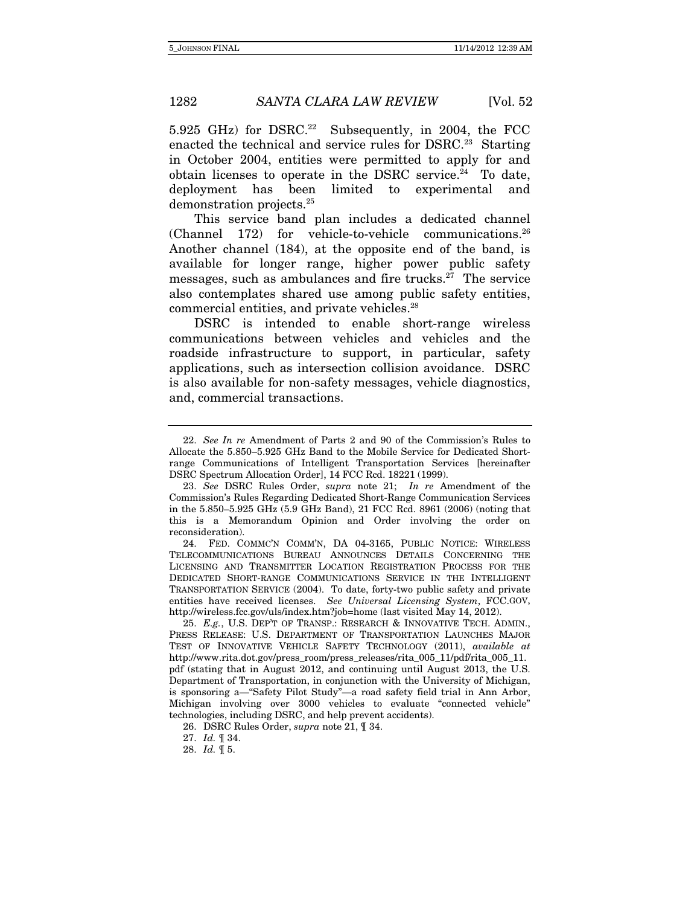5.925 GHz) for DSRC.[22] Subsequently, in 2004, the FCC enacted the technical and service rules for DSRC.[23] Starting in October 2004, entities were permitted to apply for and obtain licenses to operate in the DSRC service.[24] To date, deployment has been limited to experimental and demonstration projects.[25]

This service band plan includes a dedicated channel (Channel 172) for vehicle-to-vehicle communications.[26] Another channel (184), at the opposite end of the band, is available for longer range, higher power public safety messages, such as ambulances and fire trucks.[27] The service also contemplates shared use among public safety entities, commercial entities, and private vehicles.[28]

DSRC is intended to enable short-range wireless communications between vehicles and vehicles and the roadside infrastructure to support, in particular, safety applications, such as intersection collision avoidance. DSRC is also available for non-safety messages, vehicle diagnostics, and, commercial transactions.

---

22. *See In re* Amendment of Parts 2 and 90 of the Commission's Rules to Allocate the 5.850–5.925 GHz Band to the Mobile Service for Dedicated Short-range Communications of Intelligent Transportation Services [hereinafter DSRC Spectrum Allocation Order], 14 FCC Rcd. 18221 (1999).

23. *See* DSRC Rules Order, *supra* note 21; *In re* Amendment of the Commission's Rules Regarding Dedicated Short-Range Communication Services in the 5.850–5.925 GHz (5.9 GHz Band), 21 FCC Rcd. 8961 (2006) (noting that this is a Memorandum Opinion and Order involving the order on reconsideration).

24. FED. COMMC'N COMM'N, DA 04-3165, PUBLIC NOTICE: WIRELESS TELECOMMUNICATIONS BUREAU ANNOUNCES DETAILS CONCERNING THE LICENSING AND TRANSMITTER LOCATION REGISTRATION PROCESS FOR THE DEDICATED SHORT-RANGE COMMUNICATIONS SERVICE IN THE INTELLIGENT TRANSPORTATION SERVICE (2004). To date, forty-two public safety and private entities have received licenses. *See Universal Licensing System*, FCC.GOV, http://wireless.fcc.gov/uls/index.htm?job=home (last visited May 14, 2012).

25. *E.g.*, U.S. DEP'T OF TRANSP.: RESEARCH & INNOVATIVE TECH. ADMIN., PRESS RELEASE: U.S. DEPARTMENT OF TRANSPORTATION LAUNCHES MAJOR TEST OF INNOVATIVE VEHICLE SAFETY TECHNOLOGY (2011), *available at* http://www.rita.dot.gov/press_room/press_releases/rita_005_11/pdf/rita_005_11.pdf (stating that in August 2012, and continuing until August 2013, the U.S. Department of Transportation, in conjunction with the University of Michigan, is sponsoring a—"Safety Pilot Study"—a road safety field trial in Ann Arbor, Michigan involving over 3000 vehicles to evaluate "connected vehicle" technologies, including DSRC, and help prevent accidents).

26. DSRC Rules Order, *supra* note 21, ¶ 34.

27. *Id.* ¶ 34.

28. *Id.* ¶ 5.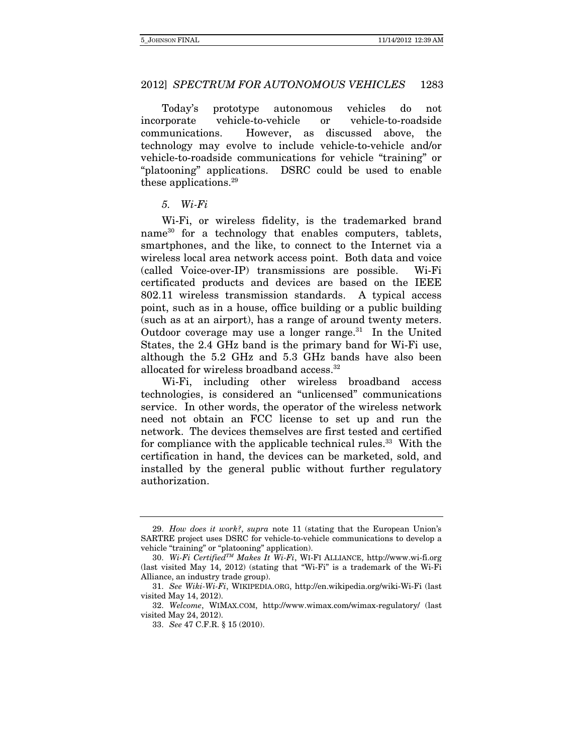Today's prototype autonomous vehicles do not incorporate vehicle-to-vehicle or vehicle-to-roadside communications. However, as discussed above, the technology may evolve to include vehicle-to-vehicle and/or vehicle-to-roadside communications for vehicle "training" or "platooning" applications. DSRC could be used to enable these applications.[29]

*5. Wi-Fi*

Wi-Fi, or wireless fidelity, is the trademarked brand name[30] for a technology that enables computers, tablets, smartphones, and the like, to connect to the Internet via a wireless local area network access point. Both data and voice (called Voice-over-IP) transmissions are possible. Wi-Fi certificated products and devices are based on the IEEE 802.11 wireless transmission standards. A typical access point, such as in a house, office building or a public building (such as at an airport), has a range of around twenty meters. Outdoor coverage may use a longer range.[31] In the United States, the 2.4 GHz band is the primary band for Wi-Fi use, although the 5.2 GHz and 5.3 GHz bands have also been allocated for wireless broadband access.[32]

Wi-Fi, including other wireless broadband access technologies, is considered an "unlicensed" communications service. In other words, the operator of the wireless network need not obtain an FCC license to set up and run the network. The devices themselves are first tested and certified for compliance with the applicable technical rules.[33] With the certification in hand, the devices can be marketed, sold, and installed by the general public without further regulatory authorization.

---

29. *How does it work?*, *supra* note 11 (stating that the European Union's SARTRE project uses DSRC for vehicle-to-vehicle communications to develop a vehicle "training" or "platooning" application).

30. *Wi-Fi Certified™ Makes It Wi-Fi*, WI-FI ALLIANCE, http://www.wi-fi.org (last visited May 14, 2012) (stating that "Wi-Fi" is a trademark of the Wi-Fi Alliance, an industry trade group).

31. *See Wiki-Wi-Fi*, WIKIPEDIA.ORG, http://en.wikipedia.org/wiki-Wi-Fi (last visited May 14, 2012).

32. *Welcome*, WIMAX.COM, http://www.wimax.com/wimax-regulatory/ (last visited May 24, 2012).

33. *See* 47 C.F.R. § 15 (2010).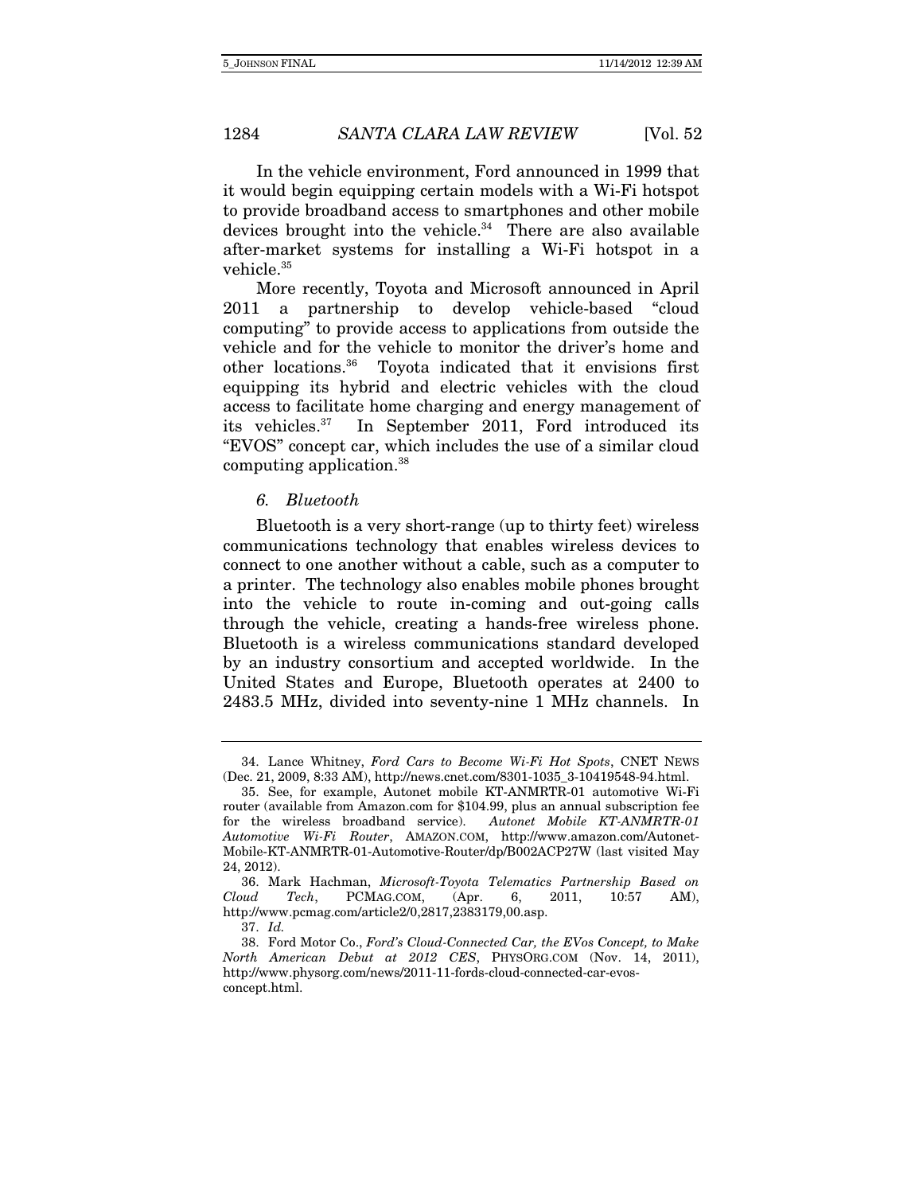In the vehicle environment, Ford announced in 1999 that it would begin equipping certain models with a Wi-Fi hotspot to provide broadband access to smartphones and other mobile devices brought into the vehicle.[34] There are also available after-market systems for installing a Wi-Fi hotspot in a vehicle.[35]

More recently, Toyota and Microsoft announced in April 2011 a partnership to develop vehicle-based "cloud computing" to provide access to applications from outside the vehicle and for the vehicle to monitor the driver's home and other locations.[36] Toyota indicated that it envisions first equipping its hybrid and electric vehicles with the cloud access to facilitate home charging and energy management of its vehicles.[37] In September 2011, Ford introduced its "EVOS" concept car, which includes the use of a similar cloud computing application.[38]

*6. Bluetooth*

Bluetooth is a very short-range (up to thirty feet) wireless communications technology that enables wireless devices to connect to one another without a cable, such as a computer to a printer. The technology also enables mobile phones brought into the vehicle to route in-coming and out-going calls through the vehicle, creating a hands-free wireless phone. Bluetooth is a wireless communications standard developed by an industry consortium and accepted worldwide. In the United States and Europe, Bluetooth operates at 2400 to 2483.5 MHz, divided into seventy-nine 1 MHz channels. In

---

34. Lance Whitney, *Ford Cars to Become Wi-Fi Hot Spots*, CNET NEWS (Dec. 21, 2009, 8:33 AM), http://news.cnet.com/8301-1035_3-10419548-94.html.

35. See, for example, Autonet mobile KT-ANMRTR-01 automotive Wi-Fi router (available from Amazon.com for $104.99, plus an annual subscription fee for the wireless broadband service). *Autonet Mobile KT-ANMRTR-01 Automotive Wi-Fi Router*, AMAZON.COM, http://www.amazon.com/Autonet-Mobile-KT-ANMRTR-01-Automotive-Router/dp/B002ACP27W (last visited May 24, 2012).

36. Mark Hachman, *Microsoft-Toyota Telematics Partnership Based on Cloud Tech*, PCMAG.COM, (Apr. 6, 2011, 10:57 AM), http://www.pcmag.com/article2/0,2817,2383179,00.asp.

37. *Id.*

38. Ford Motor Co., *Ford's Cloud-Connected Car, the EVos Concept, to Make North American Debut at 2012 CES*, PHYSORG.COM (Nov. 14, 2011), http://www.physorg.com/news/2011-11-fords-cloud-connected-car-evos-concept.html.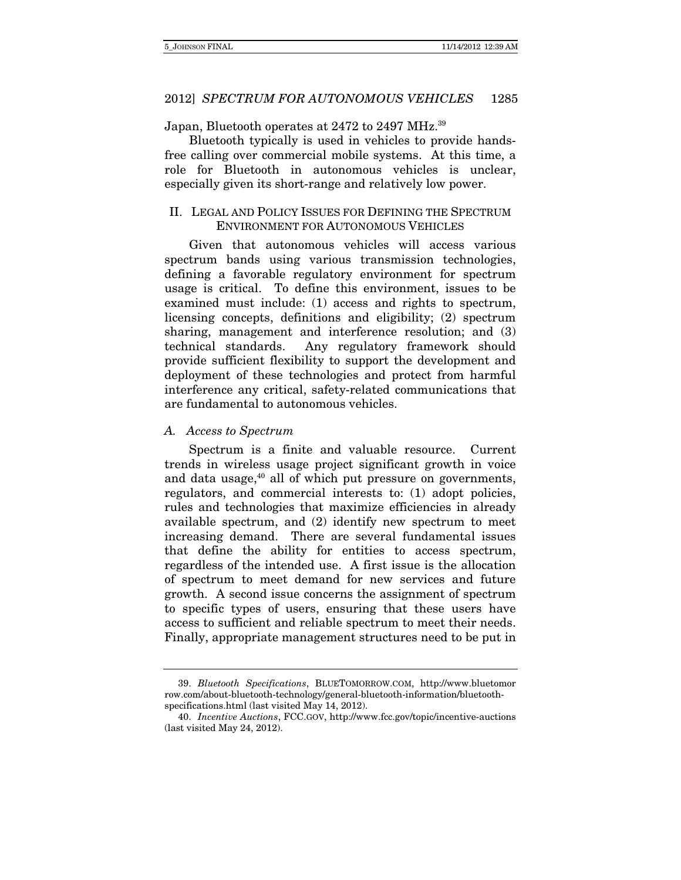Japan, Bluetooth operates at 2472 to 2497 MHz.[39]

Bluetooth typically is used in vehicles to provide hands-free calling over commercial mobile systems. At this time, a role for Bluetooth in autonomous vehicles is unclear, especially given its short-range and relatively low power.

## II. LEGAL AND POLICY ISSUES FOR DEFINING THE SPECTRUM ENVIRONMENT FOR AUTONOMOUS VEHICLES

Given that autonomous vehicles will access various spectrum bands using various transmission technologies, defining a favorable regulatory environment for spectrum usage is critical. To define this environment, issues to be examined must include: (1) access and rights to spectrum, licensing concepts, definitions and eligibility; (2) spectrum sharing, management and interference resolution; and (3) technical standards. Any regulatory framework should provide sufficient flexibility to support the development and deployment of these technologies and protect from harmful interference any critical, safety-related communications that are fundamental to autonomous vehicles.

### *A. Access to Spectrum*

Spectrum is a finite and valuable resource. Current trends in wireless usage project significant growth in voice and data usage,[40] all of which put pressure on governments, regulators, and commercial interests to: (1) adopt policies, rules and technologies that maximize efficiencies in already available spectrum, and (2) identify new spectrum to meet increasing demand. There are several fundamental issues that define the ability for entities to access spectrum, regardless of the intended use. A first issue is the allocation of spectrum to meet demand for new services and future growth. A second issue concerns the assignment of spectrum to specific types of users, ensuring that these users have access to sufficient and reliable spectrum to meet their needs. Finally, appropriate management structures need to be put in

---

39. *Bluetooth Specifications*, BLUETOMORROW.COM, http://www.bluetomorrow.com/about-bluetooth-technology/general-bluetooth-information/bluetooth-specifications.html (last visited May 14, 2012).

40. *Incentive Auctions*, FCC.GOV, http://www.fcc.gov/topic/incentive-auctions (last visited May 24, 2012).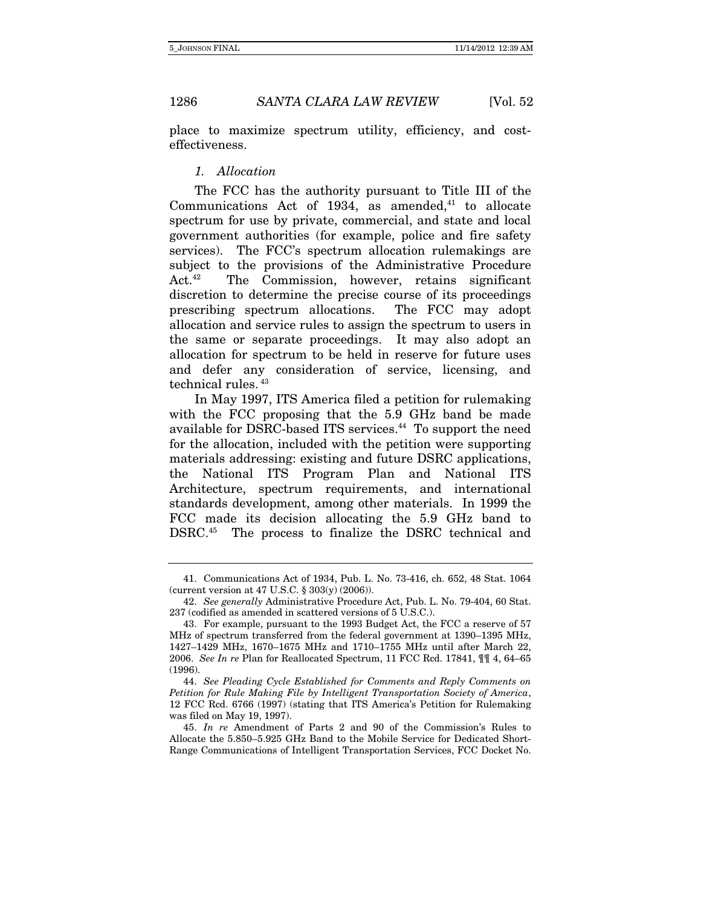place to maximize spectrum utility, efficiency, and cost-effectiveness.

### *1. Allocation*

The FCC has the authority pursuant to Title III of the Communications Act of 1934, as amended,[41] to allocate spectrum for use by private, commercial, and state and local government authorities (for example, police and fire safety services). The FCC's spectrum allocation rulemakings are subject to the provisions of the Administrative Procedure Act.[42] The Commission, however, retains significant discretion to determine the precise course of its proceedings prescribing spectrum allocations. The FCC may adopt allocation and service rules to assign the spectrum to users in the same or separate proceedings. It may also adopt an allocation for spectrum to be held in reserve for future uses and defer any consideration of service, licensing, and technical rules.[43]

In May 1997, ITS America filed a petition for rulemaking with the FCC proposing that the 5.9 GHz band be made available for DSRC-based ITS services.[44] To support the need for the allocation, included with the petition were supporting materials addressing: existing and future DSRC applications, the National ITS Program Plan and National ITS Architecture, spectrum requirements, and international standards development, among other materials. In 1999 the FCC made its decision allocating the 5.9 GHz band to DSRC.[45] The process to finalize the DSRC technical and

---

41. Communications Act of 1934, Pub. L. No. 73-416, ch. 652, 48 Stat. 1064 (current version at 47 U.S.C. § 303(y) (2006)).

42. *See generally* Administrative Procedure Act, Pub. L. No. 79-404, 60 Stat. 237 (codified as amended in scattered versions of 5 U.S.C.).

43. For example, pursuant to the 1993 Budget Act, the FCC a reserve of 57 MHz of spectrum transferred from the federal government at 1390–1395 MHz, 1427–1429 MHz, 1670–1675 MHz and 1710–1755 MHz until after March 22, 2006. *See In re* Plan for Reallocated Spectrum, 11 FCC Rcd. 17841, ¶¶ 4, 64–65 (1996).

44. *See Pleading Cycle Established for Comments and Reply Comments on Petition for Rule Making File by Intelligent Transportation Society of America*, 12 FCC Rcd. 6766 (1997) (stating that ITS America's Petition for Rulemaking was filed on May 19, 1997).

45. *In re* Amendment of Parts 2 and 90 of the Commission's Rules to Allocate the 5.850–5.925 GHz Band to the Mobile Service for Dedicated Short-Range Communications of Intelligent Transportation Services, FCC Docket No.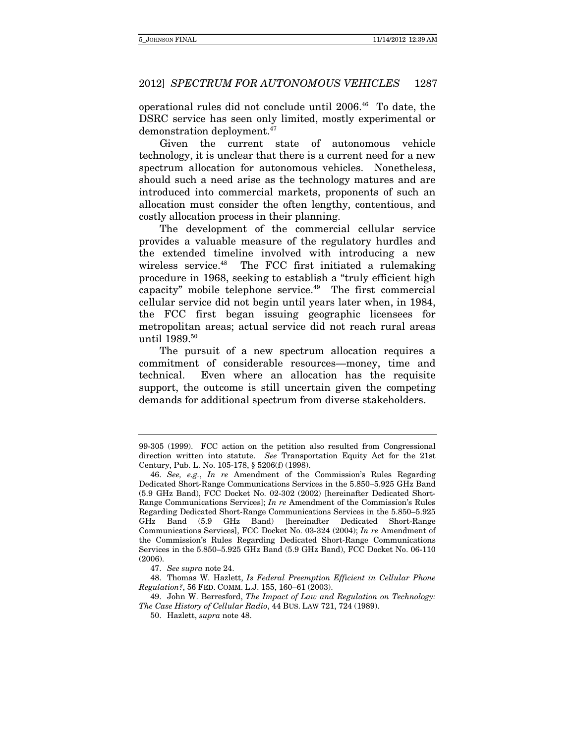operational rules did not conclude until 2006.[46] To date, the DSRC service has seen only limited, mostly experimental or demonstration deployment.[47]

Given the current state of autonomous vehicle technology, it is unclear that there is a current need for a new spectrum allocation for autonomous vehicles. Nonetheless, should such a need arise as the technology matures and are introduced into commercial markets, proponents of such an allocation must consider the often lengthy, contentious, and costly allocation process in their planning.

The development of the commercial cellular service provides a valuable measure of the regulatory hurdles and the extended timeline involved with introducing a new wireless service.[48] The FCC first initiated a rulemaking procedure in 1968, seeking to establish a "truly efficient high capacity" mobile telephone service.[49] The first commercial cellular service did not begin until years later when, in 1984, the FCC first began issuing geographic licensees for metropolitan areas; actual service did not reach rural areas until 1989.[50]

The pursuit of a new spectrum allocation requires a commitment of considerable resources—money, time and technical. Even where an allocation has the requisite support, the outcome is still uncertain given the competing demands for additional spectrum from diverse stakeholders.

---

99-305 (1999). FCC action on the petition also resulted from Congressional direction written into statute. *See* Transportation Equity Act for the 21st Century, Pub. L. No. 105-178, § 5206(f) (1998).

46. *See, e.g.*, *In re* Amendment of the Commission's Rules Regarding Dedicated Short-Range Communications Services in the 5.850–5.925 GHz Band (5.9 GHz Band), FCC Docket No. 02-302 (2002) [hereinafter Dedicated Short-Range Communications Services]; *In re* Amendment of the Commission's Rules Regarding Dedicated Short-Range Communications Services in the 5.850–5.925 GHz Band (5.9 GHz Band) [hereinafter Dedicated Short-Range Communications Services], FCC Docket No. 03-324 (2004); *In re* Amendment of the Commission's Rules Regarding Dedicated Short-Range Communications Services in the 5.850–5.925 GHz Band (5.9 GHz Band), FCC Docket No. 06-110 (2006).

47. *See supra* note 24.

48. Thomas W. Hazlett, *Is Federal Preemption Efficient in Cellular Phone Regulation?*, 56 FED. COMM. L.J. 155, 160–61 (2003).

49. John W. Berresford, *The Impact of Law and Regulation on Technology: The Case History of Cellular Radio*, 44 BUS. LAW 721, 724 (1989).

50. Hazlett, *supra* note 48.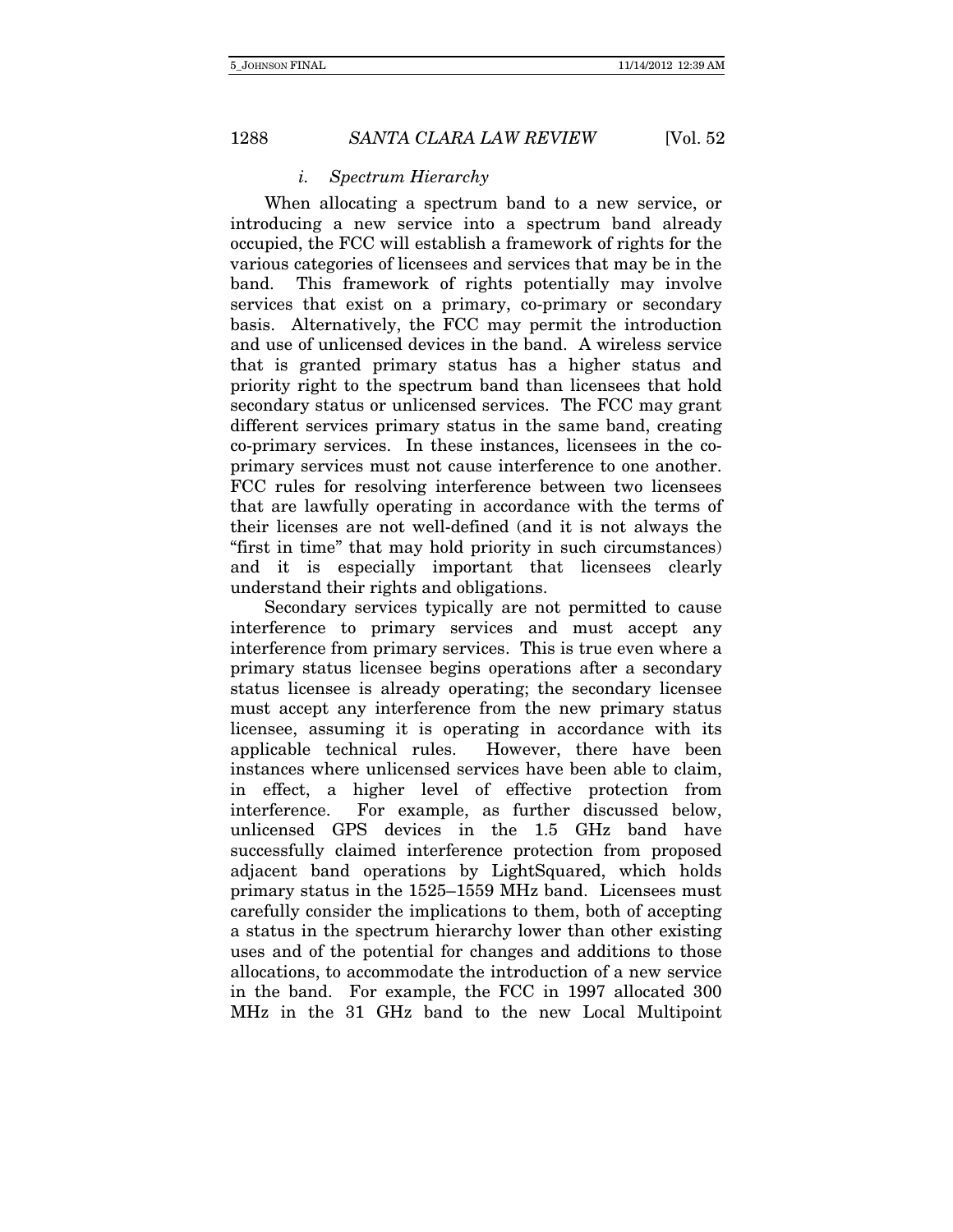#### *i. Spectrum Hierarchy*

When allocating a spectrum band to a new service, or introducing a new service into a spectrum band already occupied, the FCC will establish a framework of rights for the various categories of licensees and services that may be in the band. This framework of rights potentially may involve services that exist on a primary, co-primary or secondary basis. Alternatively, the FCC may permit the introduction and use of unlicensed devices in the band. A wireless service that is granted primary status has a higher status and priority right to the spectrum band than licensees that hold secondary status or unlicensed services. The FCC may grant different services primary status in the same band, creating co-primary services. In these instances, licensees in the co-primary services must not cause interference to one another. FCC rules for resolving interference between two licensees that are lawfully operating in accordance with the terms of their licenses are not well-defined (and it is not always the "first in time" that may hold priority in such circumstances) and it is especially important that licensees clearly understand their rights and obligations.

Secondary services typically are not permitted to cause interference to primary services and must accept any interference from primary services. This is true even where a primary status licensee begins operations after a secondary status licensee is already operating; the secondary licensee must accept any interference from the new primary status licensee, assuming it is operating in accordance with its applicable technical rules. However, there have been instances where unlicensed services have been able to claim, in effect, a higher level of effective protection from interference. For example, as further discussed below, unlicensed GPS devices in the 1.5 GHz band have successfully claimed interference protection from proposed adjacent band operations by LightSquared, which holds primary status in the 1525–1559 MHz band. Licensees must carefully consider the implications to them, both of accepting a status in the spectrum hierarchy lower than other existing uses and of the potential for changes and additions to those allocations, to accommodate the introduction of a new service in the band. For example, the FCC in 1997 allocated 300 MHz in the 31 GHz band to the new Local Multipoint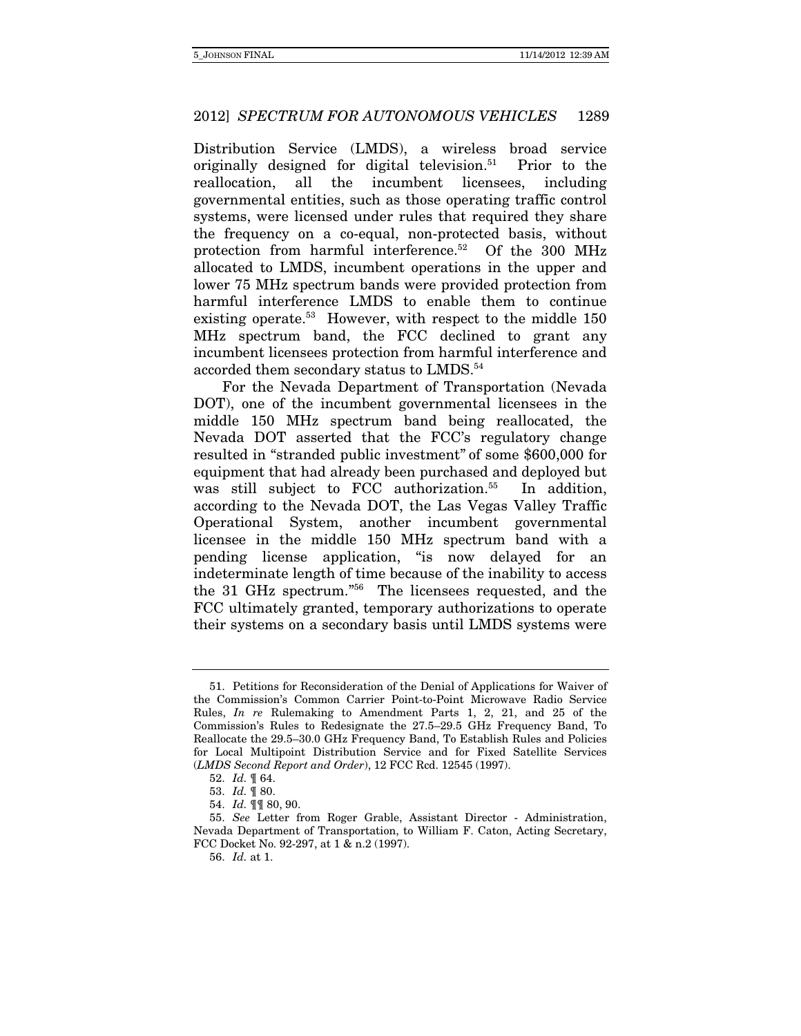Distribution Service (LMDS), a wireless broad service originally designed for digital television.[51] Prior to the reallocation, all the incumbent licensees, including governmental entities, such as those operating traffic control systems, were licensed under rules that required they share the frequency on a co-equal, non-protected basis, without protection from harmful interference.[52] Of the 300 MHz allocated to LMDS, incumbent operations in the upper and lower 75 MHz spectrum bands were provided protection from harmful interference LMDS to enable them to continue existing operate.[53] However, with respect to the middle 150 MHz spectrum band, the FCC declined to grant any incumbent licensees protection from harmful interference and accorded them secondary status to LMDS.[54]

For the Nevada Department of Transportation (Nevada DOT), one of the incumbent governmental licensees in the middle 150 MHz spectrum band being reallocated, the Nevada DOT asserted that the FCC's regulatory change resulted in "stranded public investment" of some $600,000 for equipment that had already been purchased and deployed but was still subject to FCC authorization.[55] In addition, according to the Nevada DOT, the Las Vegas Valley Traffic Operational System, another incumbent governmental licensee in the middle 150 MHz spectrum band with a pending license application, "is now delayed for an indeterminate length of time because of the inability to access the 31 GHz spectrum."[56] The licensees requested, and the FCC ultimately granted, temporary authorizations to operate their systems on a secondary basis until LMDS systems were

---

51. Petitions for Reconsideration of the Denial of Applications for Waiver of the Commission's Common Carrier Point-to-Point Microwave Radio Service Rules, *In re* Rulemaking to Amendment Parts 1, 2, 21, and 25 of the Commission's Rules to Redesignate the 27.5–29.5 GHz Frequency Band, To Reallocate the 29.5–30.0 GHz Frequency Band, To Establish Rules and Policies for Local Multipoint Distribution Service and for Fixed Satellite Services (*LMDS Second Report and Order*), 12 FCC Rcd. 12545 (1997).

52. *Id.* ¶ 64.

53. *Id.* ¶ 80.

54. *Id.* ¶¶ 80, 90.

55. *See* Letter from Roger Grable, Assistant Director - Administration, Nevada Department of Transportation, to William F. Caton, Acting Secretary, FCC Docket No. 92-297, at 1 & n.2 (1997).

56. *Id.* at 1.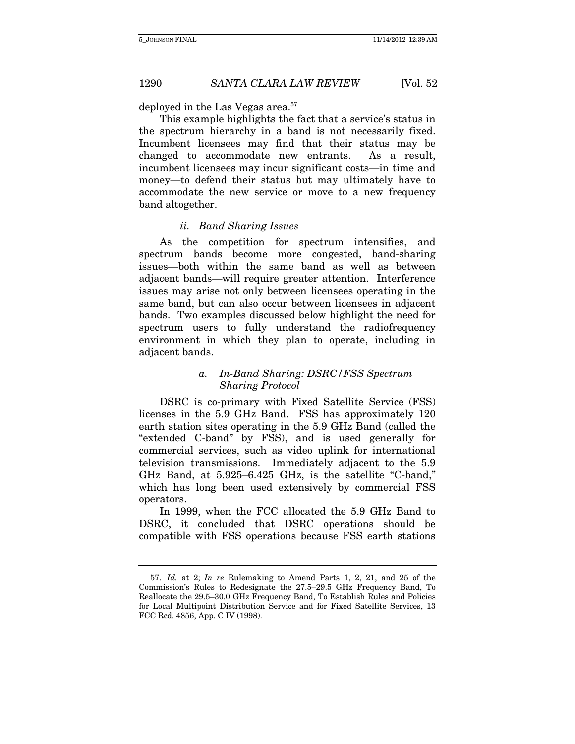deployed in the Las Vegas area.[57]

This example highlights the fact that a service's status in the spectrum hierarchy in a band is not necessarily fixed. Incumbent licensees may find that their status may be changed to accommodate new entrants. As a result, incumbent licensees may incur significant costs—in time and money—to defend their status but may ultimately have to accommodate the new service or move to a new frequency band altogether.

#### *ii. Band Sharing Issues*

As the competition for spectrum intensifies, and spectrum bands become more congested, band-sharing issues—both within the same band as well as between adjacent bands—will require greater attention. Interference issues may arise not only between licensees operating in the same band, but can also occur between licensees in adjacent bands. Two examples discussed below highlight the need for spectrum users to fully understand the radiofrequency environment in which they plan to operate, including in adjacent bands.

##### *a. In-Band Sharing: DSRC/FSS Spectrum Sharing Protocol*

DSRC is co-primary with Fixed Satellite Service (FSS) licenses in the 5.9 GHz Band. FSS has approximately 120 earth station sites operating in the 5.9 GHz Band (called the "extended C-band" by FSS), and is used generally for commercial services, such as video uplink for international television transmissions. Immediately adjacent to the 5.9 GHz Band, at 5.925–6.425 GHz, is the satellite "C-band," which has long been used extensively by commercial FSS operators.

In 1999, when the FCC allocated the 5.9 GHz Band to DSRC, it concluded that DSRC operations should be compatible with FSS operations because FSS earth stations

---

57. *Id.* at 2; *In re* Rulemaking to Amend Parts 1, 2, 21, and 25 of the Commission's Rules to Redesignate the 27.5–29.5 GHz Frequency Band, To Reallocate the 29.5–30.0 GHz Frequency Band, To Establish Rules and Policies for Local Multipoint Distribution Service and for Fixed Satellite Services, 13 FCC Rcd. 4856, App. C IV (1998).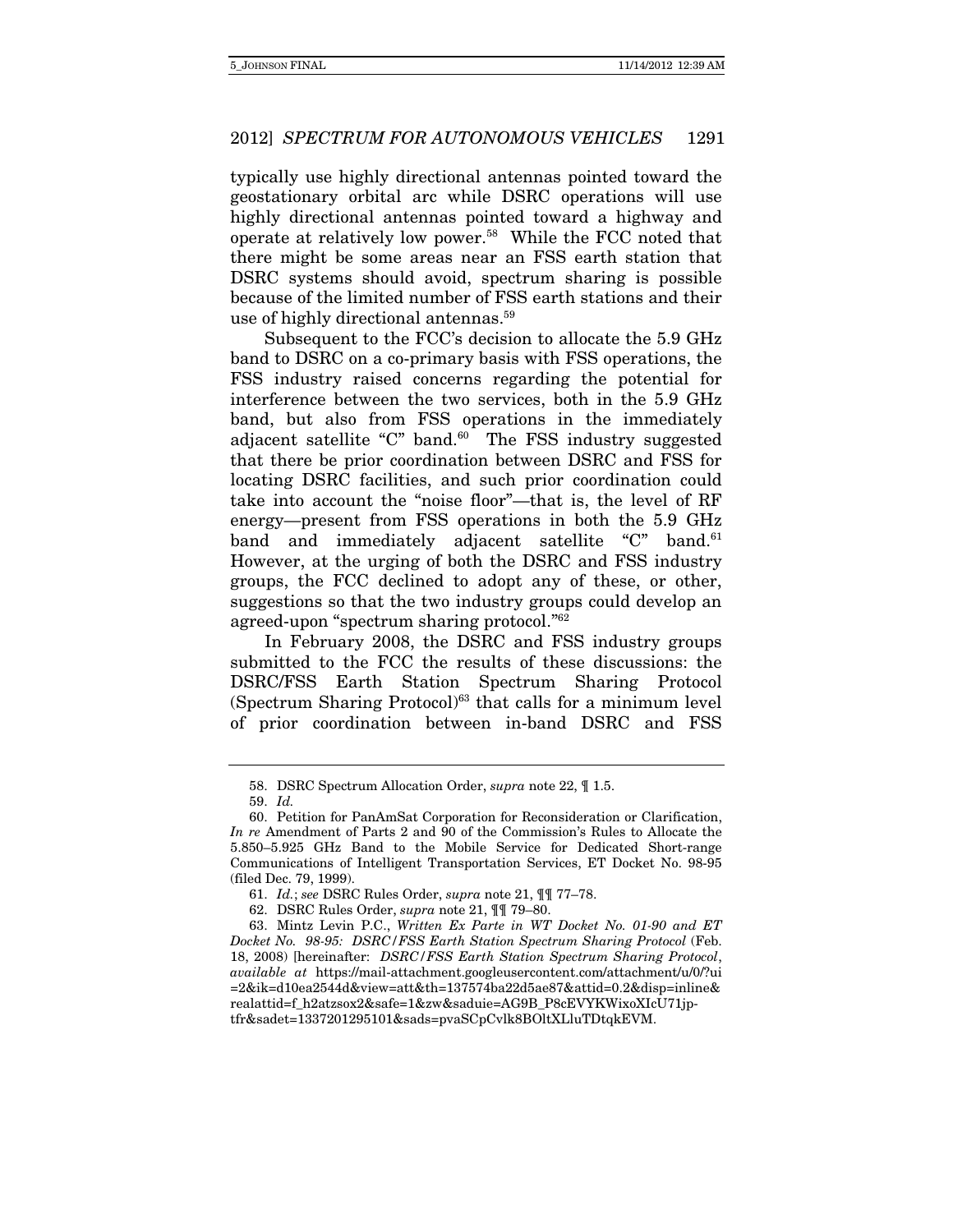typically use highly directional antennas pointed toward the geostationary orbital arc while DSRC operations will use highly directional antennas pointed toward a highway and operate at relatively low power.[58] While the FCC noted that there might be some areas near an FSS earth station that DSRC systems should avoid, spectrum sharing is possible because of the limited number of FSS earth stations and their use of highly directional antennas.[59]

Subsequent to the FCC's decision to allocate the 5.9 GHz band to DSRC on a co-primary basis with FSS operations, the FSS industry raised concerns regarding the potential for interference between the two services, both in the 5.9 GHz band, but also from FSS operations in the immediately adjacent satellite "C" band.[60] The FSS industry suggested that there be prior coordination between DSRC and FSS for locating DSRC facilities, and such prior coordination could take into account the "noise floor"—that is, the level of RF energy—present from FSS operations in both the 5.9 GHz band and immediately adjacent satellite "C" band.[61] However, at the urging of both the DSRC and FSS industry groups, the FCC declined to adopt any of these, or other, suggestions so that the two industry groups could develop an agreed-upon "spectrum sharing protocol."[62]

In February 2008, the DSRC and FSS industry groups submitted to the FCC the results of these discussions: the DSRC/FSS Earth Station Spectrum Sharing Protocol (Spectrum Sharing Protocol)[63] that calls for a minimum level of prior coordination between in-band DSRC and FSS

---

58. DSRC Spectrum Allocation Order, *supra* note 22, ¶ 1.5.

59. *Id.*

60. Petition for PanAmSat Corporation for Reconsideration or Clarification, *In re* Amendment of Parts 2 and 90 of the Commission's Rules to Allocate the 5.850–5.925 GHz Band to the Mobile Service for Dedicated Short-range Communications of Intelligent Transportation Services, ET Docket No. 98-95 (filed Dec. 79, 1999).

61. *Id.*; *see* DSRC Rules Order, *supra* note 21, ¶¶ 77–78.

62. DSRC Rules Order, *supra* note 21, ¶¶ 79–80.

63. Mintz Levin P.C., *Written Ex Parte in WT Docket No. 01-90 and ET Docket No. 98-95: DSRC/FSS Earth Station Spectrum Sharing Protocol* (Feb. 18, 2008) [hereinafter: *DSRC/FSS Earth Station Spectrum Sharing Protocol*, *available at* https://mail-attachment.googleusercontent.com/attachment/u/0/?ui=2&ik=d10ea2544d&view=att&th=137574ba22d5ae87&attid=0.2&disp=inline&realattid=f_h2atzsox2&safe=1&zw&saduie=AG9B_P8cEVYKWixoXIcU71jp-tfr&sadet=1337201295101&sads=pvaSCpCvlk8BOltXLluTDtqkEVM.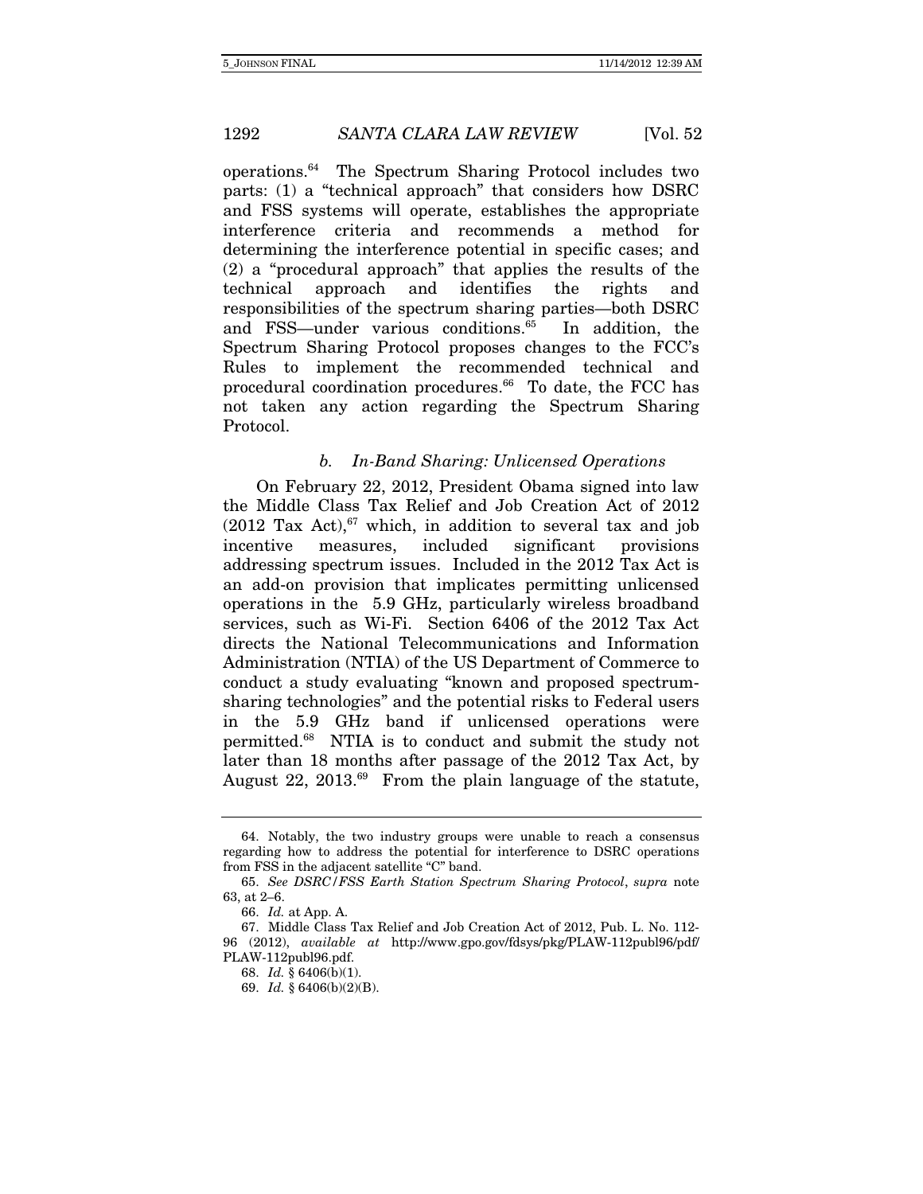operations.[64] The Spectrum Sharing Protocol includes two parts: (1) a "technical approach" that considers how DSRC and FSS systems will operate, establishes the appropriate interference criteria and recommends a method for determining the interference potential in specific cases; and (2) a "procedural approach" that applies the results of the technical approach and identifies the rights and responsibilities of the spectrum sharing parties—both DSRC and FSS—under various conditions.[65] In addition, the Spectrum Sharing Protocol proposes changes to the FCC's Rules to implement the recommended technical and procedural coordination procedures.[66] To date, the FCC has not taken any action regarding the Spectrum Sharing Protocol.

#### *b. In-Band Sharing: Unlicensed Operations*

On February 22, 2012, President Obama signed into law the Middle Class Tax Relief and Job Creation Act of 2012 (2012 Tax Act),[67] which, in addition to several tax and job incentive measures, included significant provisions addressing spectrum issues. Included in the 2012 Tax Act is an add-on provision that implicates permitting unlicensed operations in the 5.9 GHz, particularly wireless broadband services, such as Wi-Fi. Section 6406 of the 2012 Tax Act directs the National Telecommunications and Information Administration (NTIA) of the US Department of Commerce to conduct a study evaluating "known and proposed spectrum-sharing technologies" and the potential risks to Federal users in the 5.9 GHz band if unlicensed operations were permitted.[68] NTIA is to conduct and submit the study not later than 18 months after passage of the 2012 Tax Act, by August 22, 2013.[69] From the plain language of the statute,

---

64. Notably, the two industry groups were unable to reach a consensus regarding how to address the potential for interference to DSRC operations from FSS in the adjacent satellite "C" band.

65. *See DSRC/FSS Earth Station Spectrum Sharing Protocol*, *supra* note 63, at 2–6.

66. *Id.* at App. A.

67. Middle Class Tax Relief and Job Creation Act of 2012, Pub. L. No. 112-96 (2012), *available at* http://www.gpo.gov/fdsys/pkg/PLAW-112publ96/pdf/PLAW-112publ96.pdf.

68. *Id.* § 6406(b)(1).

69. *Id.* § 6406(b)(2)(B).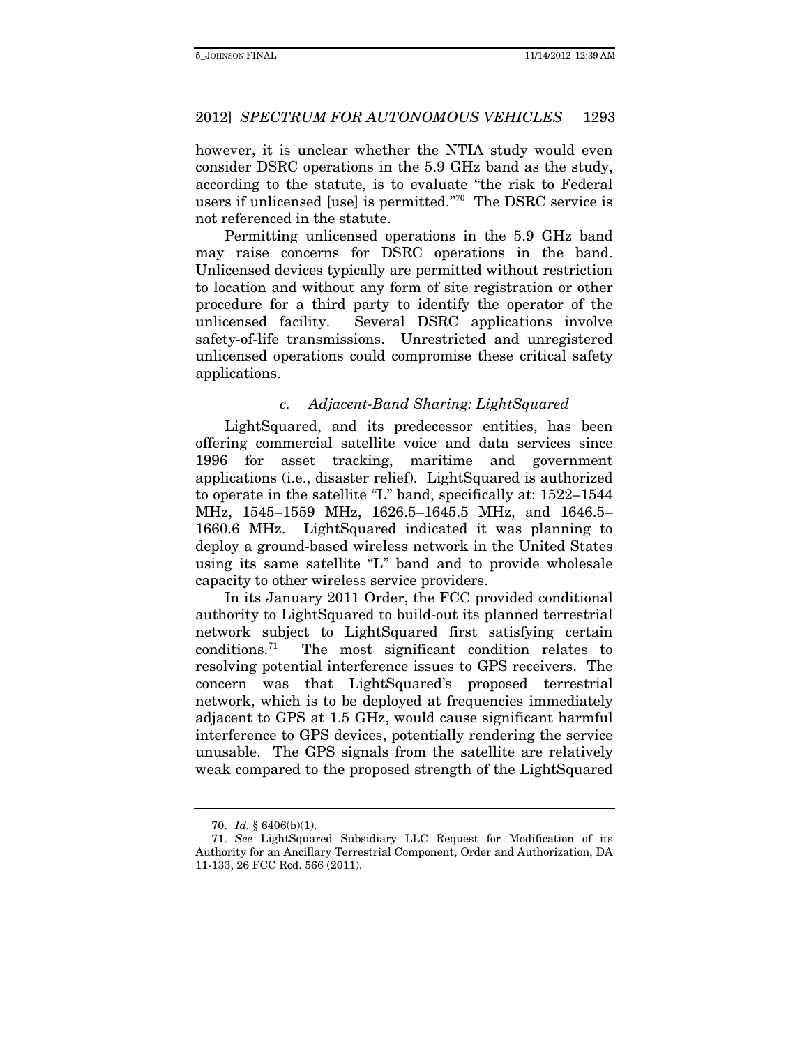however, it is unclear whether the NTIA study would even consider DSRC operations in the 5.9 GHz band as the study, according to the statute, is to evaluate "the risk to Federal users if unlicensed [use] is permitted."[70] The DSRC service is not referenced in the statute.

Permitting unlicensed operations in the 5.9 GHz band may raise concerns for DSRC operations in the band. Unlicensed devices typically are permitted without restriction to location and without any form of site registration or other procedure for a third party to identify the operator of the unlicensed facility. Several DSRC applications involve safety-of-life transmissions. Unrestricted and unregistered unlicensed operations could compromise these critical safety applications.

#### c. *Adjacent-Band Sharing: LightSquared*

LightSquared, and its predecessor entities, has been offering commercial satellite voice and data services since 1996 for asset tracking, maritime and government applications (i.e., disaster relief). LightSquared is authorized to operate in the satellite "L" band, specifically at: 1522–1544 MHz, 1545–1559 MHz, 1626.5–1645.5 MHz, and 1646.5–1660.6 MHz. LightSquared indicated it was planning to deploy a ground-based wireless network in the United States using its same satellite "L" band and to provide wholesale capacity to other wireless service providers.

In its January 2011 Order, the FCC provided conditional authority to LightSquared to build-out its planned terrestrial network subject to LightSquared first satisfying certain conditions.[71] The most significant condition relates to resolving potential interference issues to GPS receivers. The concern was that LightSquared's proposed terrestrial network, which is to be deployed at frequencies immediately adjacent to GPS at 1.5 GHz, would cause significant harmful interference to GPS devices, potentially rendering the service unusable. The GPS signals from the satellite are relatively weak compared to the proposed strength of the LightSquared

---

70. *Id.* § 6406(b)(1).

71. *See* LightSquared Subsidiary LLC Request for Modification of its Authority for an Ancillary Terrestrial Component, Order and Authorization, DA 11-133, 26 FCC Rcd. 566 (2011).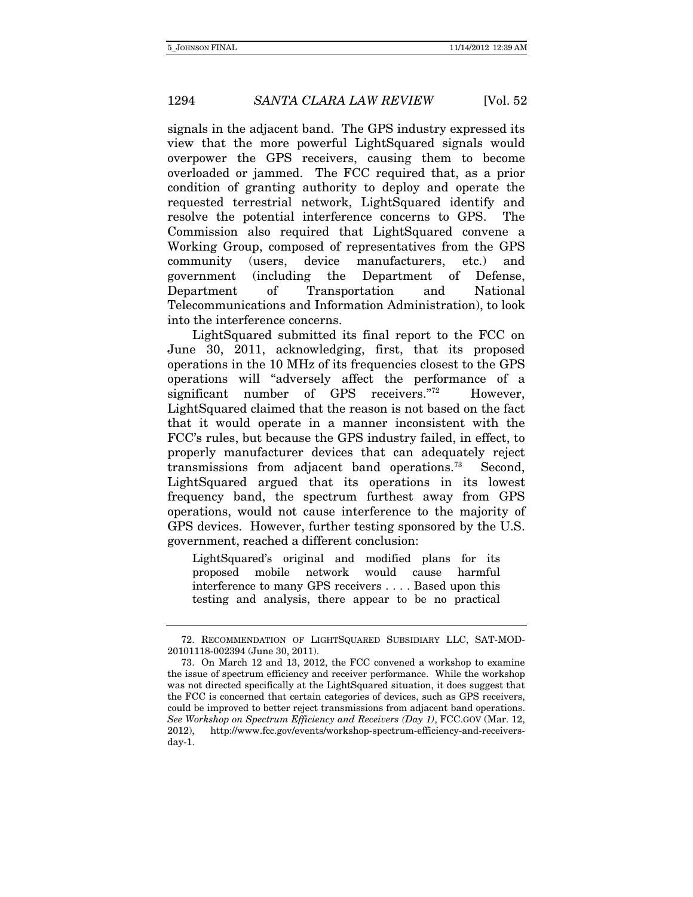signals in the adjacent band. The GPS industry expressed its view that the more powerful LightSquared signals would overpower the GPS receivers, causing them to become overloaded or jammed. The FCC required that, as a prior condition of granting authority to deploy and operate the requested terrestrial network, LightSquared identify and resolve the potential interference concerns to GPS. The Commission also required that LightSquared convene a Working Group, composed of representatives from the GPS community (users, device manufacturers, etc.) and government (including the Department of Defense, Department of Transportation and National Telecommunications and Information Administration), to look into the interference concerns.

LightSquared submitted its final report to the FCC on June 30, 2011, acknowledging, first, that its proposed operations in the 10 MHz of its frequencies closest to the GPS operations will "adversely affect the performance of a significant number of GPS receivers."[72] However, LightSquared claimed that the reason is not based on the fact that it would operate in a manner inconsistent with the FCC's rules, but because the GPS industry failed, in effect, to properly manufacturer devices that can adequately reject transmissions from adjacent band operations.[73] Second, LightSquared argued that its operations in its lowest frequency band, the spectrum furthest away from GPS operations, would not cause interference to the majority of GPS devices. However, further testing sponsored by the U.S. government, reached a different conclusion:

> LightSquared's original and modified plans for its proposed mobile network would cause harmful interference to many GPS receivers . . . . Based upon this testing and analysis, there appear to be no practical

---

72. RECOMMENDATION OF LIGHTSQUARED SUBSIDIARY LLC, SAT-MOD-20101118-002394 (June 30, 2011).

73. On March 12 and 13, 2012, the FCC convened a workshop to examine the issue of spectrum efficiency and receiver performance. While the workshop was not directed specifically at the LightSquared situation, it does suggest that the FCC is concerned that certain categories of devices, such as GPS receivers, could be improved to better reject transmissions from adjacent band operations. *See Workshop on Spectrum Efficiency and Receivers (Day 1)*, FCC.GOV (Mar. 12, 2012), http://www.fcc.gov/events/workshop-spectrum-efficiency-and-receivers-day-1.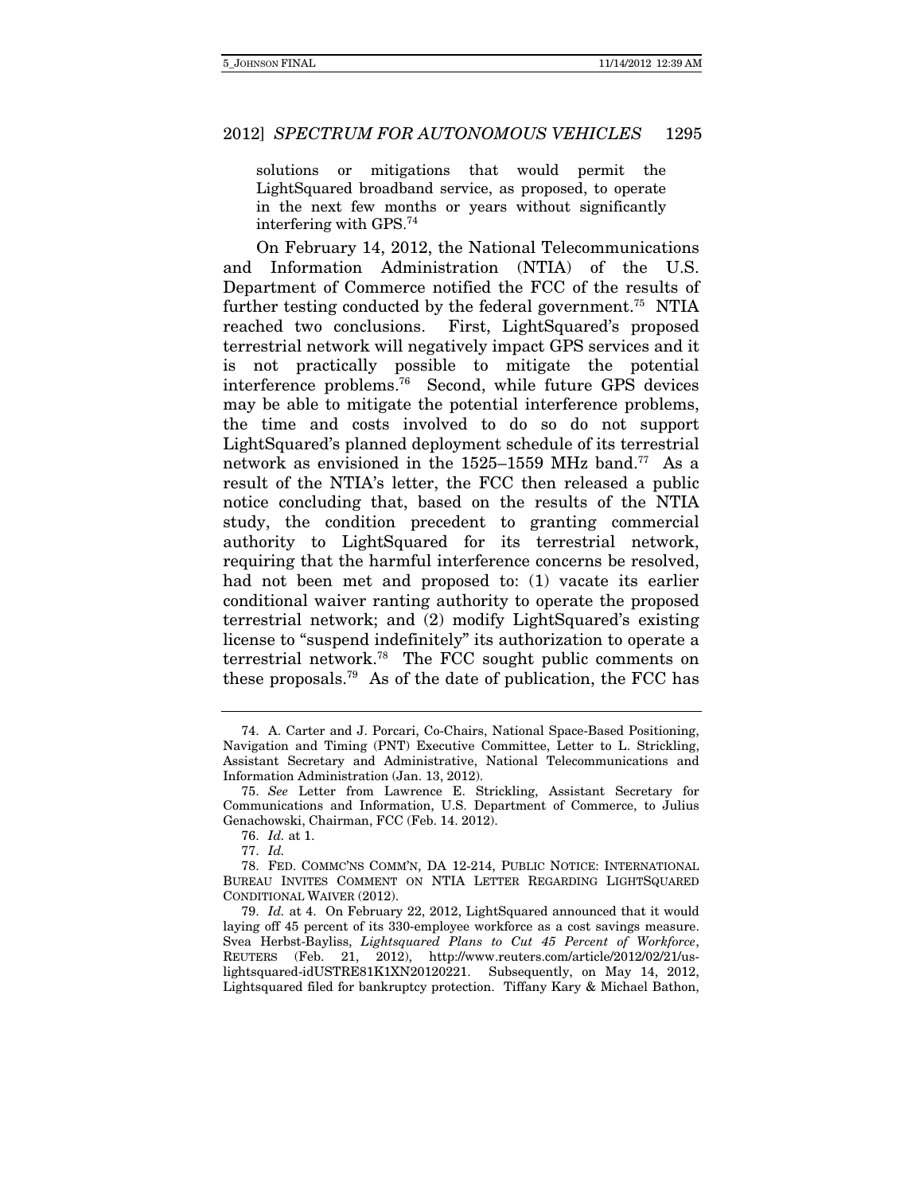> solutions or mitigations that would permit the LightSquared broadband service, as proposed, to operate in the next few months or years without significantly interfering with GPS.[74]

On February 14, 2012, the National Telecommunications and Information Administration (NTIA) of the U.S. Department of Commerce notified the FCC of the results of further testing conducted by the federal government.[75] NTIA reached two conclusions. First, LightSquared's proposed terrestrial network will negatively impact GPS services and it is not practically possible to mitigate the potential interference problems.[76] Second, while future GPS devices may be able to mitigate the potential interference problems, the time and costs involved to do so do not support LightSquared's planned deployment schedule of its terrestrial network as envisioned in the 1525–1559 MHz band.[77] As a result of the NTIA's letter, the FCC then released a public notice concluding that, based on the results of the NTIA study, the condition precedent to granting commercial authority to LightSquared for its terrestrial network, requiring that the harmful interference concerns be resolved, had not been met and proposed to: (1) vacate its earlier conditional waiver ranting authority to operate the proposed terrestrial network; and (2) modify LightSquared's existing license to "suspend indefinitely" its authorization to operate a terrestrial network.[78] The FCC sought public comments on these proposals.[79] As of the date of publication, the FCC has

---

74. A. Carter and J. Porcari, Co-Chairs, National Space-Based Positioning, Navigation and Timing (PNT) Executive Committee, Letter to L. Strickling, Assistant Secretary and Administrative, National Telecommunications and Information Administration (Jan. 13, 2012).

75. *See* Letter from Lawrence E. Strickling, Assistant Secretary for Communications and Information, U.S. Department of Commerce, to Julius Genachowski, Chairman, FCC (Feb. 14. 2012).

76. *Id.* at 1.

77. *Id.*

78. FED. COMMC'NS COMM'N, DA 12-214, PUBLIC NOTICE: INTERNATIONAL BUREAU INVITES COMMENT ON NTIA LETTER REGARDING LIGHTSQUARED CONDITIONAL WAIVER (2012).

79. *Id.* at 4. On February 22, 2012, LightSquared announced that it would laying off 45 percent of its 330-employee workforce as a cost savings measure. Svea Herbst-Bayliss, *Lightsquared Plans to Cut 45 Percent of Workforce*, REUTERS (Feb. 21, 2012), http://www.reuters.com/article/2012/02/21/us-lightsquared-idUSTRE81K1XN20120221. Subsequently, on May 14, 2012, Lightsquared filed for bankruptcy protection. Tiffany Kary & Michael Bathon,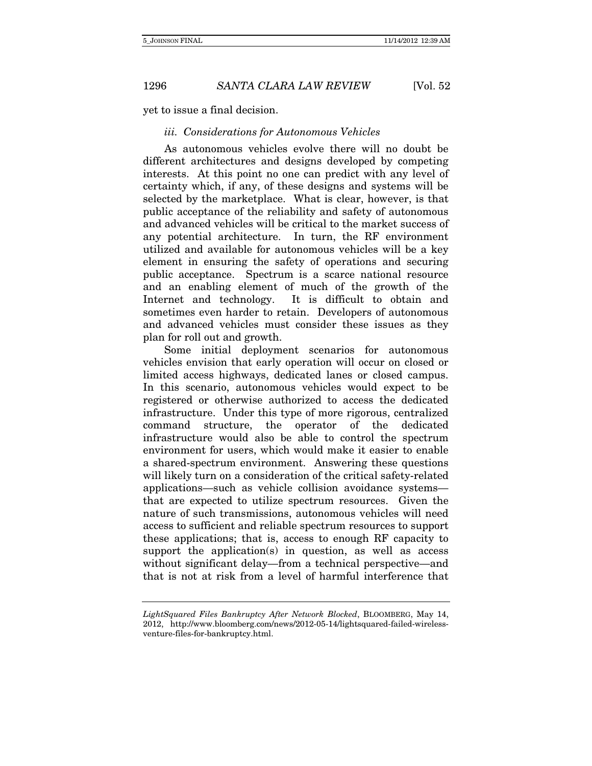yet to issue a final decision.

### *iii. Considerations for Autonomous Vehicles*

As autonomous vehicles evolve there will no doubt be different architectures and designs developed by competing interests. At this point no one can predict with any level of certainty which, if any, of these designs and systems will be selected by the marketplace. What is clear, however, is that public acceptance of the reliability and safety of autonomous and advanced vehicles will be critical to the market success of any potential architecture. In turn, the RF environment utilized and available for autonomous vehicles will be a key element in ensuring the safety of operations and securing public acceptance. Spectrum is a scarce national resource and an enabling element of much of the growth of the Internet and technology. It is difficult to obtain and sometimes even harder to retain. Developers of autonomous and advanced vehicles must consider these issues as they plan for roll out and growth.

Some initial deployment scenarios for autonomous vehicles envision that early operation will occur on closed or limited access highways, dedicated lanes or closed campus. In this scenario, autonomous vehicles would expect to be registered or otherwise authorized to access the dedicated infrastructure. Under this type of more rigorous, centralized command structure, the operator of the dedicated infrastructure would also be able to control the spectrum environment for users, which would make it easier to enable a shared-spectrum environment. Answering these questions will likely turn on a consideration of the critical safety-related applications—such as vehicle collision avoidance systems—that are expected to utilize spectrum resources. Given the nature of such transmissions, autonomous vehicles will need access to sufficient and reliable spectrum resources to support these applications; that is, access to enough RF capacity to support the application(s) in question, as well as access without significant delay—from a technical perspective—and that is not at risk from a level of harmful interference that

---

*LightSquared Files Bankruptcy After Network Blocked*, BLOOMBERG, May 14, 2012, http://www.bloomberg.com/news/2012-05-14/lightsquared-failed-wireless-venture-files-for-bankruptcy.html.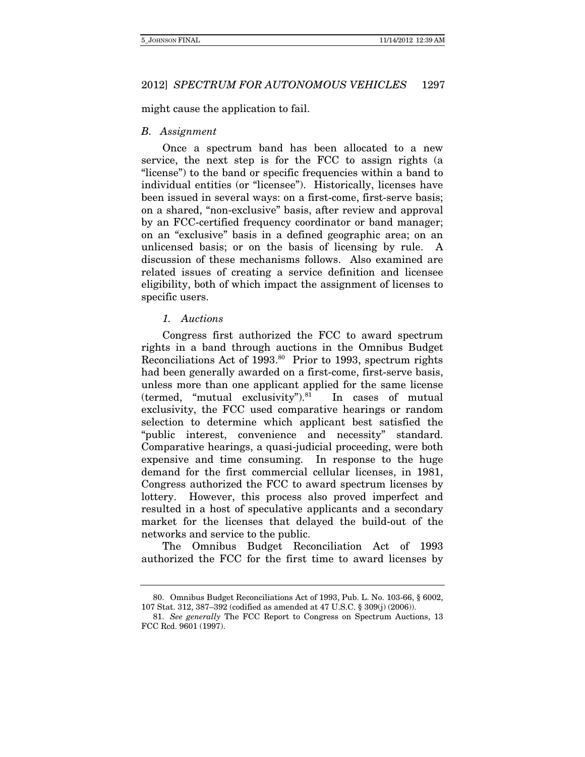might cause the application to fail.

### *B. Assignment*

Once a spectrum band has been allocated to a new service, the next step is for the FCC to assign rights (a "license") to the band or specific frequencies within a band to individual entities (or "licensee"). Historically, licenses have been issued in several ways: on a first-come, first-serve basis; on a shared, "non-exclusive" basis, after review and approval by an FCC-certified frequency coordinator or band manager; on an "exclusive" basis in a defined geographic area; on an unlicensed basis; or on the basis of licensing by rule. A discussion of these mechanisms follows. Also examined are related issues of creating a service definition and licensee eligibility, both of which impact the assignment of licenses to specific users.

#### *1. Auctions*

Congress first authorized the FCC to award spectrum rights in a band through auctions in the Omnibus Budget Reconciliations Act of 1993.[80] Prior to 1993, spectrum rights had been generally awarded on a first-come, first-serve basis, unless more than one applicant applied for the same license (termed, "mutual exclusivity").[81] In cases of mutual exclusivity, the FCC used comparative hearings or random selection to determine which applicant best satisfied the "public interest, convenience and necessity" standard. Comparative hearings, a quasi-judicial proceeding, were both expensive and time consuming. In response to the huge demand for the first commercial cellular licenses, in 1981, Congress authorized the FCC to award spectrum licenses by lottery. However, this process also proved imperfect and resulted in a host of speculative applicants and a secondary market for the licenses that delayed the build-out of the networks and service to the public.

The Omnibus Budget Reconciliation Act of 1993 authorized the FCC for the first time to award licenses by

---

80. Omnibus Budget Reconciliations Act of 1993, Pub. L. No. 103-66, § 6002, 107 Stat. 312, 387–392 (codified as amended at 47 U.S.C. § 309(j) (2006)).

81. *See generally* The FCC Report to Congress on Spectrum Auctions, 13 FCC Rcd. 9601 (1997).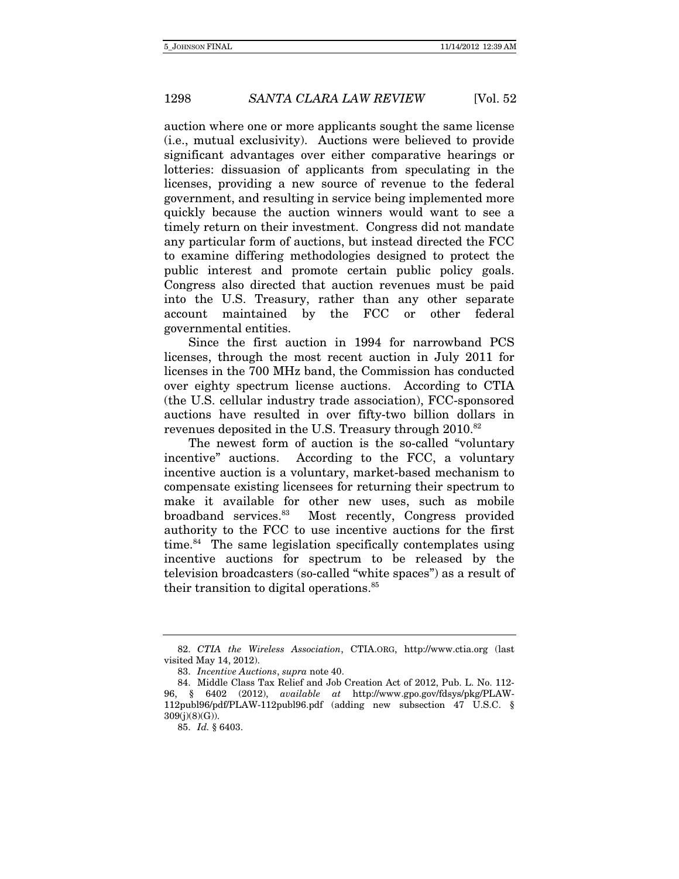auction where one or more applicants sought the same license (i.e., mutual exclusivity). Auctions were believed to provide significant advantages over either comparative hearings or lotteries: dissuasion of applicants from speculating in the licenses, providing a new source of revenue to the federal government, and resulting in service being implemented more quickly because the auction winners would want to see a timely return on their investment. Congress did not mandate any particular form of auctions, but instead directed the FCC to examine differing methodologies designed to protect the public interest and promote certain public policy goals. Congress also directed that auction revenues must be paid into the U.S. Treasury, rather than any other separate account maintained by the FCC or other federal governmental entities.

Since the first auction in 1994 for narrowband PCS licenses, through the most recent auction in July 2011 for licenses in the 700 MHz band, the Commission has conducted over eighty spectrum license auctions. According to CTIA (the U.S. cellular industry trade association), FCC-sponsored auctions have resulted in over fifty-two billion dollars in revenues deposited in the U.S. Treasury through 2010.[82]

The newest form of auction is the so-called "voluntary incentive" auctions. According to the FCC, a voluntary incentive auction is a voluntary, market-based mechanism to compensate existing licensees for returning their spectrum to make it available for other new uses, such as mobile broadband services.[83] Most recently, Congress provided authority to the FCC to use incentive auctions for the first time.[84] The same legislation specifically contemplates using incentive auctions for spectrum to be released by the television broadcasters (so-called "white spaces") as a result of their transition to digital operations.[85]

---

82. *CTIA the Wireless Association*, CTIA.ORG, http://www.ctia.org (last visited May 14, 2012).

83. *Incentive Auctions*, *supra* note 40.

84. Middle Class Tax Relief and Job Creation Act of 2012, Pub. L. No. 112-96, § 6402 (2012), *available at* http://www.gpo.gov/fdsys/pkg/PLAW-112publ96/pdf/PLAW-112publ96.pdf (adding new subsection 47 U.S.C. § 309(j)(8)(G)).

85. *Id.* § 6403.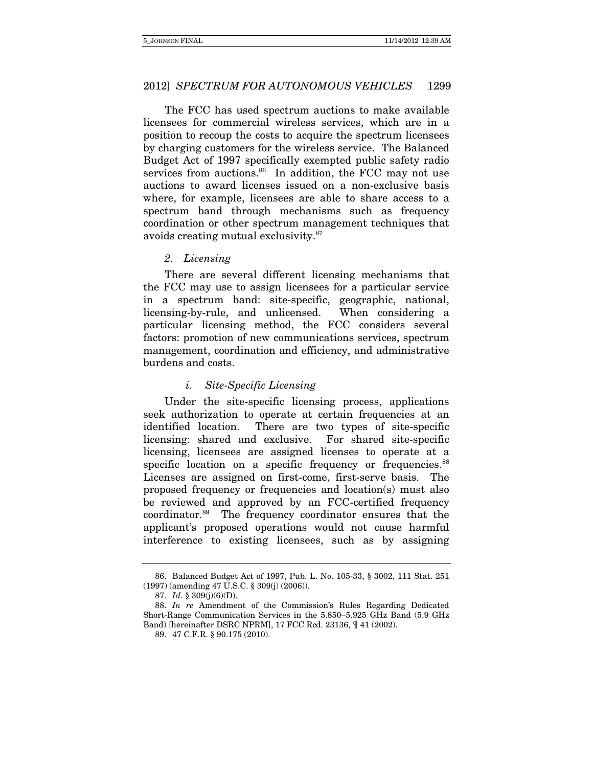The FCC has used spectrum auctions to make available licensees for commercial wireless services, which are in a position to recoup the costs to acquire the spectrum licensees by charging customers for the wireless service. The Balanced Budget Act of 1997 specifically exempted public safety radio services from auctions.[86] In addition, the FCC may not use auctions to award licenses issued on a non-exclusive basis where, for example, licensees are able to share access to a spectrum band through mechanisms such as frequency coordination or other spectrum management techniques that avoids creating mutual exclusivity.[87]

### *2. Licensing*

There are several different licensing mechanisms that the FCC may use to assign licensees for a particular service in a spectrum band: site-specific, geographic, national, licensing-by-rule, and unlicensed. When considering a particular licensing method, the FCC considers several factors: promotion of new communications services, spectrum management, coordination and efficiency, and administrative burdens and costs.

#### *i. Site-Specific Licensing*

Under the site-specific licensing process, applications seek authorization to operate at certain frequencies at an identified location. There are two types of site-specific licensing: shared and exclusive. For shared site-specific licensing, licensees are assigned licenses to operate at a specific location on a specific frequency or frequencies.[88] Licenses are assigned on first-come, first-serve basis. The proposed frequency or frequencies and location(s) must also be reviewed and approved by an FCC-certified frequency coordinator.[89] The frequency coordinator ensures that the applicant's proposed operations would not cause harmful interference to existing licensees, such as by assigning

---

86. Balanced Budget Act of 1997, Pub. L. No. 105-33, § 3002, 111 Stat. 251 (1997) (amending 47 U.S.C. § 309(j) (2006)).

87. *Id.* § 309(j)(6)(D).

88. *In re* Amendment of the Commission's Rules Regarding Dedicated Short-Range Communication Services in the 5.850–5.925 GHz Band (5.9 GHz Band) [hereinafter DSRC NPRM], 17 FCC Rcd. 23136, ¶ 41 (2002).

89. 47 C.F.R. § 90.175 (2010).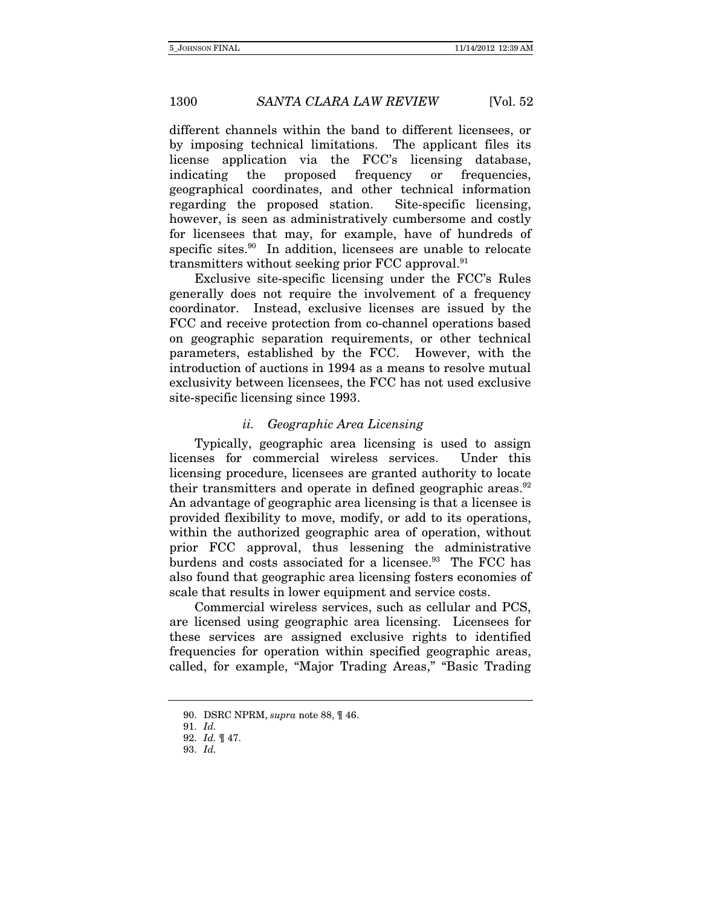different channels within the band to different licensees, or by imposing technical limitations. The applicant files its license application via the FCC's licensing database, indicating the proposed frequency or frequencies, geographical coordinates, and other technical information regarding the proposed station. Site-specific licensing, however, is seen as administratively cumbersome and costly for licensees that may, for example, have of hundreds of specific sites.[90] In addition, licensees are unable to relocate transmitters without seeking prior FCC approval.[91]

Exclusive site-specific licensing under the FCC's Rules generally does not require the involvement of a frequency coordinator. Instead, exclusive licenses are issued by the FCC and receive protection from co-channel operations based on geographic separation requirements, or other technical parameters, established by the FCC. However, with the introduction of auctions in 1994 as a means to resolve mutual exclusivity between licensees, the FCC has not used exclusive site-specific licensing since 1993.

#### *ii. Geographic Area Licensing*

Typically, geographic area licensing is used to assign licenses for commercial wireless services. Under this licensing procedure, licensees are granted authority to locate their transmitters and operate in defined geographic areas.[92] An advantage of geographic area licensing is that a licensee is provided flexibility to move, modify, or add to its operations, within the authorized geographic area of operation, without prior FCC approval, thus lessening the administrative burdens and costs associated for a licensee.[93] The FCC has also found that geographic area licensing fosters economies of scale that results in lower equipment and service costs.

Commercial wireless services, such as cellular and PCS, are licensed using geographic area licensing. Licensees for these services are assigned exclusive rights to identified frequencies for operation within specified geographic areas, called, for example, "Major Trading Areas," "Basic Trading

---

90. DSRC NPRM, *supra* note 88, ¶ 46.

91. *Id.*

92. *Id.* ¶ 47.

93. *Id.*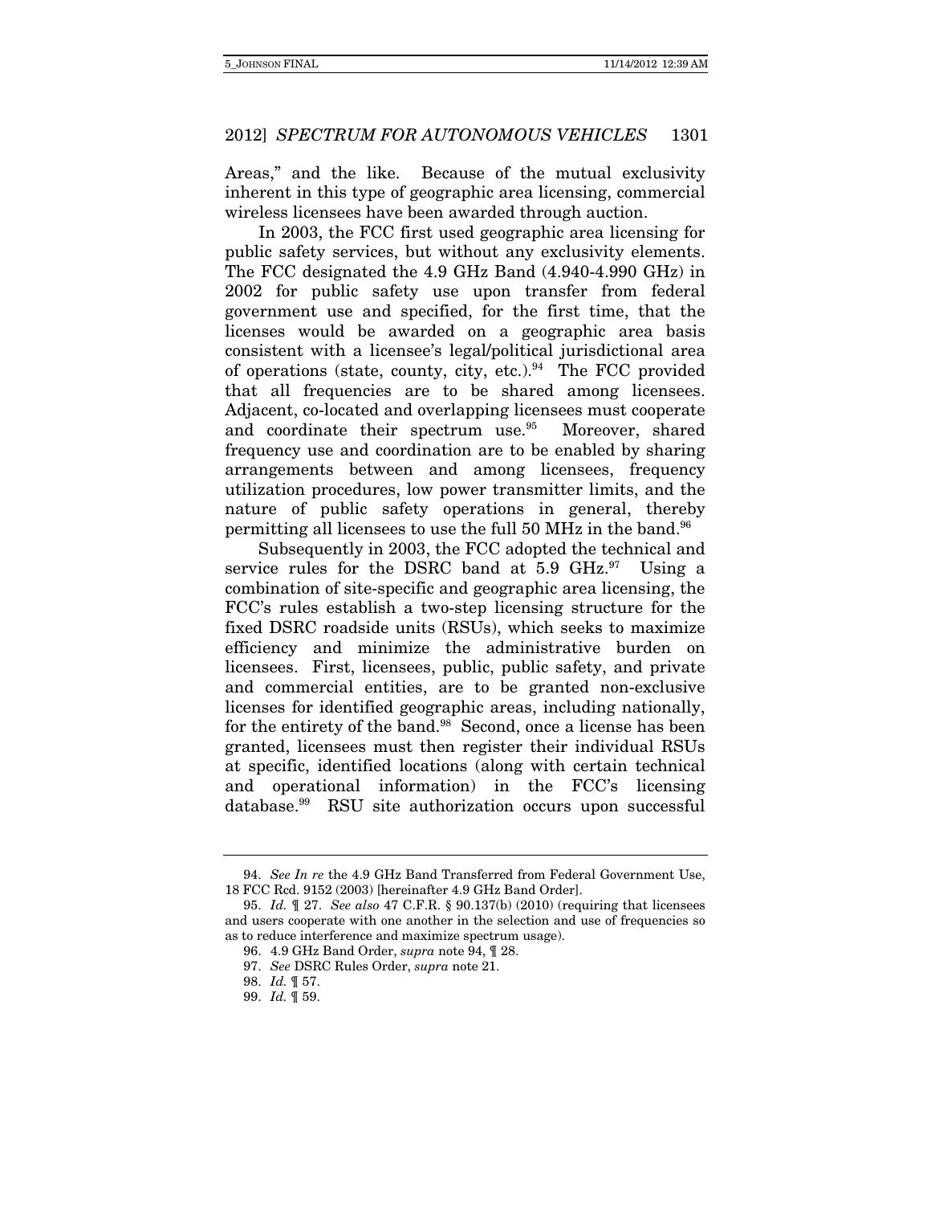Areas," and the like. Because of the mutual exclusivity inherent in this type of geographic area licensing, commercial wireless licensees have been awarded through auction.

In 2003, the FCC first used geographic area licensing for public safety services, but without any exclusivity elements. The FCC designated the 4.9 GHz Band (4.940-4.990 GHz) in 2002 for public safety use upon transfer from federal government use and specified, for the first time, that the licenses would be awarded on a geographic area basis consistent with a licensee's legal/political jurisdictional area of operations (state, county, city, etc.).[94] The FCC provided that all frequencies are to be shared among licensees. Adjacent, co-located and overlapping licensees must cooperate and coordinate their spectrum use.[95] Moreover, shared frequency use and coordination are to be enabled by sharing arrangements between and among licensees, frequency utilization procedures, low power transmitter limits, and the nature of public safety operations in general, thereby permitting all licensees to use the full 50 MHz in the band.[96]

Subsequently in 2003, the FCC adopted the technical and service rules for the DSRC band at 5.9 GHz.[97] Using a combination of site-specific and geographic area licensing, the FCC's rules establish a two-step licensing structure for the fixed DSRC roadside units (RSUs), which seeks to maximize efficiency and minimize the administrative burden on licensees. First, licensees, public, public safety, and private and commercial entities, are to be granted non-exclusive licenses for identified geographic areas, including nationally, for the entirety of the band.[98] Second, once a license has been granted, licensees must then register their individual RSUs at specific, identified locations (along with certain technical and operational information) in the FCC's licensing database.[99] RSU site authorization occurs upon successful

---

94. *See In re* the 4.9 GHz Band Transferred from Federal Government Use, 18 FCC Rcd. 9152 (2003) [hereinafter 4.9 GHz Band Order].

95. *Id.* ¶ 27. *See also* 47 C.F.R. § 90.137(b) (2010) (requiring that licensees and users cooperate with one another in the selection and use of frequencies so as to reduce interference and maximize spectrum usage).

96. 4.9 GHz Band Order, *supra* note 94, ¶ 28.

97. *See* DSRC Rules Order, *supra* note 21.

98. *Id.* ¶ 57.

99. *Id.* ¶ 59.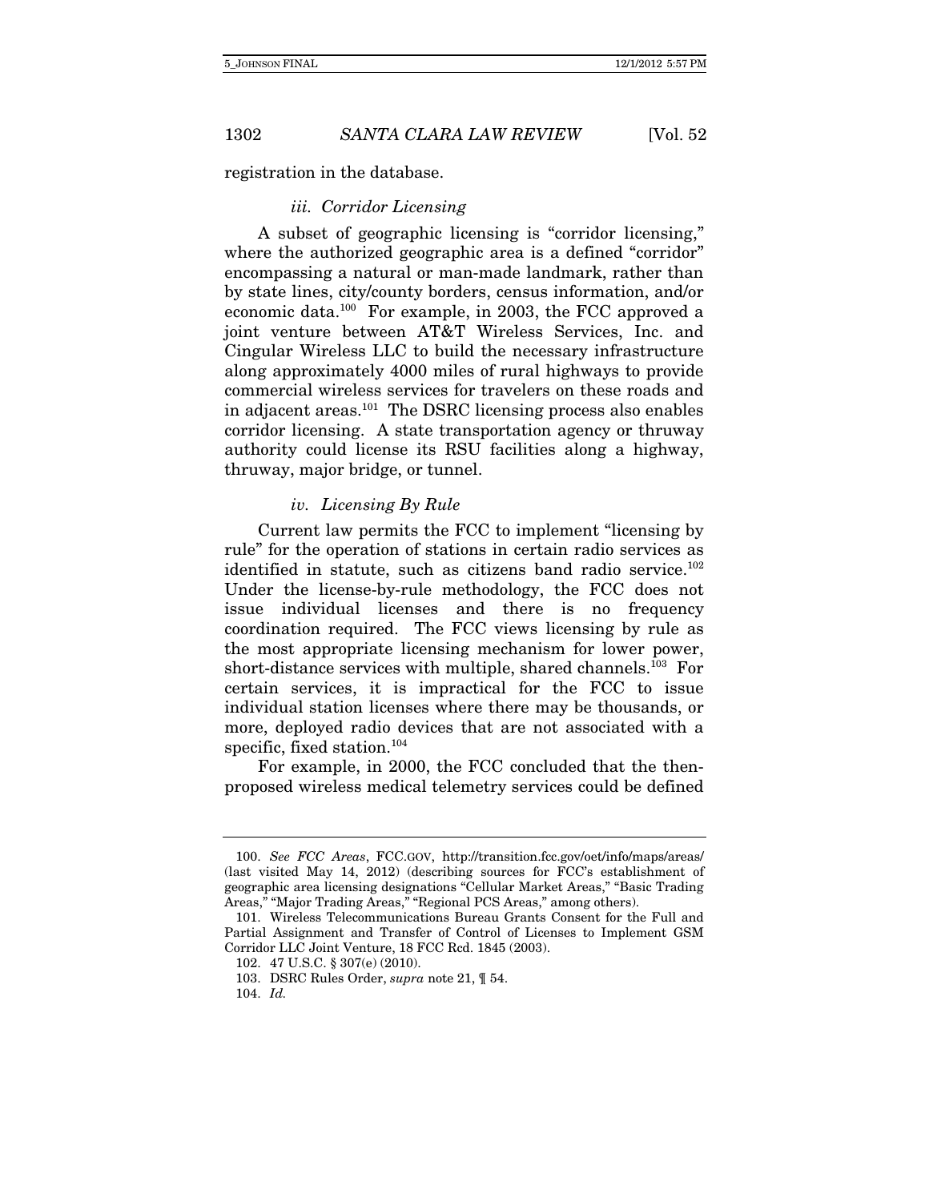registration in the database.

### *iii. Corridor Licensing*

A subset of geographic licensing is "corridor licensing," where the authorized geographic area is a defined "corridor" encompassing a natural or man-made landmark, rather than by state lines, city/county borders, census information, and/or economic data.[100] For example, in 2003, the FCC approved a joint venture between AT&T Wireless Services, Inc. and Cingular Wireless LLC to build the necessary infrastructure along approximately 4000 miles of rural highways to provide commercial wireless services for travelers on these roads and in adjacent areas.[101] The DSRC licensing process also enables corridor licensing. A state transportation agency or thruway authority could license its RSU facilities along a highway, thruway, major bridge, or tunnel.

### *iv. Licensing By Rule*

Current law permits the FCC to implement "licensing by rule" for the operation of stations in certain radio services as identified in statute, such as citizens band radio service.[102] Under the license-by-rule methodology, the FCC does not issue individual licenses and there is no frequency coordination required. The FCC views licensing by rule as the most appropriate licensing mechanism for lower power, short-distance services with multiple, shared channels.[103] For certain services, it is impractical for the FCC to issue individual station licenses where there may be thousands, or more, deployed radio devices that are not associated with a specific, fixed station.[104]

For example, in 2000, the FCC concluded that the then-proposed wireless medical telemetry services could be defined

---

100. *See FCC Areas*, FCC.GOV, http://transition.fcc.gov/oet/info/maps/areas/ (last visited May 14, 2012) (describing sources for FCC's establishment of geographic area licensing designations "Cellular Market Areas," "Basic Trading Areas," "Major Trading Areas," "Regional PCS Areas," among others).

101. Wireless Telecommunications Bureau Grants Consent for the Full and Partial Assignment and Transfer of Control of Licenses to Implement GSM Corridor LLC Joint Venture, 18 FCC Rcd. 1845 (2003).

102. 47 U.S.C. § 307(e) (2010).

103. DSRC Rules Order, *supra* note 21, ¶ 54.

104. *Id.*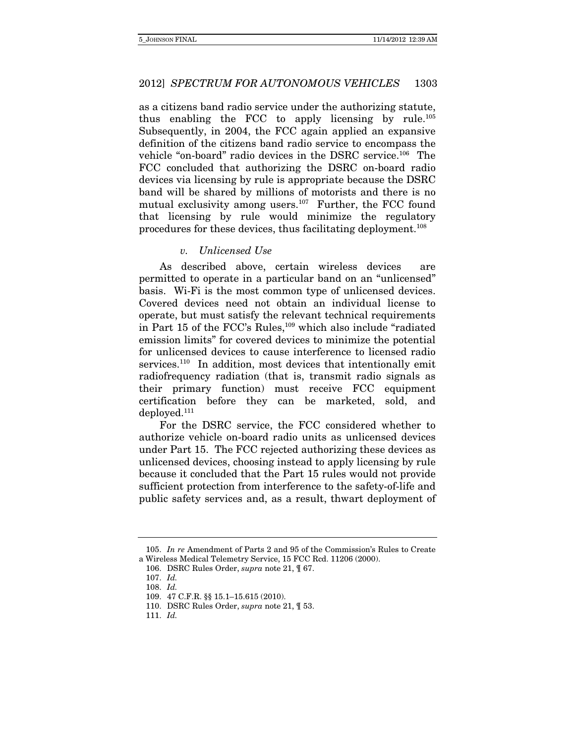as a citizens band radio service under the authorizing statute, thus enabling the FCC to apply licensing by rule.[105] Subsequently, in 2004, the FCC again applied an expansive definition of the citizens band radio service to encompass the vehicle "on-board" radio devices in the DSRC service.[106] The FCC concluded that authorizing the DSRC on-board radio devices via licensing by rule is appropriate because the DSRC band will be shared by millions of motorists and there is no mutual exclusivity among users.[107] Further, the FCC found that licensing by rule would minimize the regulatory procedures for these devices, thus facilitating deployment.[108]

#### *v. Unlicensed Use*

As described above, certain wireless devices are permitted to operate in a particular band on an "unlicensed" basis. Wi-Fi is the most common type of unlicensed devices. Covered devices need not obtain an individual license to operate, but must satisfy the relevant technical requirements in Part 15 of the FCC's Rules,[109] which also include "radiated emission limits" for covered devices to minimize the potential for unlicensed devices to cause interference to licensed radio services.[110] In addition, most devices that intentionally emit radiofrequency radiation (that is, transmit radio signals as their primary function) must receive FCC equipment certification before they can be marketed, sold, and deployed.[111]

For the DSRC service, the FCC considered whether to authorize vehicle on-board radio units as unlicensed devices under Part 15. The FCC rejected authorizing these devices as unlicensed devices, choosing instead to apply licensing by rule because it concluded that the Part 15 rules would not provide sufficient protection from interference to the safety-of-life and public safety services and, as a result, thwart deployment of

---

105. *In re* Amendment of Parts 2 and 95 of the Commission's Rules to Create a Wireless Medical Telemetry Service, 15 FCC Rcd. 11206 (2000).

106. DSRC Rules Order, *supra* note 21, ¶ 67.

107. *Id.*

108. *Id.*

109. 47 C.F.R. §§ 15.1–15.615 (2010).

110. DSRC Rules Order, *supra* note 21, ¶ 53.

111. *Id.*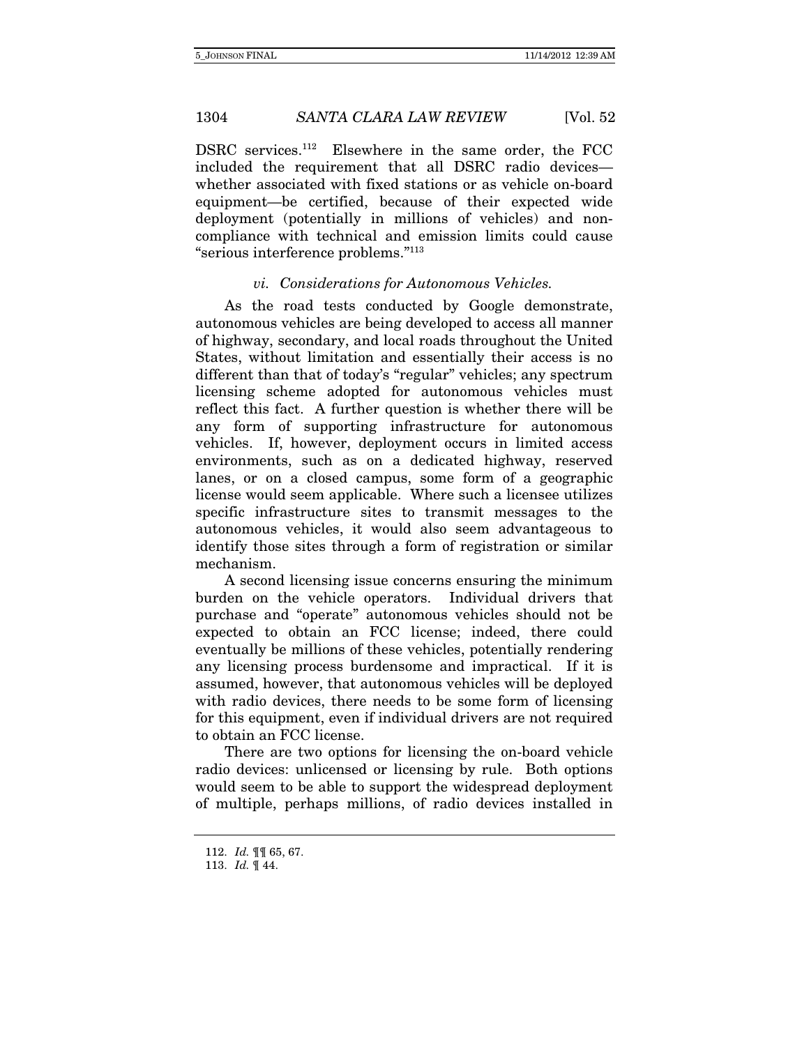DSRC services.[112] Elsewhere in the same order, the FCC included the requirement that all DSRC radio devices—whether associated with fixed stations or as vehicle on-board equipment—be certified, because of their expected wide deployment (potentially in millions of vehicles) and non-compliance with technical and emission limits could cause "serious interference problems."[113]

#### *vi. Considerations for Autonomous Vehicles.*

As the road tests conducted by Google demonstrate, autonomous vehicles are being developed to access all manner of highway, secondary, and local roads throughout the United States, without limitation and essentially their access is no different than that of today's "regular" vehicles; any spectrum licensing scheme adopted for autonomous vehicles must reflect this fact. A further question is whether there will be any form of supporting infrastructure for autonomous vehicles. If, however, deployment occurs in limited access environments, such as on a dedicated highway, reserved lanes, or on a closed campus, some form of a geographic license would seem applicable. Where such a licensee utilizes specific infrastructure sites to transmit messages to the autonomous vehicles, it would also seem advantageous to identify those sites through a form of registration or similar mechanism.

A second licensing issue concerns ensuring the minimum burden on the vehicle operators. Individual drivers that purchase and "operate" autonomous vehicles should not be expected to obtain an FCC license; indeed, there could eventually be millions of these vehicles, potentially rendering any licensing process burdensome and impractical. If it is assumed, however, that autonomous vehicles will be deployed with radio devices, there needs to be some form of licensing for this equipment, even if individual drivers are not required to obtain an FCC license.

There are two options for licensing the on-board vehicle radio devices: unlicensed or licensing by rule. Both options would seem to be able to support the widespread deployment of multiple, perhaps millions, of radio devices installed in

---

112. *Id.* ¶¶ 65, 67.

113. *Id.* ¶ 44.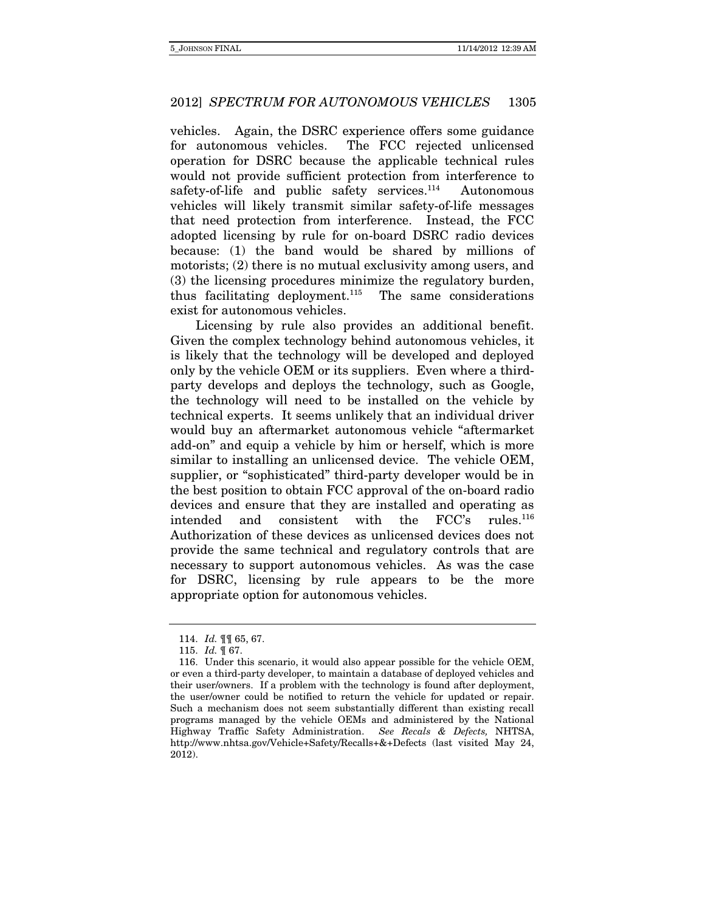vehicles. Again, the DSRC experience offers some guidance for autonomous vehicles. The FCC rejected unlicensed operation for DSRC because the applicable technical rules would not provide sufficient protection from interference to safety-of-life and public safety services.[114] Autonomous vehicles will likely transmit similar safety-of-life messages that need protection from interference. Instead, the FCC adopted licensing by rule for on-board DSRC radio devices because: (1) the band would be shared by millions of motorists; (2) there is no mutual exclusivity among users, and (3) the licensing procedures minimize the regulatory burden, thus facilitating deployment.[115] The same considerations exist for autonomous vehicles.

Licensing by rule also provides an additional benefit. Given the complex technology behind autonomous vehicles, it is likely that the technology will be developed and deployed only by the vehicle OEM or its suppliers. Even where a third-party develops and deploys the technology, such as Google, the technology will need to be installed on the vehicle by technical experts. It seems unlikely that an individual driver would buy an aftermarket autonomous vehicle "aftermarket add-on" and equip a vehicle by him or herself, which is more similar to installing an unlicensed device. The vehicle OEM, supplier, or "sophisticated" third-party developer would be in the best position to obtain FCC approval of the on-board radio devices and ensure that they are installed and operating as intended and consistent with the FCC's rules.[116] Authorization of these devices as unlicensed devices does not provide the same technical and regulatory controls that are necessary to support autonomous vehicles. As was the case for DSRC, licensing by rule appears to be the more appropriate option for autonomous vehicles.

---

114. *Id.* ¶¶ 65, 67.

115. *Id.* ¶ 67.

116. Under this scenario, it would also appear possible for the vehicle OEM, or even a third-party developer, to maintain a database of deployed vehicles and their user/owners. If a problem with the technology is found after deployment, the user/owner could be notified to return the vehicle for updated or repair. Such a mechanism does not seem substantially different than existing recall programs managed by the vehicle OEMs and administered by the National Highway Traffic Safety Administration. *See Recals & Defects,* NHTSA, http://www.nhtsa.gov/Vehicle+Safety/Recalls+&+Defects (last visited May 24, 2012).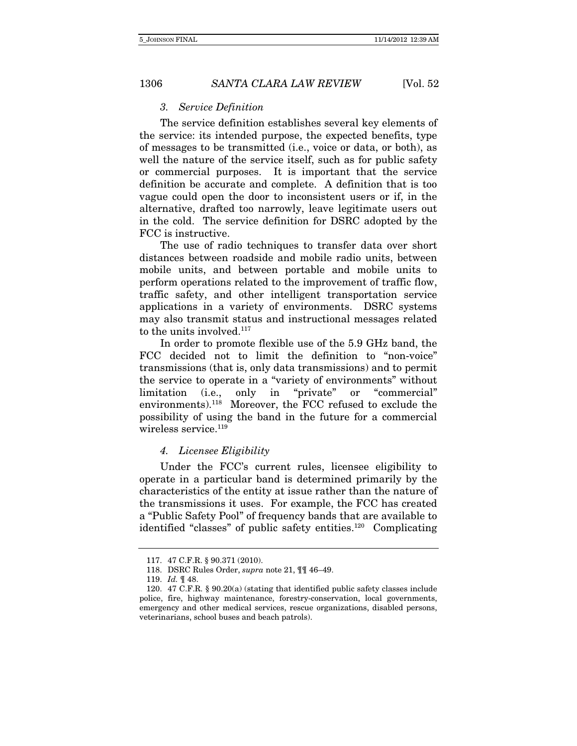### 3. *Service Definition*

The service definition establishes several key elements of the service: its intended purpose, the expected benefits, type of messages to be transmitted (i.e., voice or data, or both), as well the nature of the service itself, such as for public safety or commercial purposes. It is important that the service definition be accurate and complete. A definition that is too vague could open the door to inconsistent users or if, in the alternative, drafted too narrowly, leave legitimate users out in the cold. The service definition for DSRC adopted by the FCC is instructive.

The use of radio techniques to transfer data over short distances between roadside and mobile radio units, between mobile units, and between portable and mobile units to perform operations related to the improvement of traffic flow, traffic safety, and other intelligent transportation service applications in a variety of environments. DSRC systems may also transmit status and instructional messages related to the units involved.[117]

In order to promote flexible use of the 5.9 GHz band, the FCC decided not to limit the definition to "non-voice" transmissions (that is, only data transmissions) and to permit the service to operate in a "variety of environments" without limitation (i.e., only in "private" or "commercial" environments).[118] Moreover, the FCC refused to exclude the possibility of using the band in the future for a commercial wireless service.[119]

### 4. *Licensee Eligibility*

Under the FCC's current rules, licensee eligibility to operate in a particular band is determined primarily by the characteristics of the entity at issue rather than the nature of the transmissions it uses. For example, the FCC has created a "Public Safety Pool" of frequency bands that are available to identified "classes" of public safety entities.[120] Complicating

---

117. 47 C.F.R. § 90.371 (2010).

118. DSRC Rules Order, *supra* note 21, ¶¶ 46–49.

119. *Id.* ¶ 48.

120. 47 C.F.R. § 90.20(a) (stating that identified public safety classes include police, fire, highway maintenance, forestry-conservation, local governments, emergency and other medical services, rescue organizations, disabled persons, veterinarians, school buses and beach patrols).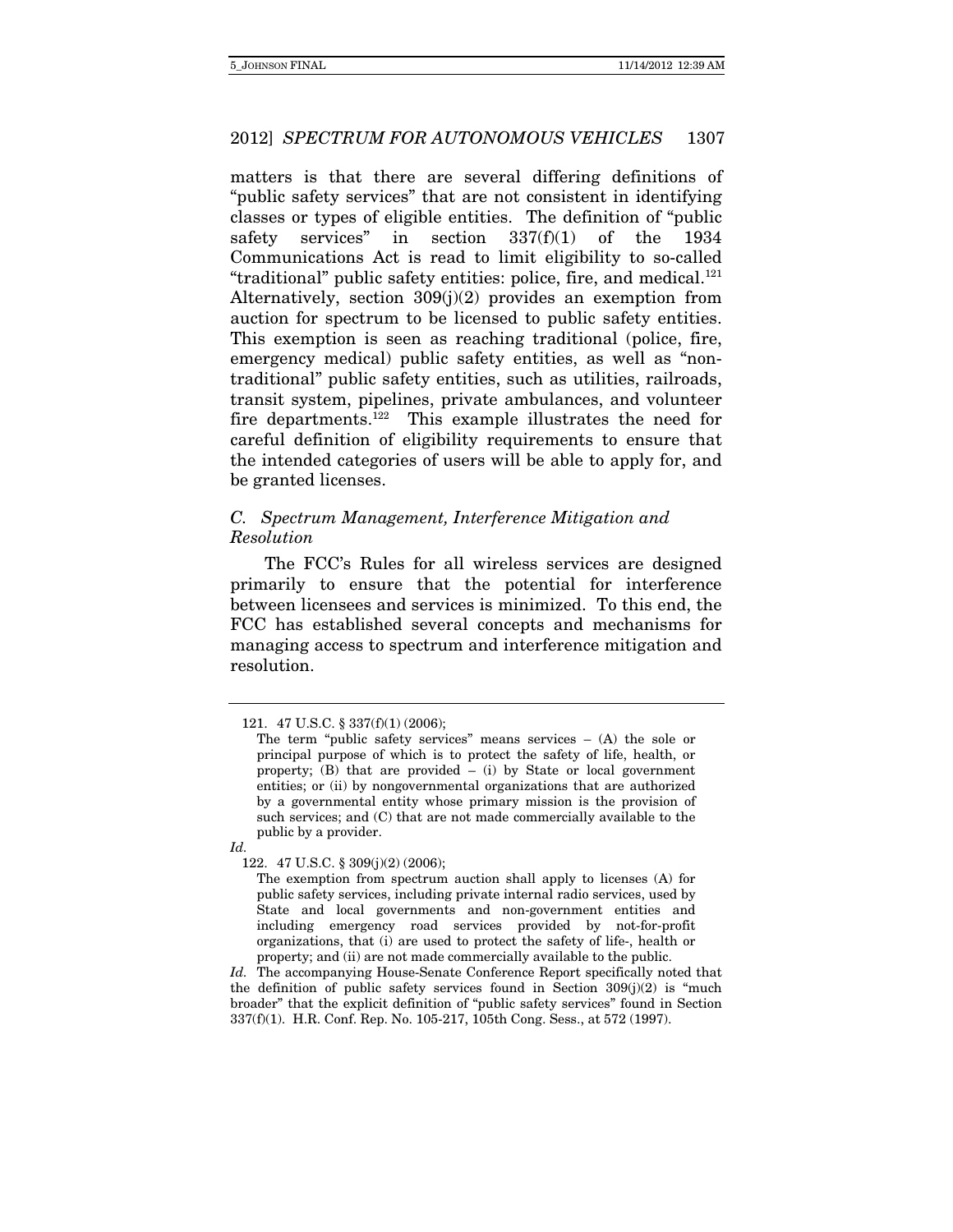matters is that there are several differing definitions of "public safety services" that are not consistent in identifying classes or types of eligible entities. The definition of "public safety services" in section 337(f)(1) of the 1934 Communications Act is read to limit eligibility to so-called "traditional" public safety entities: police, fire, and medical.[121] Alternatively, section 309(j)(2) provides an exemption from auction for spectrum to be licensed to public safety entities. This exemption is seen as reaching traditional (police, fire, emergency medical) public safety entities, as well as "non-traditional" public safety entities, such as utilities, railroads, transit system, pipelines, private ambulances, and volunteer fire departments.[122] This example illustrates the need for careful definition of eligibility requirements to ensure that the intended categories of users will be able to apply for, and be granted licenses.

### *C. Spectrum Management, Interference Mitigation and Resolution*

The FCC's Rules for all wireless services are designed primarily to ensure that the potential for interference between licensees and services is minimized. To this end, the FCC has established several concepts and mechanisms for managing access to spectrum and interference mitigation and resolution.

---

121. 47 U.S.C. § 337(f)(1) (2006);

> The term "public safety services" means services – (A) the sole or principal purpose of which is to protect the safety of life, health, or property; (B) that are provided – (i) by State or local government entities; or (ii) by nongovernmental organizations that are authorized by a governmental entity whose primary mission is the provision of such services; and (C) that are not made commercially available to the public by a provider.

*Id.*

122. 47 U.S.C. § 309(j)(2) (2006);

> The exemption from spectrum auction shall apply to licenses (A) for public safety services, including private internal radio services, used by State and local governments and non-government entities and including emergency road services provided by not-for-profit organizations, that (i) are used to protect the safety of life-, health or property; and (ii) are not made commercially available to the public.

*Id.* The accompanying House-Senate Conference Report specifically noted that the definition of public safety services found in Section 309(j)(2) is "much broader" that the explicit definition of "public safety services" found in Section 337(f)(1). H.R. Conf. Rep. No. 105-217, 105th Cong. Sess., at 572 (1997).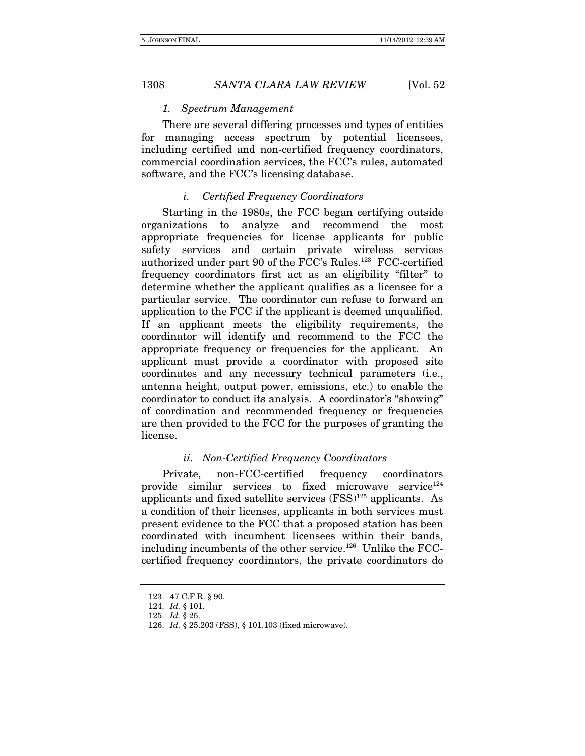### 1. *Spectrum Management*

There are several differing processes and types of entities for managing access spectrum by potential licensees, including certified and non-certified frequency coordinators, commercial coordination services, the FCC's rules, automated software, and the FCC's licensing database.

#### i. *Certified Frequency Coordinators*

Starting in the 1980s, the FCC began certifying outside organizations to analyze and recommend the most appropriate frequencies for license applicants for public safety services and certain private wireless services authorized under part 90 of the FCC's Rules.[123] FCC-certified frequency coordinators first act as an eligibility "filter" to determine whether the applicant qualifies as a licensee for a particular service. The coordinator can refuse to forward an application to the FCC if the applicant is deemed unqualified. If an applicant meets the eligibility requirements, the coordinator will identify and recommend to the FCC the appropriate frequency or frequencies for the applicant. An applicant must provide a coordinator with proposed site coordinates and any necessary technical parameters (i.e., antenna height, output power, emissions, etc.) to enable the coordinator to conduct its analysis. A coordinator's "showing" of coordination and recommended frequency or frequencies are then provided to the FCC for the purposes of granting the license.

#### ii. *Non-Certified Frequency Coordinators*

Private, non-FCC-certified frequency coordinators provide similar services to fixed microwave service[124] applicants and fixed satellite services (FSS)[125] applicants. As a condition of their licenses, applicants in both services must present evidence to the FCC that a proposed station has been coordinated with incumbent licensees within their bands, including incumbents of the other service.[126] Unlike the FCC-certified frequency coordinators, the private coordinators do

---

123. 47 C.F.R. § 90.

124. *Id.* § 101.

125. *Id.* § 25.

126. *Id.* § 25.203 (FSS), § 101.103 (fixed microwave).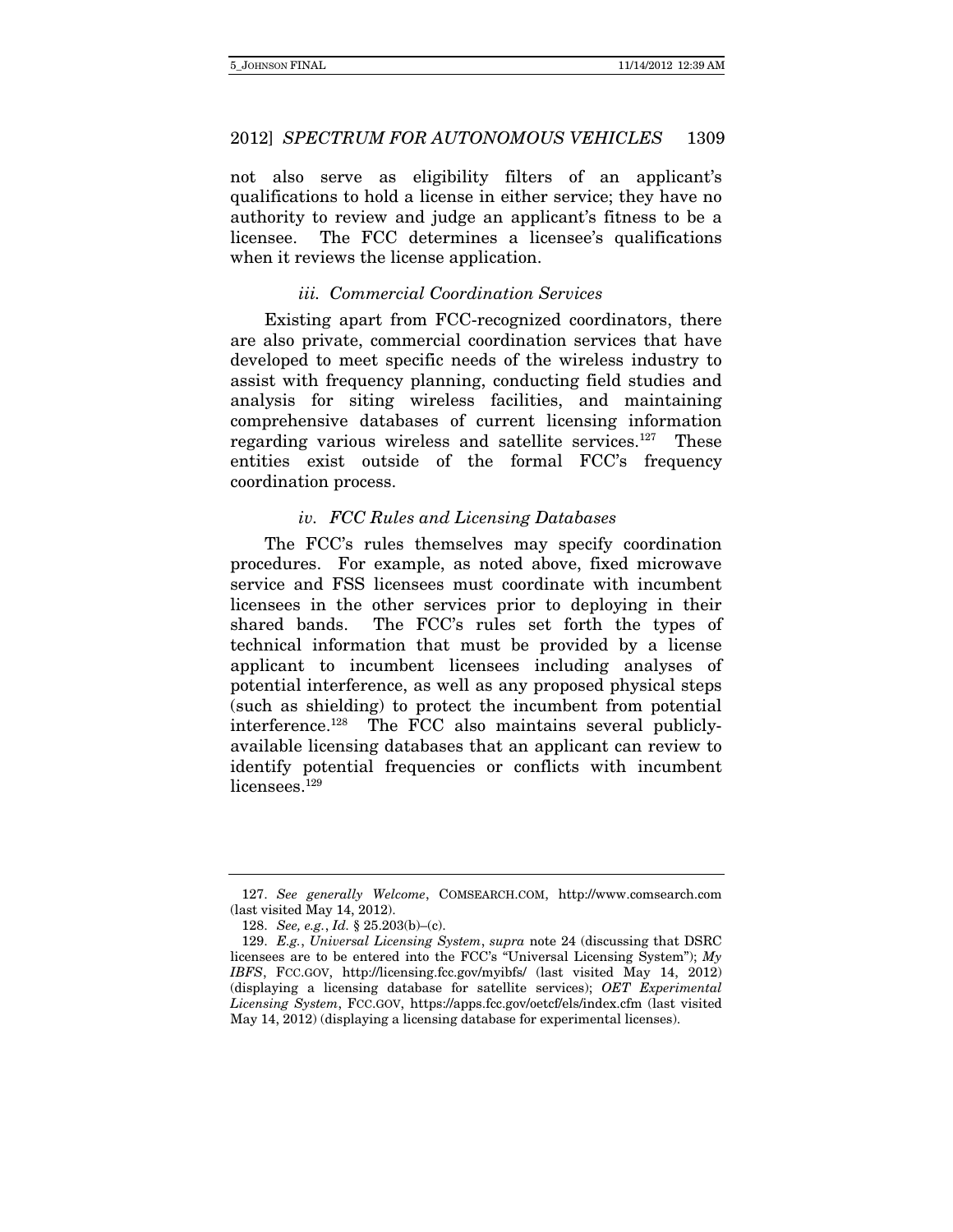not also serve as eligibility filters of an applicant's qualifications to hold a license in either service; they have no authority to review and judge an applicant's fitness to be a licensee. The FCC determines a licensee's qualifications when it reviews the license application.

### *iii. Commercial Coordination Services*

Existing apart from FCC-recognized coordinators, there are also private, commercial coordination services that have developed to meet specific needs of the wireless industry to assist with frequency planning, conducting field studies and analysis for siting wireless facilities, and maintaining comprehensive databases of current licensing information regarding various wireless and satellite services.[127] These entities exist outside of the formal FCC's frequency coordination process.

### *iv. FCC Rules and Licensing Databases*

The FCC's rules themselves may specify coordination procedures. For example, as noted above, fixed microwave service and FSS licensees must coordinate with incumbent licensees in the other services prior to deploying in their shared bands. The FCC's rules set forth the types of technical information that must be provided by a license applicant to incumbent licensees including analyses of potential interference, as well as any proposed physical steps (such as shielding) to protect the incumbent from potential interference.[128] The FCC also maintains several publicly-available licensing databases that an applicant can review to identify potential frequencies or conflicts with incumbent licensees.[129]

---

127. *See generally Welcome*, COMSEARCH.COM, http://www.comsearch.com (last visited May 14, 2012).

128. *See, e.g.*, *Id.* § 25.203(b)–(c).

129. *E.g.*, *Universal Licensing System*, *supra* note 24 (discussing that DSRC licensees are to be entered into the FCC's "Universal Licensing System"); *My IBFS*, FCC.GOV, http://licensing.fcc.gov/myibfs/ (last visited May 14, 2012) (displaying a licensing database for satellite services); *OET Experimental Licensing System*, FCC.GOV, https://apps.fcc.gov/oetcf/els/index.cfm (last visited May 14, 2012) (displaying a licensing database for experimental licenses).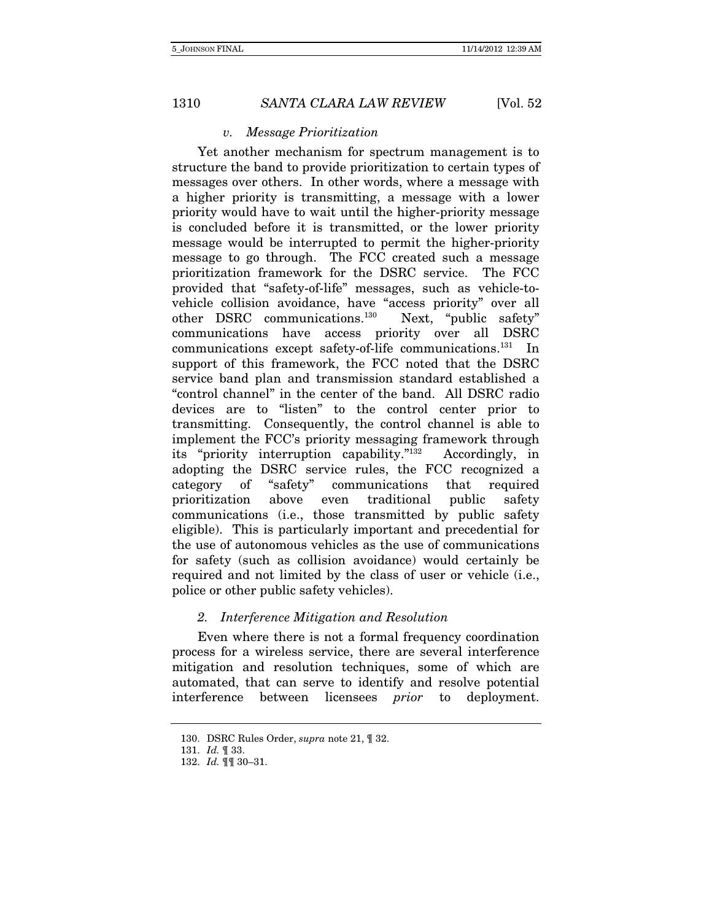### *v. Message Prioritization*

Yet another mechanism for spectrum management is to structure the band to provide prioritization to certain types of messages over others. In other words, where a message with a higher priority is transmitting, a message with a lower priority would have to wait until the higher-priority message is concluded before it is transmitted, or the lower priority message would be interrupted to permit the higher-priority message to go through. The FCC created such a message prioritization framework for the DSRC service. The FCC provided that "safety-of-life" messages, such as vehicle-to-vehicle collision avoidance, have "access priority" over all other DSRC communications.[130] Next, "public safety" communications have access priority over all DSRC communications except safety-of-life communications.[131] In support of this framework, the FCC noted that the DSRC service band plan and transmission standard established a "control channel" in the center of the band. All DSRC radio devices are to "listen" to the control center prior to transmitting. Consequently, the control channel is able to implement the FCC's priority messaging framework through its "priority interruption capability."[132] Accordingly, in adopting the DSRC service rules, the FCC recognized a category of "safety" communications that required prioritization above even traditional public safety communications (i.e., those transmitted by public safety eligible). This is particularly important and precedential for the use of autonomous vehicles as the use of communications for safety (such as collision avoidance) would certainly be required and not limited by the class of user or vehicle (i.e., police or other public safety vehicles).

### *2. Interference Mitigation and Resolution*

Even where there is not a formal frequency coordination process for a wireless service, there are several interference mitigation and resolution techniques, some of which are automated, that can serve to identify and resolve potential interference between licensees *prior* to deployment.

---

130. DSRC Rules Order, *supra* note 21, ¶ 32.

131. *Id.* ¶ 33.

132. *Id.* ¶¶ 30–31.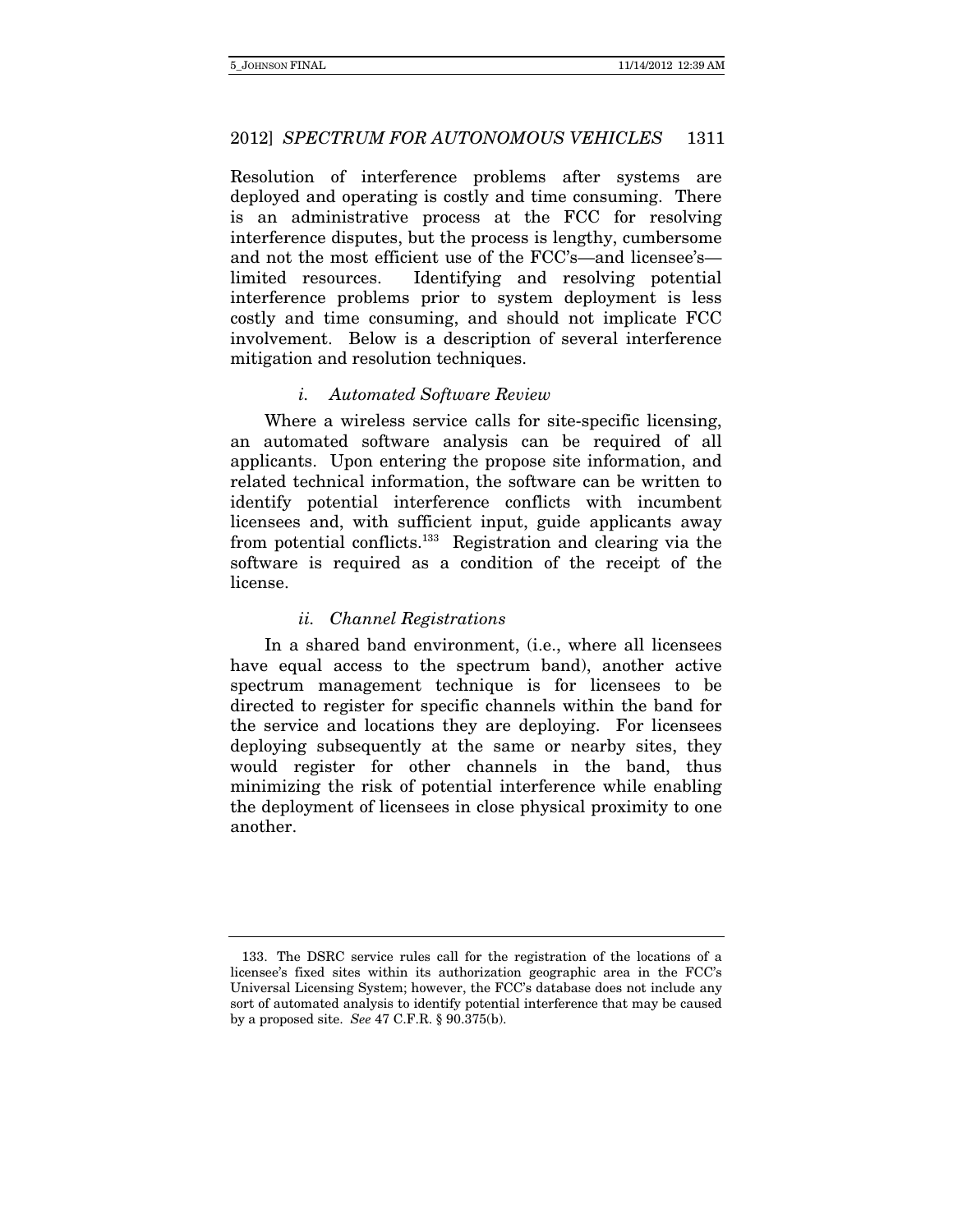Resolution of interference problems after systems are deployed and operating is costly and time consuming. There is an administrative process at the FCC for resolving interference disputes, but the process is lengthy, cumbersome and not the most efficient use of the FCC's—and licensee's—limited resources. Identifying and resolving potential interference problems prior to system deployment is less costly and time consuming, and should not implicate FCC involvement. Below is a description of several interference mitigation and resolution techniques.

#### *i. Automated Software Review*

Where a wireless service calls for site-specific licensing, an automated software analysis can be required of all applicants. Upon entering the propose site information, and related technical information, the software can be written to identify potential interference conflicts with incumbent licensees and, with sufficient input, guide applicants away from potential conflicts.[133] Registration and clearing via the software is required as a condition of the receipt of the license.

#### *ii. Channel Registrations*

In a shared band environment, (i.e., where all licensees have equal access to the spectrum band), another active spectrum management technique is for licensees to be directed to register for specific channels within the band for the service and locations they are deploying. For licensees deploying subsequently at the same or nearby sites, they would register for other channels in the band, thus minimizing the risk of potential interference while enabling the deployment of licensees in close physical proximity to one another.

---

133. The DSRC service rules call for the registration of the locations of a licensee's fixed sites within its authorization geographic area in the FCC's Universal Licensing System; however, the FCC's database does not include any sort of automated analysis to identify potential interference that may be caused by a proposed site. *See* 47 C.F.R. § 90.375(b).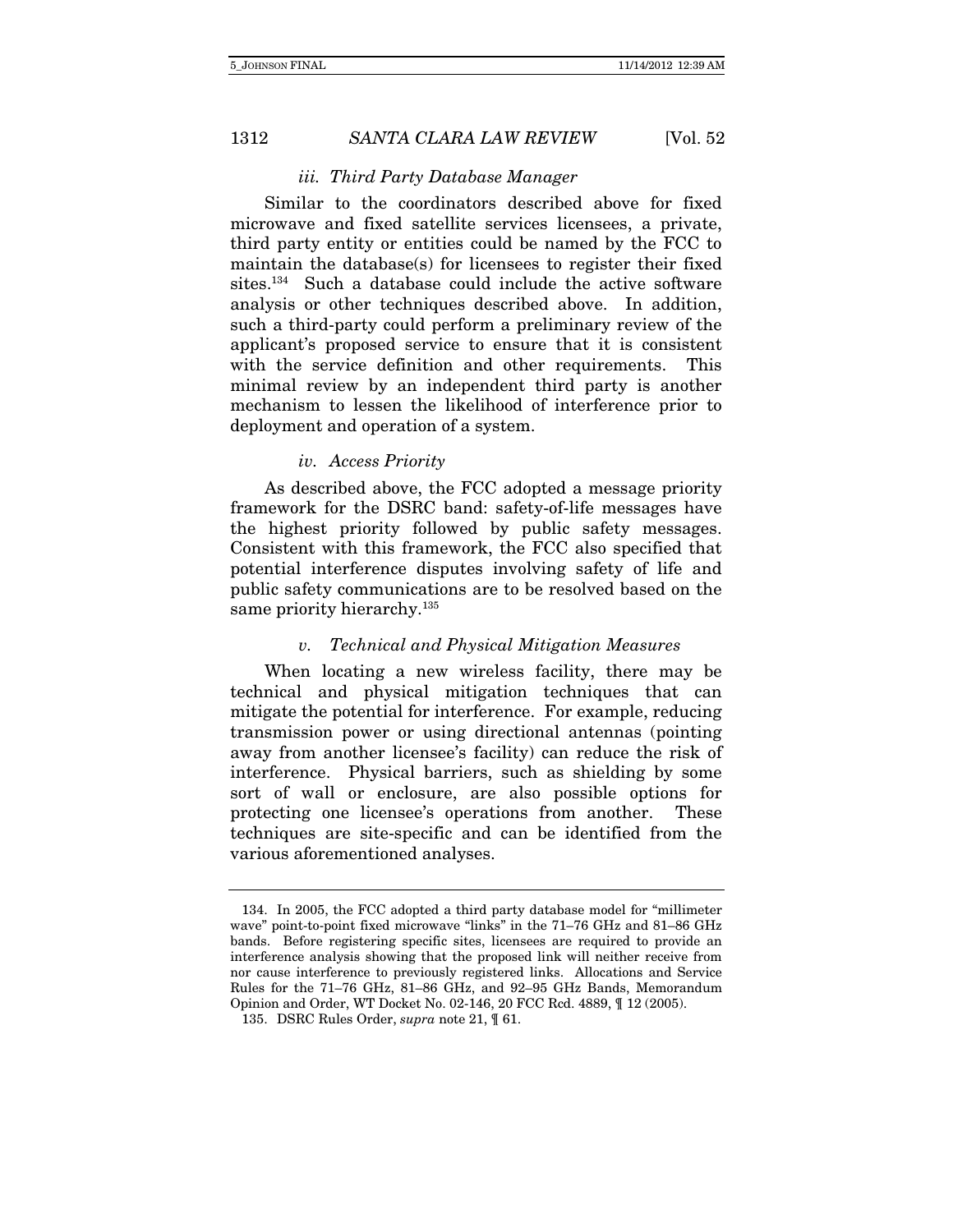#### *iii. Third Party Database Manager*

Similar to the coordinators described above for fixed microwave and fixed satellite services licensees, a private, third party entity or entities could be named by the FCC to maintain the database(s) for licensees to register their fixed sites.[134] Such a database could include the active software analysis or other techniques described above. In addition, such a third-party could perform a preliminary review of the applicant's proposed service to ensure that it is consistent with the service definition and other requirements. This minimal review by an independent third party is another mechanism to lessen the likelihood of interference prior to deployment and operation of a system.

#### *iv. Access Priority*

As described above, the FCC adopted a message priority framework for the DSRC band: safety-of-life messages have the highest priority followed by public safety messages. Consistent with this framework, the FCC also specified that potential interference disputes involving safety of life and public safety communications are to be resolved based on the same priority hierarchy.[135]

#### *v. Technical and Physical Mitigation Measures*

When locating a new wireless facility, there may be technical and physical mitigation techniques that can mitigate the potential for interference. For example, reducing transmission power or using directional antennas (pointing away from another licensee's facility) can reduce the risk of interference. Physical barriers, such as shielding by some sort of wall or enclosure, are also possible options for protecting one licensee's operations from another. These techniques are site-specific and can be identified from the various aforementioned analyses.

---

134. In 2005, the FCC adopted a third party database model for "millimeter wave" point-to-point fixed microwave "links" in the 71–76 GHz and 81–86 GHz bands. Before registering specific sites, licensees are required to provide an interference analysis showing that the proposed link will neither receive from nor cause interference to previously registered links. Allocations and Service Rules for the 71–76 GHz, 81–86 GHz, and 92–95 GHz Bands, Memorandum Opinion and Order, WT Docket No. 02-146, 20 FCC Rcd. 4889, ¶ 12 (2005).

135. DSRC Rules Order, *supra* note 21, ¶ 61.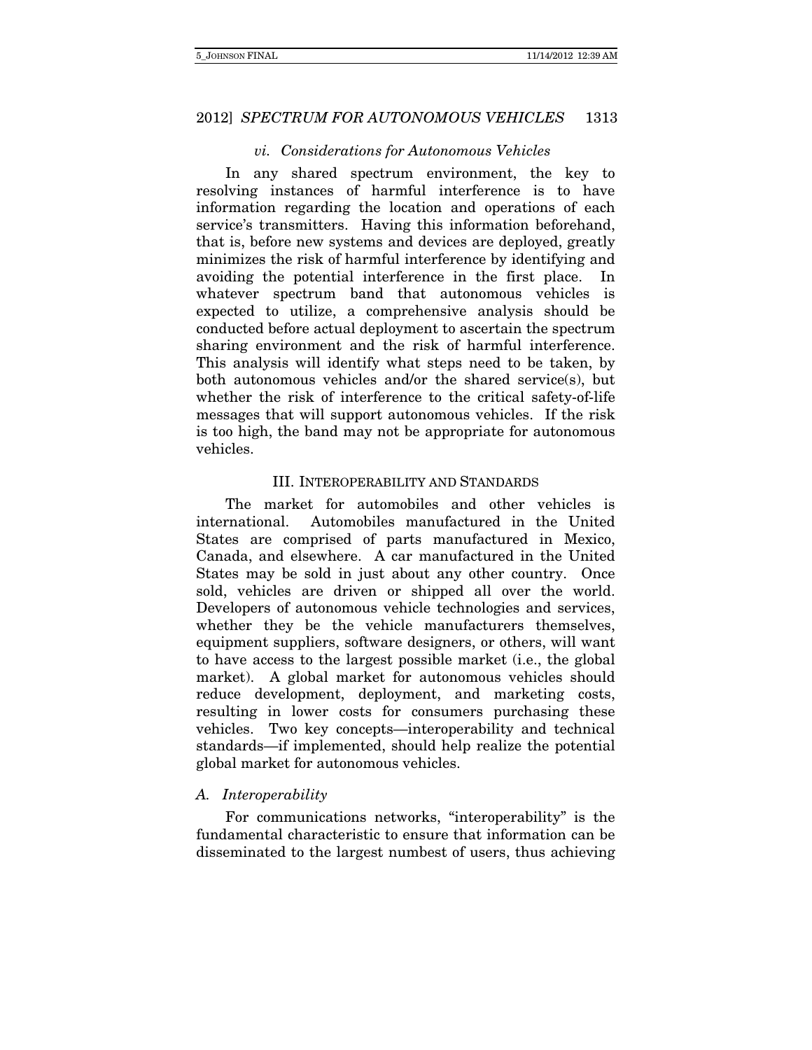### *vi. Considerations for Autonomous Vehicles*

In any shared spectrum environment, the key to resolving instances of harmful interference is to have information regarding the location and operations of each service's transmitters. Having this information beforehand, that is, before new systems and devices are deployed, greatly minimizes the risk of harmful interference by identifying and avoiding the potential interference in the first place. In whatever spectrum band that autonomous vehicles is expected to utilize, a comprehensive analysis should be conducted before actual deployment to ascertain the spectrum sharing environment and the risk of harmful interference. This analysis will identify what steps need to be taken, by both autonomous vehicles and/or the shared service(s), but whether the risk of interference to the critical safety-of-life messages that will support autonomous vehicles. If the risk is too high, the band may not be appropriate for autonomous vehicles.

## III. INTEROPERABILITY AND STANDARDS

The market for automobiles and other vehicles is international. Automobiles manufactured in the United States are comprised of parts manufactured in Mexico, Canada, and elsewhere. A car manufactured in the United States may be sold in just about any other country. Once sold, vehicles are driven or shipped all over the world. Developers of autonomous vehicle technologies and services, whether they be the vehicle manufacturers themselves, equipment suppliers, software designers, or others, will want to have access to the largest possible market (i.e., the global market). A global market for autonomous vehicles should reduce development, deployment, and marketing costs, resulting in lower costs for consumers purchasing these vehicles. Two key concepts—interoperability and technical standards—if implemented, should help realize the potential global market for autonomous vehicles.

### *A. Interoperability*

For communications networks, "interoperability" is the fundamental characteristic to ensure that information can be disseminated to the largest numbest of users, thus achieving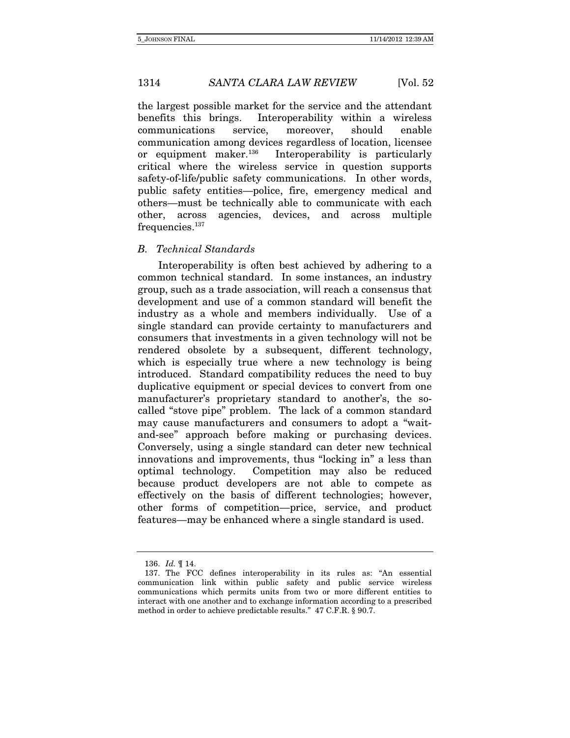the largest possible market for the service and the attendant benefits this brings. Interoperability within a wireless communications service, moreover, should enable communication among devices regardless of location, licensee or equipment maker.[136] Interoperability is particularly critical where the wireless service in question supports safety-of-life/public safety communications. In other words, public safety entities—police, fire, emergency medical and others—must be technically able to communicate with each other, across agencies, devices, and across multiple frequencies.[137]

### *B. Technical Standards*

Interoperability is often best achieved by adhering to a common technical standard. In some instances, an industry group, such as a trade association, will reach a consensus that development and use of a common standard will benefit the industry as a whole and members individually. Use of a single standard can provide certainty to manufacturers and consumers that investments in a given technology will not be rendered obsolete by a subsequent, different technology, which is especially true where a new technology is being introduced. Standard compatibility reduces the need to buy duplicative equipment or special devices to convert from one manufacturer's proprietary standard to another's, the so-called "stove pipe" problem. The lack of a common standard may cause manufacturers and consumers to adopt a "wait-and-see" approach before making or purchasing devices. Conversely, using a single standard can deter new technical innovations and improvements, thus "locking in" a less than optimal technology. Competition may also be reduced because product developers are not able to compete as effectively on the basis of different technologies; however, other forms of competition—price, service, and product features—may be enhanced where a single standard is used.

---

136. *Id.* ¶ 14.

137. The FCC defines interoperability in its rules as: "An essential communication link within public safety and public service wireless communications which permits units from two or more different entities to interact with one another and to exchange information according to a prescribed method in order to achieve predictable results." 47 C.F.R. § 90.7.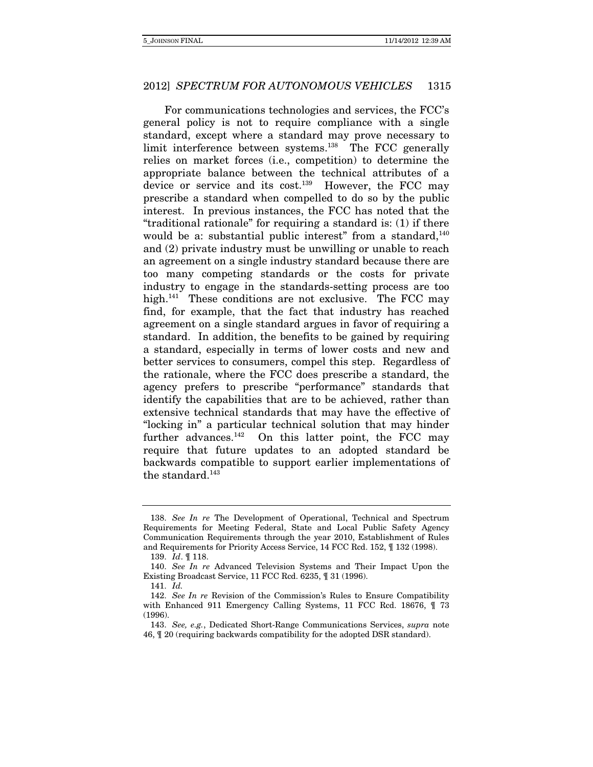For communications technologies and services, the FCC's general policy is not to require compliance with a single standard, except where a standard may prove necessary to limit interference between systems.[138] The FCC generally relies on market forces (i.e., competition) to determine the appropriate balance between the technical attributes of a device or service and its cost.[139] However, the FCC may prescribe a standard when compelled to do so by the public interest. In previous instances, the FCC has noted that the "traditional rationale" for requiring a standard is: (1) if there would be a: substantial public interest" from a standard,[140] and (2) private industry must be unwilling or unable to reach an agreement on a single industry standard because there are too many competing standards or the costs for private industry to engage in the standards-setting process are too high.[141] These conditions are not exclusive. The FCC may find, for example, that the fact that industry has reached agreement on a single standard argues in favor of requiring a standard. In addition, the benefits to be gained by requiring a standard, especially in terms of lower costs and new and better services to consumers, compel this step. Regardless of the rationale, where the FCC does prescribe a standard, the agency prefers to prescribe "performance" standards that identify the capabilities that are to be achieved, rather than extensive technical standards that may have the effective of "locking in" a particular technical solution that may hinder further advances.[142] On this latter point, the FCC may require that future updates to an adopted standard be backwards compatible to support earlier implementations of the standard.[143]

---

138. *See In re* The Development of Operational, Technical and Spectrum Requirements for Meeting Federal, State and Local Public Safety Agency Communication Requirements through the year 2010, Establishment of Rules and Requirements for Priority Access Service, 14 FCC Rcd. 152, ¶ 132 (1998).

139. *Id*. ¶ 118.

140. *See In re* Advanced Television Systems and Their Impact Upon the Existing Broadcast Service, 11 FCC Rcd. 6235, ¶ 31 (1996).

141. *Id.*

142. *See In re* Revision of the Commission's Rules to Ensure Compatibility with Enhanced 911 Emergency Calling Systems, 11 FCC Rcd. 18676, ¶ 73 (1996).

143. *See, e.g.*, Dedicated Short-Range Communications Services, *supra* note 46, ¶ 20 (requiring backwards compatibility for the adopted DSR standard).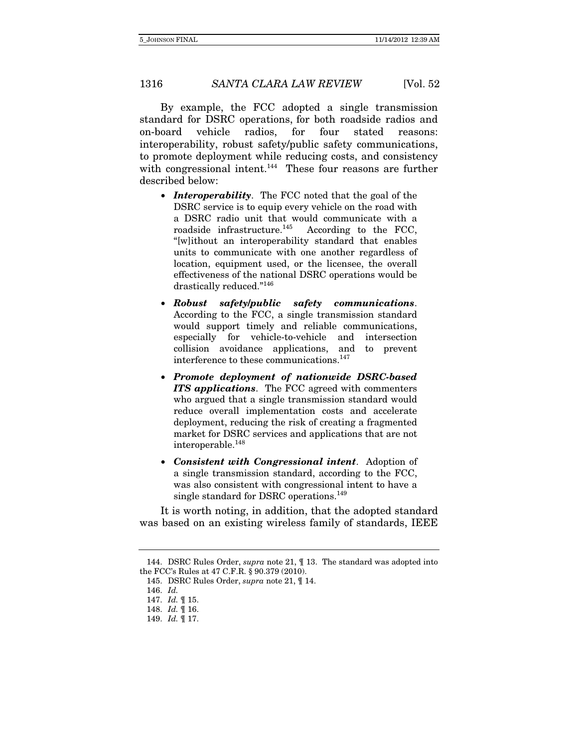By example, the FCC adopted a single transmission standard for DSRC operations, for both roadside radios and on-board vehicle radios, for four stated reasons: interoperability, robust safety/public safety communications, to promote deployment while reducing costs, and consistency with congressional intent.[144] These four reasons are further described below:

- ***Interoperability***. The FCC noted that the goal of the DSRC service is to equip every vehicle on the road with a DSRC radio unit that would communicate with a roadside infrastructure.[145] According to the FCC, "[w]ithout an interoperability standard that enables units to communicate with one another regardless of location, equipment used, or the licensee, the overall effectiveness of the national DSRC operations would be drastically reduced."[146]
- ***Robust safety/public safety communications***. According to the FCC, a single transmission standard would support timely and reliable communications, especially for vehicle-to-vehicle and intersection collision avoidance applications, and to prevent interference to these communications.[147]
- ***Promote deployment of nationwide DSRC-based ITS applications***. The FCC agreed with commenters who argued that a single transmission standard would reduce overall implementation costs and accelerate deployment, reducing the risk of creating a fragmented market for DSRC services and applications that are not interoperable.[148]
- ***Consistent with Congressional intent***. Adoption of a single transmission standard, according to the FCC, was also consistent with congressional intent to have a single standard for DSRC operations.[149]

It is worth noting, in addition, that the adopted standard was based on an existing wireless family of standards, IEEE

---

144. DSRC Rules Order, *supra* note 21, ¶ 13. The standard was adopted into the FCC's Rules at 47 C.F.R. § 90.379 (2010).

145. DSRC Rules Order, *supra* note 21, ¶ 14.

146. *Id.*

147. *Id.* ¶ 15.

148. *Id.* ¶ 16.

149. *Id.* ¶ 17.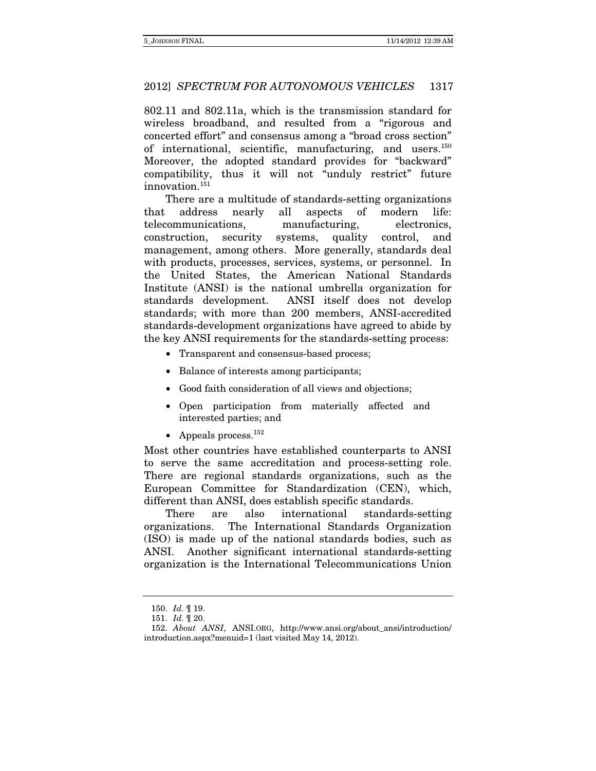802.11 and 802.11a, which is the transmission standard for wireless broadband, and resulted from a "rigorous and concerted effort" and consensus among a "broad cross section" of international, scientific, manufacturing, and users.[150] Moreover, the adopted standard provides for "backward" compatibility, thus it will not "unduly restrict" future innovation.[151]

There are a multitude of standards-setting organizations that address nearly all aspects of modern life: telecommunications, manufacturing, electronics, construction, security systems, quality control, and management, among others. More generally, standards deal with products, processes, services, systems, or personnel. In the United States, the American National Standards Institute (ANSI) is the national umbrella organization for standards development. ANSI itself does not develop standards; with more than 200 members, ANSI-accredited standards-development organizations have agreed to abide by the key ANSI requirements for the standards-setting process:

- Transparent and consensus-based process;
- Balance of interests among participants;
- Good faith consideration of all views and objections;
- Open participation from materially affected and interested parties; and
- Appeals process.[152]

Most other countries have established counterparts to ANSI to serve the same accreditation and process-setting role. There are regional standards organizations, such as the European Committee for Standardization (CEN), which, different than ANSI, does establish specific standards.

There are also international standards-setting organizations. The International Standards Organization (ISO) is made up of the national standards bodies, such as ANSI. Another significant international standards-setting organization is the International Telecommunications Union

---

150. *Id.* ¶ 19.

151. *Id.* ¶ 20.

152. *About ANSI*, ANSI.ORG, http://www.ansi.org/about_ansi/introduction/introduction.aspx?menuid=1 (last visited May 14, 2012).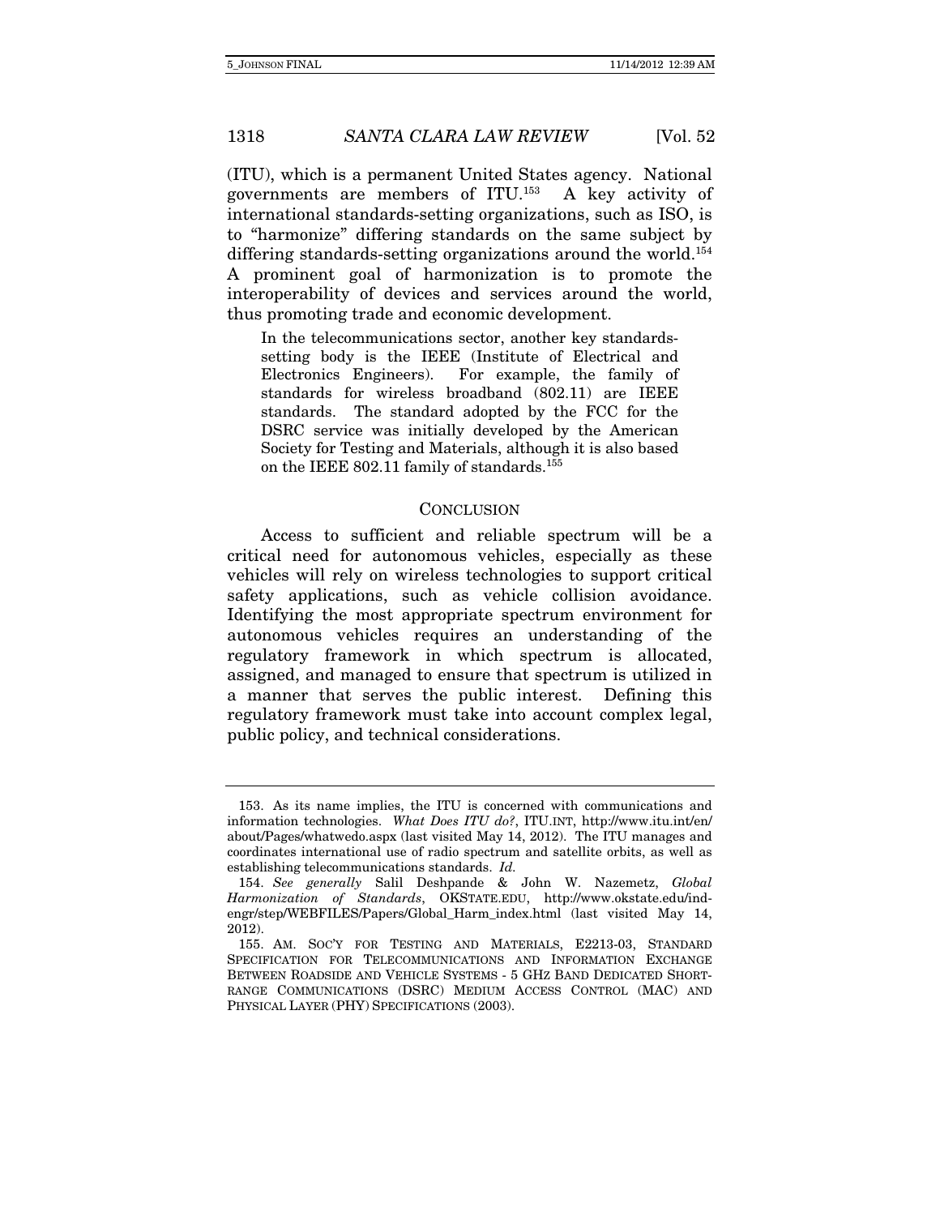(ITU), which is a permanent United States agency. National governments are members of ITU.[153] A key activity of international standards-setting organizations, such as ISO, is to "harmonize" differing standards on the same subject by differing standards-setting organizations around the world.[154] A prominent goal of harmonization is to promote the interoperability of devices and services around the world, thus promoting trade and economic development.

> In the telecommunications sector, another key standards-setting body is the IEEE (Institute of Electrical and Electronics Engineers). For example, the family of standards for wireless broadband (802.11) are IEEE standards. The standard adopted by the FCC for the DSRC service was initially developed by the American Society for Testing and Materials, although it is also based on the IEEE 802.11 family of standards.[155]

## CONCLUSION

Access to sufficient and reliable spectrum will be a critical need for autonomous vehicles, especially as these vehicles will rely on wireless technologies to support critical safety applications, such as vehicle collision avoidance. Identifying the most appropriate spectrum environment for autonomous vehicles requires an understanding of the regulatory framework in which spectrum is allocated, assigned, and managed to ensure that spectrum is utilized in a manner that serves the public interest. Defining this regulatory framework must take into account complex legal, public policy, and technical considerations.

---

153. As its name implies, the ITU is concerned with communications and information technologies. *What Does ITU do?*, ITU.INT, http://www.itu.int/en/about/Pages/whatwedo.aspx (last visited May 14, 2012). The ITU manages and coordinates international use of radio spectrum and satellite orbits, as well as establishing telecommunications standards. *Id.*

154. *See generally* Salil Deshpande & John W. Nazemetz, *Global Harmonization of Standards*, OKSTATE.EDU, http://www.okstate.edu/ind-engr/step/WEBFILES/Papers/Global_Harm_index.html (last visited May 14, 2012).

155. AM. SOC'Y FOR TESTING AND MATERIALS, E2213-03, STANDARD SPECIFICATION FOR TELECOMMUNICATIONS AND INFORMATION EXCHANGE BETWEEN ROADSIDE AND VEHICLE SYSTEMS - 5 GHZ BAND DEDICATED SHORT-RANGE COMMUNICATIONS (DSRC) MEDIUM ACCESS CONTROL (MAC) AND PHYSICAL LAYER (PHY) SPECIFICATIONS (2003).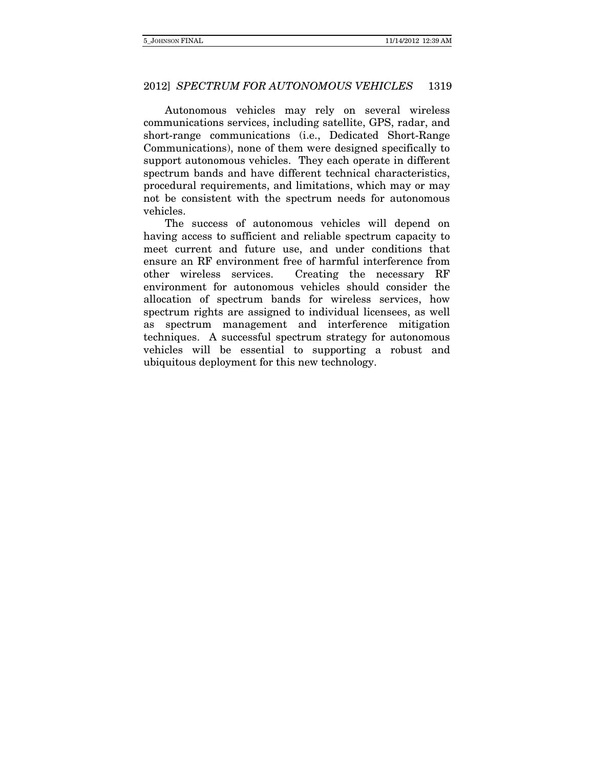Autonomous vehicles may rely on several wireless communications services, including satellite, GPS, radar, and short-range communications (i.e., Dedicated Short-Range Communications), none of them were designed specifically to support autonomous vehicles. They each operate in different spectrum bands and have different technical characteristics, procedural requirements, and limitations, which may or may not be consistent with the spectrum needs for autonomous vehicles.

The success of autonomous vehicles will depend on having access to sufficient and reliable spectrum capacity to meet current and future use, and under conditions that ensure an RF environment free of harmful interference from other wireless services. Creating the necessary RF environment for autonomous vehicles should consider the allocation of spectrum bands for wireless services, how spectrum rights are assigned to individual licensees, as well as spectrum management and interference mitigation techniques. A successful spectrum strategy for autonomous vehicles will be essential to supporting a robust and ubiquitous deployment for this new technology.